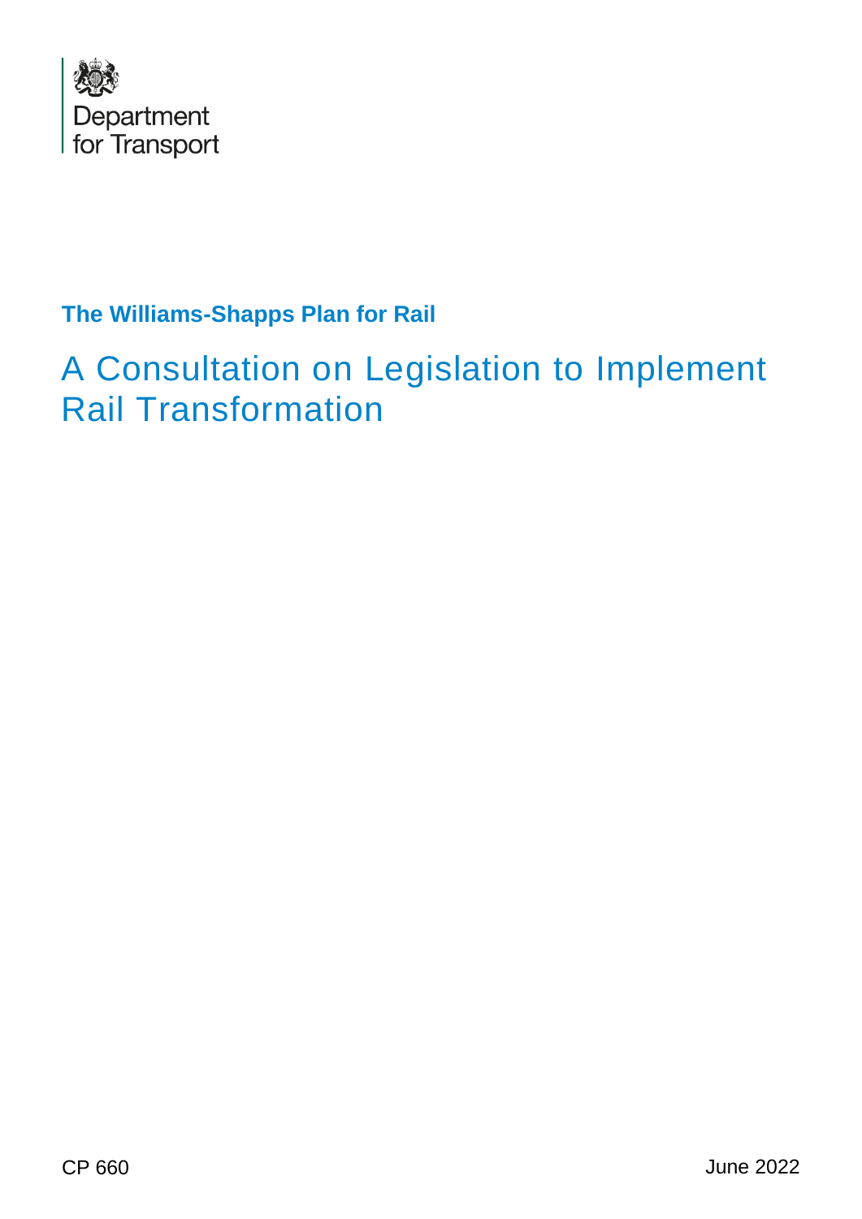Department for Transport

**The Williams-Shapps Plan for Rail**

# A Consultation on Legislation to Implement Rail Transformation

CP 660

June 2022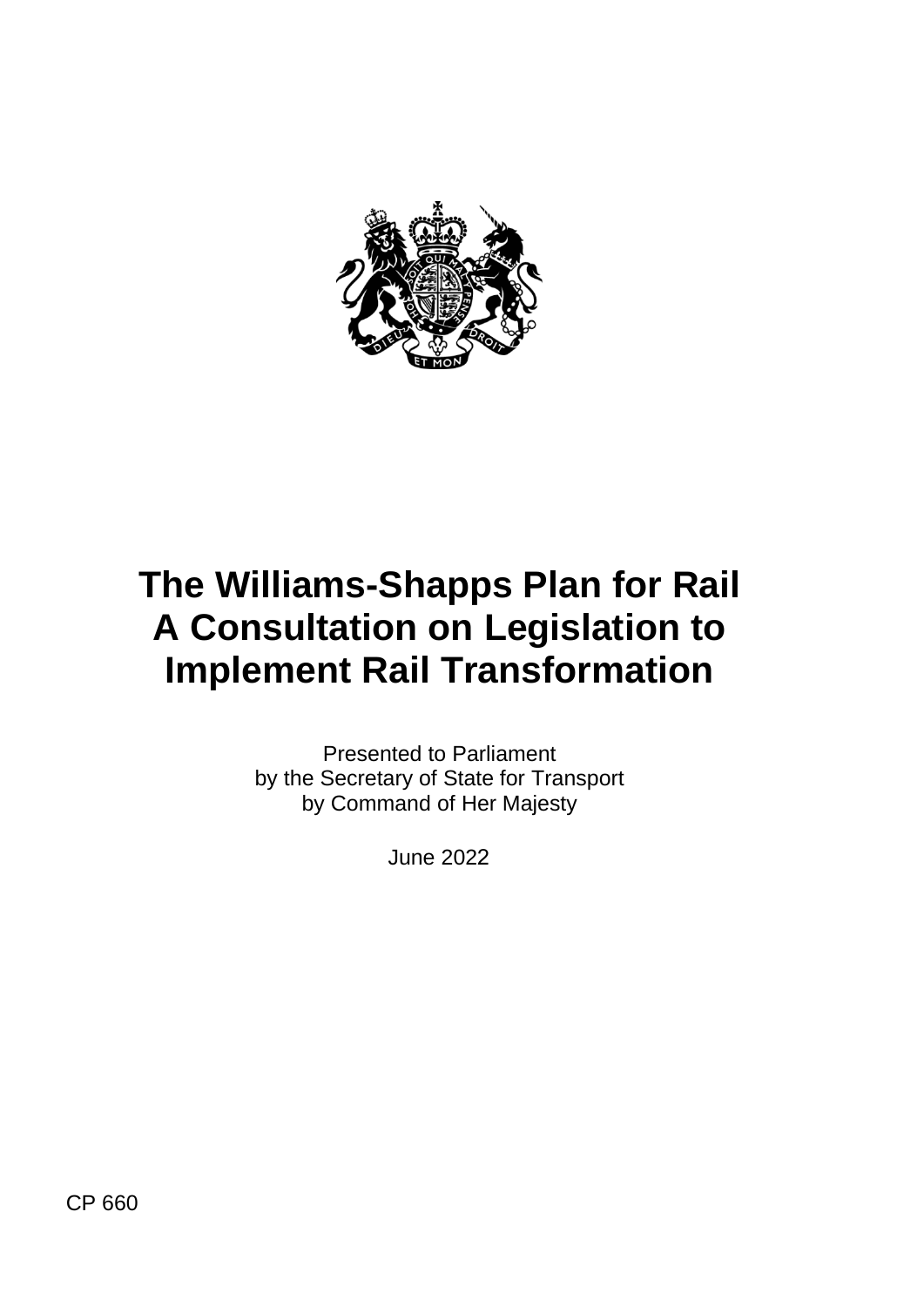# The Williams-Shapps Plan for Rail A Consultation on Legislation to Implement Rail Transformation

Presented to Parliament
by the Secretary of State for Transport
by Command of Her Majesty

June 2022

CP 660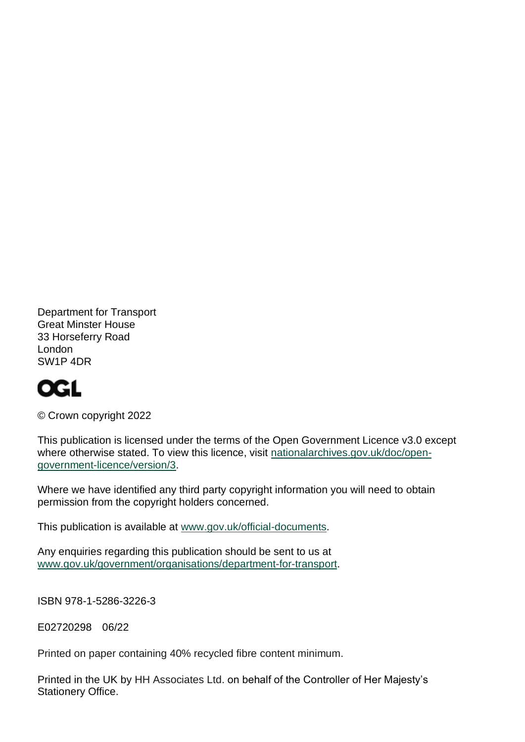Department for Transport
Great Minster House
33 Horseferry Road
London
SW1P 4DR

OGL

© Crown copyright 2022

This publication is licensed under the terms of the Open Government Licence v3.0 except where otherwise stated. To view this licence, visit [nationalarchives.gov.uk/doc/open-government-licence/version/3](nationalarchives.gov.uk/doc/open-government-licence/version/3).

Where we have identified any third party copyright information you will need to obtain permission from the copyright holders concerned.

This publication is available at [www.gov.uk/official-documents](www.gov.uk/official-documents).

Any enquiries regarding this publication should be sent to us at [www.gov.uk/government/organisations/department-for-transport](www.gov.uk/government/organisations/department-for-transport).

ISBN 978-1-5286-3226-3

E02720298 06/22

Printed on paper containing 40% recycled fibre content minimum.

Printed in the UK by HH Associates Ltd. on behalf of the Controller of Her Majesty's Stationery Office.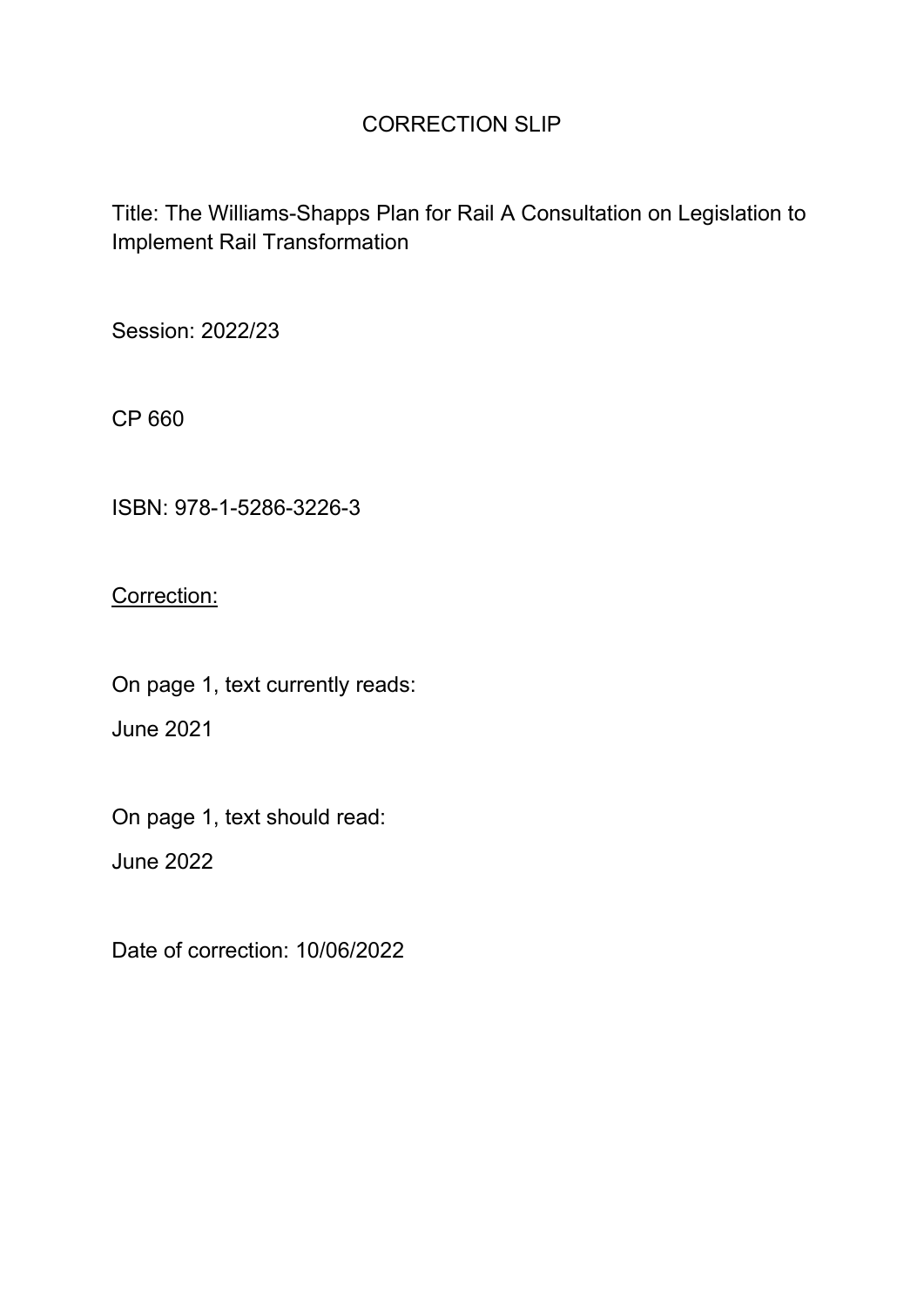# CORRECTION SLIP

Title: The Williams-Shapps Plan for Rail A Consultation on Legislation to Implement Rail Transformation

Session: 2022/23

CP 660

ISBN: 978-1-5286-3226-3

<u>Correction:</u>

On page 1, text currently reads:

June 2021

On page 1, text should read:

June 2022

Date of correction: 10/06/2022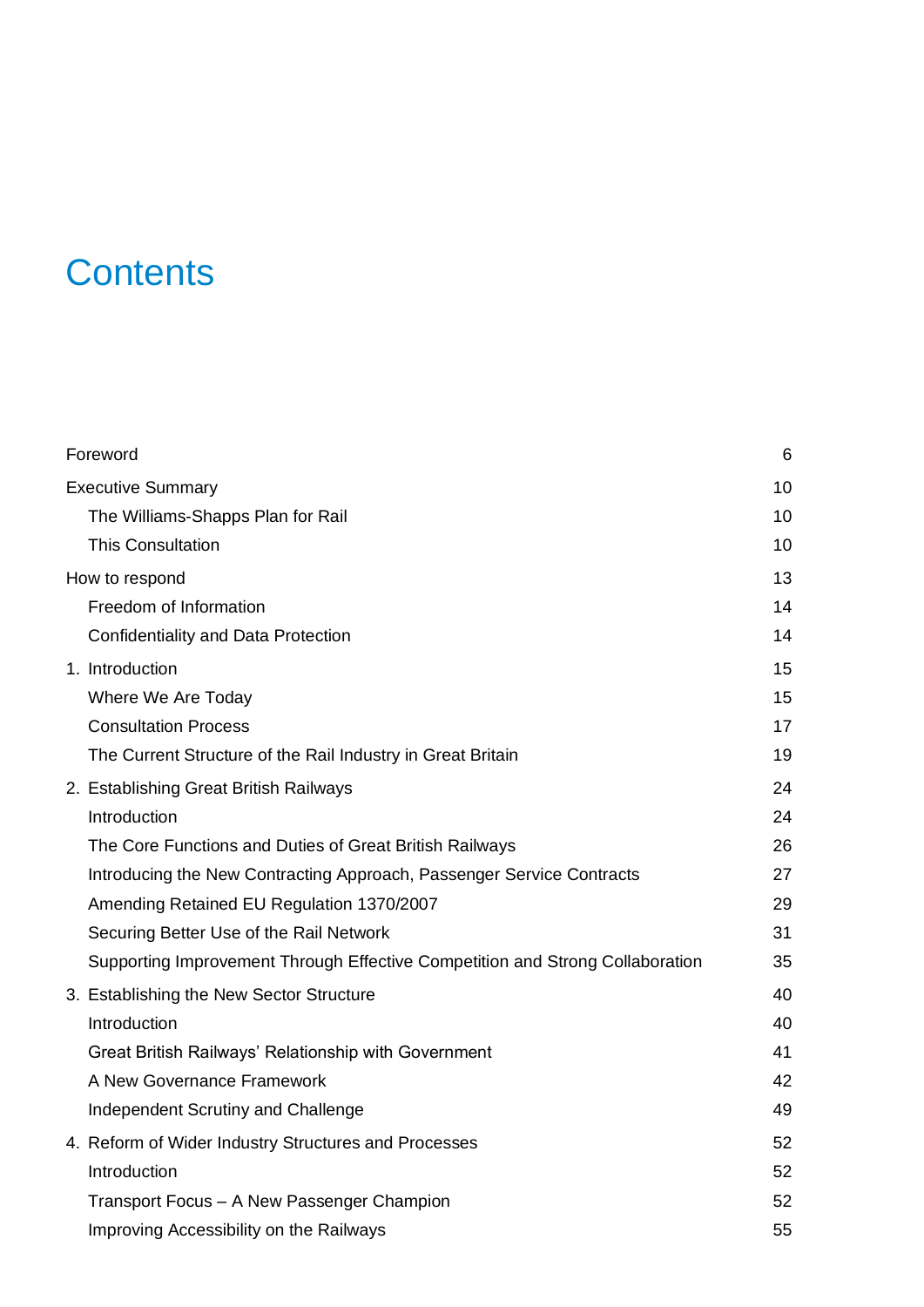# Contents

| | |
|---|---|
| Foreword | 6 |
| Executive Summary | 10 |
| The Williams-Shapps Plan for Rail | 10 |
| This Consultation | 10 |
| How to respond | 13 |
| Freedom of Information | 14 |
| Confidentiality and Data Protection | 14 |
| 1. Introduction | 15 |
| Where We Are Today | 15 |
| Consultation Process | 17 |
| The Current Structure of the Rail Industry in Great Britain | 19 |
| 2. Establishing Great British Railways | 24 |
| Introduction | 24 |
| The Core Functions and Duties of Great British Railways | 26 |
| Introducing the New Contracting Approach, Passenger Service Contracts | 27 |
| Amending Retained EU Regulation 1370/2007 | 29 |
| Securing Better Use of the Rail Network | 31 |
| Supporting Improvement Through Effective Competition and Strong Collaboration | 35 |
| 3. Establishing the New Sector Structure | 40 |
| Introduction | 40 |
| Great British Railways' Relationship with Government | 41 |
| A New Governance Framework | 42 |
| Independent Scrutiny and Challenge | 49 |
| 4. Reform of Wider Industry Structures and Processes | 52 |
| Introduction | 52 |
| Transport Focus – A New Passenger Champion | 52 |
| Improving Accessibility on the Railways | 55 |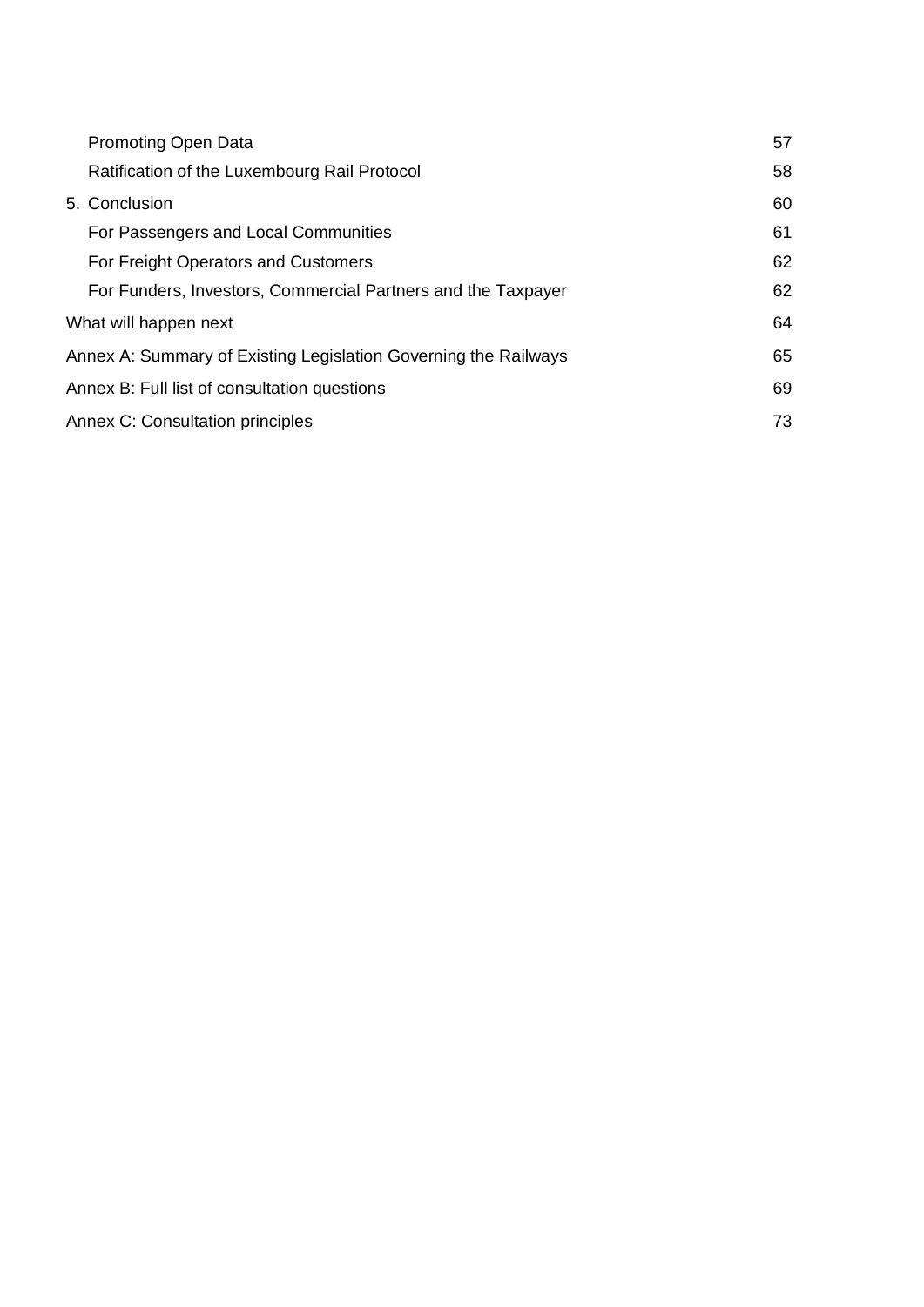| | |
|---|---|
| Promoting Open Data | 57 |
| Ratification of the Luxembourg Rail Protocol | 58 |
| 5. Conclusion | 60 |
| For Passengers and Local Communities | 61 |
| For Freight Operators and Customers | 62 |
| For Funders, Investors, Commercial Partners and the Taxpayer | 62 |
| What will happen next | 64 |
| Annex A: Summary of Existing Legislation Governing the Railways | 65 |
| Annex B: Full list of consultation questions | 69 |
| Annex C: Consultation principles | 73 |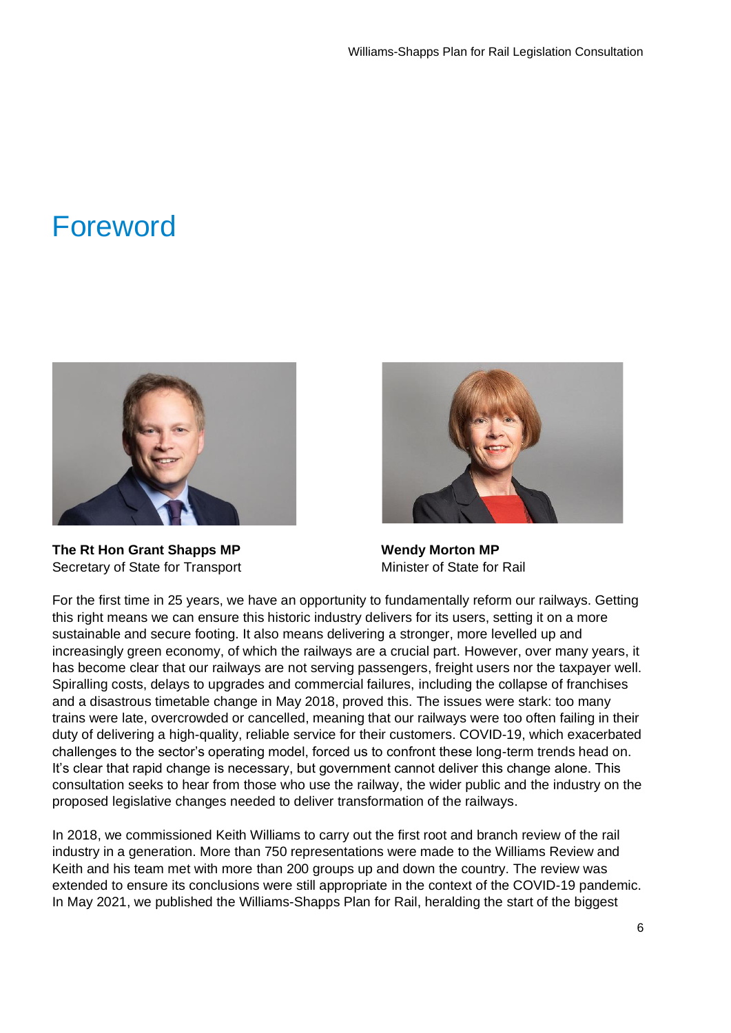# Foreword

**The Rt Hon Grant Shapps MP**
Secretary of State for Transport

**Wendy Morton MP**
Minister of State for Rail

For the first time in 25 years, we have an opportunity to fundamentally reform our railways. Getting this right means we can ensure this historic industry delivers for its users, setting it on a more sustainable and secure footing. It also means delivering a stronger, more levelled up and increasingly green economy, of which the railways are a crucial part. However, over many years, it has become clear that our railways are not serving passengers, freight users nor the taxpayer well. Spiralling costs, delays to upgrades and commercial failures, including the collapse of franchises and a disastrous timetable change in May 2018, proved this. The issues were stark: too many trains were late, overcrowded or cancelled, meaning that our railways were too often failing in their duty of delivering a high-quality, reliable service for their customers. COVID-19, which exacerbated challenges to the sector's operating model, forced us to confront these long-term trends head on. It's clear that rapid change is necessary, but government cannot deliver this change alone. This consultation seeks to hear from those who use the railway, the wider public and the industry on the proposed legislative changes needed to deliver transformation of the railways.

In 2018, we commissioned Keith Williams to carry out the first root and branch review of the rail industry in a generation. More than 750 representations were made to the Williams Review and Keith and his team met with more than 200 groups up and down the country. The review was extended to ensure its conclusions were still appropriate in the context of the COVID-19 pandemic. In May 2021, we published the Williams-Shapps Plan for Rail, heralding the start of the biggest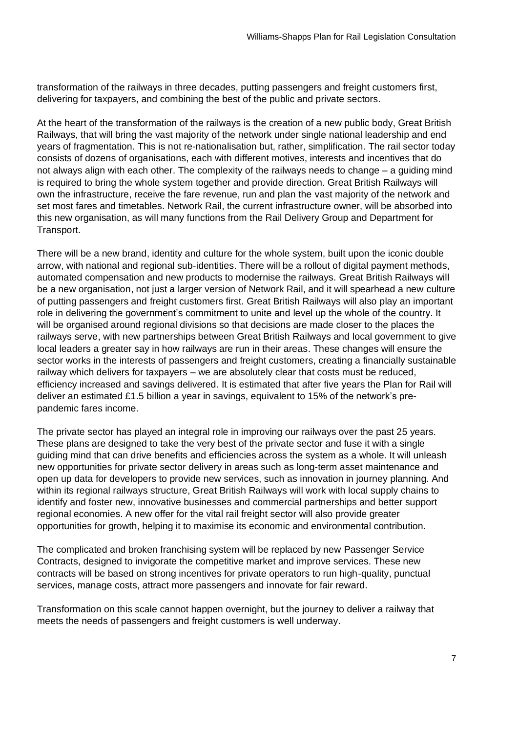transformation of the railways in three decades, putting passengers and freight customers first, delivering for taxpayers, and combining the best of the public and private sectors.

At the heart of the transformation of the railways is the creation of a new public body, Great British Railways, that will bring the vast majority of the network under single national leadership and end years of fragmentation. This is not re-nationalisation but, rather, simplification. The rail sector today consists of dozens of organisations, each with different motives, interests and incentives that do not always align with each other. The complexity of the railways needs to change – a guiding mind is required to bring the whole system together and provide direction. Great British Railways will own the infrastructure, receive the fare revenue, run and plan the vast majority of the network and set most fares and timetables. Network Rail, the current infrastructure owner, will be absorbed into this new organisation, as will many functions from the Rail Delivery Group and Department for Transport.

There will be a new brand, identity and culture for the whole system, built upon the iconic double arrow, with national and regional sub-identities. There will be a rollout of digital payment methods, automated compensation and new products to modernise the railways. Great British Railways will be a new organisation, not just a larger version of Network Rail, and it will spearhead a new culture of putting passengers and freight customers first. Great British Railways will also play an important role in delivering the government's commitment to unite and level up the whole of the country. It will be organised around regional divisions so that decisions are made closer to the places the railways serve, with new partnerships between Great British Railways and local government to give local leaders a greater say in how railways are run in their areas. These changes will ensure the sector works in the interests of passengers and freight customers, creating a financially sustainable railway which delivers for taxpayers – we are absolutely clear that costs must be reduced, efficiency increased and savings delivered. It is estimated that after five years the Plan for Rail will deliver an estimated £1.5 billion a year in savings, equivalent to 15% of the network's pre-pandemic fares income.

The private sector has played an integral role in improving our railways over the past 25 years. These plans are designed to take the very best of the private sector and fuse it with a single guiding mind that can drive benefits and efficiencies across the system as a whole. It will unleash new opportunities for private sector delivery in areas such as long-term asset maintenance and open up data for developers to provide new services, such as innovation in journey planning. And within its regional railways structure, Great British Railways will work with local supply chains to identify and foster new, innovative businesses and commercial partnerships and better support regional economies. A new offer for the vital rail freight sector will also provide greater opportunities for growth, helping it to maximise its economic and environmental contribution.

The complicated and broken franchising system will be replaced by new Passenger Service Contracts, designed to invigorate the competitive market and improve services. These new contracts will be based on strong incentives for private operators to run high-quality, punctual services, manage costs, attract more passengers and innovate for fair reward.

Transformation on this scale cannot happen overnight, but the journey to deliver a railway that meets the needs of passengers and freight customers is well underway.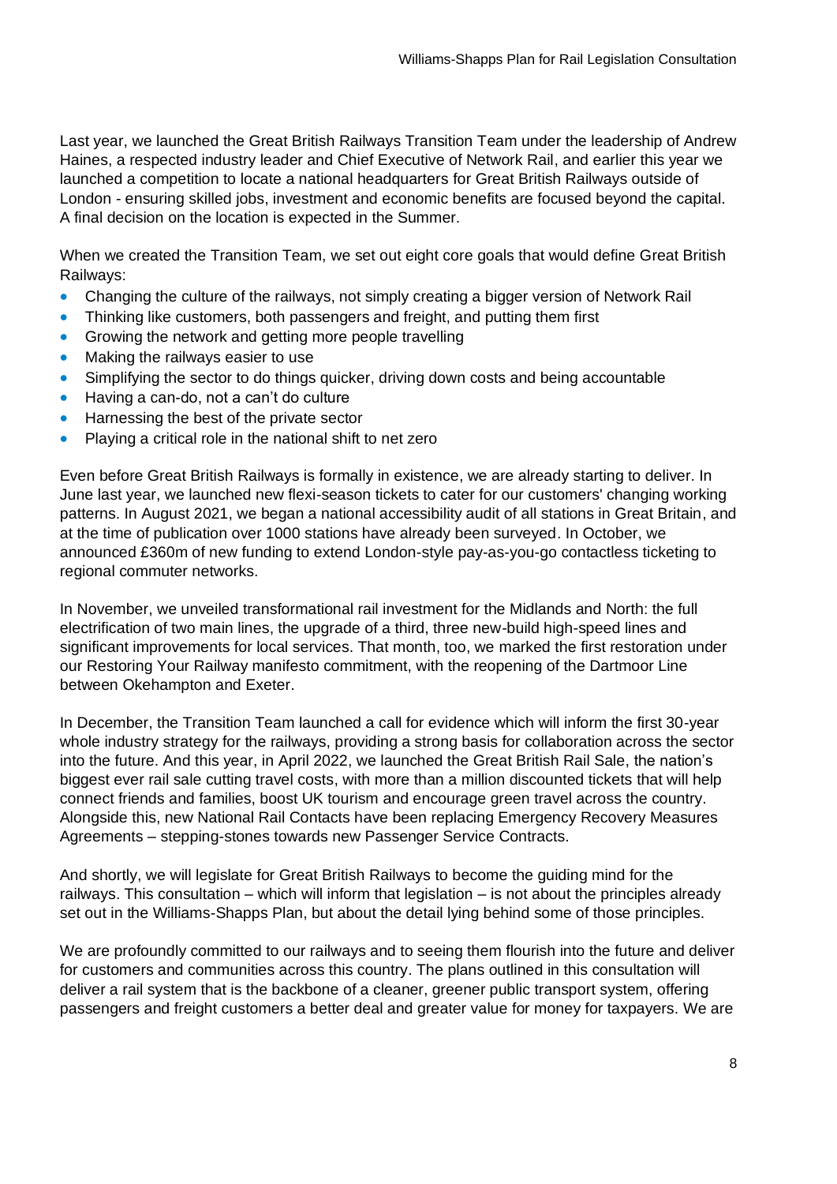Last year, we launched the Great British Railways Transition Team under the leadership of Andrew Haines, a respected industry leader and Chief Executive of Network Rail, and earlier this year we launched a competition to locate a national headquarters for Great British Railways outside of London - ensuring skilled jobs, investment and economic benefits are focused beyond the capital. A final decision on the location is expected in the Summer.

When we created the Transition Team, we set out eight core goals that would define Great British Railways:

- Changing the culture of the railways, not simply creating a bigger version of Network Rail
- Thinking like customers, both passengers and freight, and putting them first
- Growing the network and getting more people travelling
- Making the railways easier to use
- Simplifying the sector to do things quicker, driving down costs and being accountable
- Having a can-do, not a can't do culture
- Harnessing the best of the private sector
- Playing a critical role in the national shift to net zero

Even before Great British Railways is formally in existence, we are already starting to deliver. In June last year, we launched new flexi-season tickets to cater for our customers' changing working patterns. In August 2021, we began a national accessibility audit of all stations in Great Britain, and at the time of publication over 1000 stations have already been surveyed. In October, we announced £360m of new funding to extend London-style pay-as-you-go contactless ticketing to regional commuter networks.

In November, we unveiled transformational rail investment for the Midlands and North: the full electrification of two main lines, the upgrade of a third, three new-build high-speed lines and significant improvements for local services. That month, too, we marked the first restoration under our Restoring Your Railway manifesto commitment, with the reopening of the Dartmoor Line between Okehampton and Exeter.

In December, the Transition Team launched a call for evidence which will inform the first 30-year whole industry strategy for the railways, providing a strong basis for collaboration across the sector into the future. And this year, in April 2022, we launched the Great British Rail Sale, the nation's biggest ever rail sale cutting travel costs, with more than a million discounted tickets that will help connect friends and families, boost UK tourism and encourage green travel across the country. Alongside this, new National Rail Contacts have been replacing Emergency Recovery Measures Agreements – stepping-stones towards new Passenger Service Contracts.

And shortly, we will legislate for Great British Railways to become the guiding mind for the railways. This consultation – which will inform that legislation – is not about the principles already set out in the Williams-Shapps Plan, but about the detail lying behind some of those principles.

We are profoundly committed to our railways and to seeing them flourish into the future and deliver for customers and communities across this country. The plans outlined in this consultation will deliver a rail system that is the backbone of a cleaner, greener public transport system, offering passengers and freight customers a better deal and greater value for money for taxpayers. We are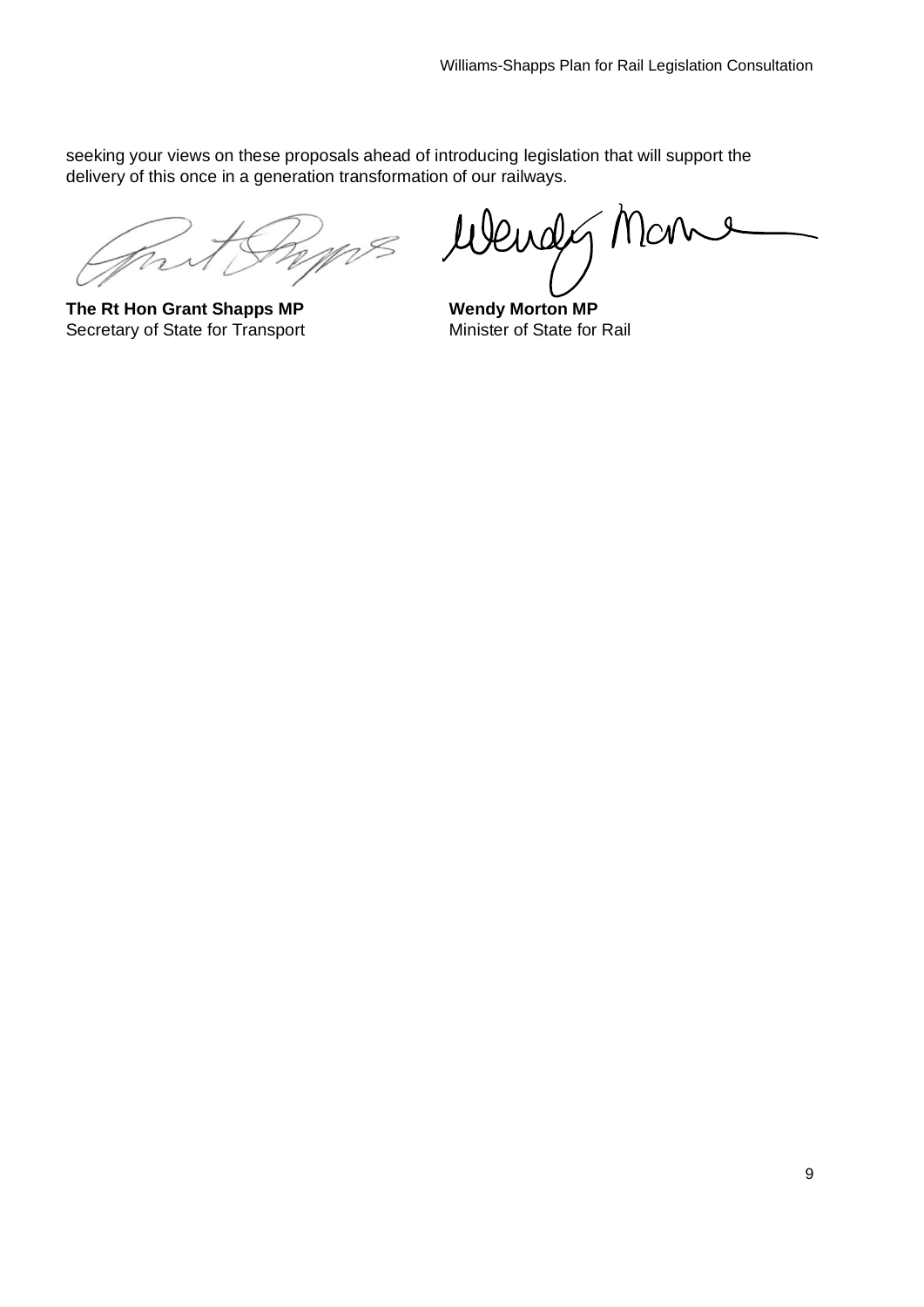seeking your views on these proposals ahead of introducing legislation that will support the delivery of this once in a generation transformation of our railways.

**The Rt Hon Grant Shapps MP**
Secretary of State for Transport

**Wendy Morton MP**
Minister of State for Rail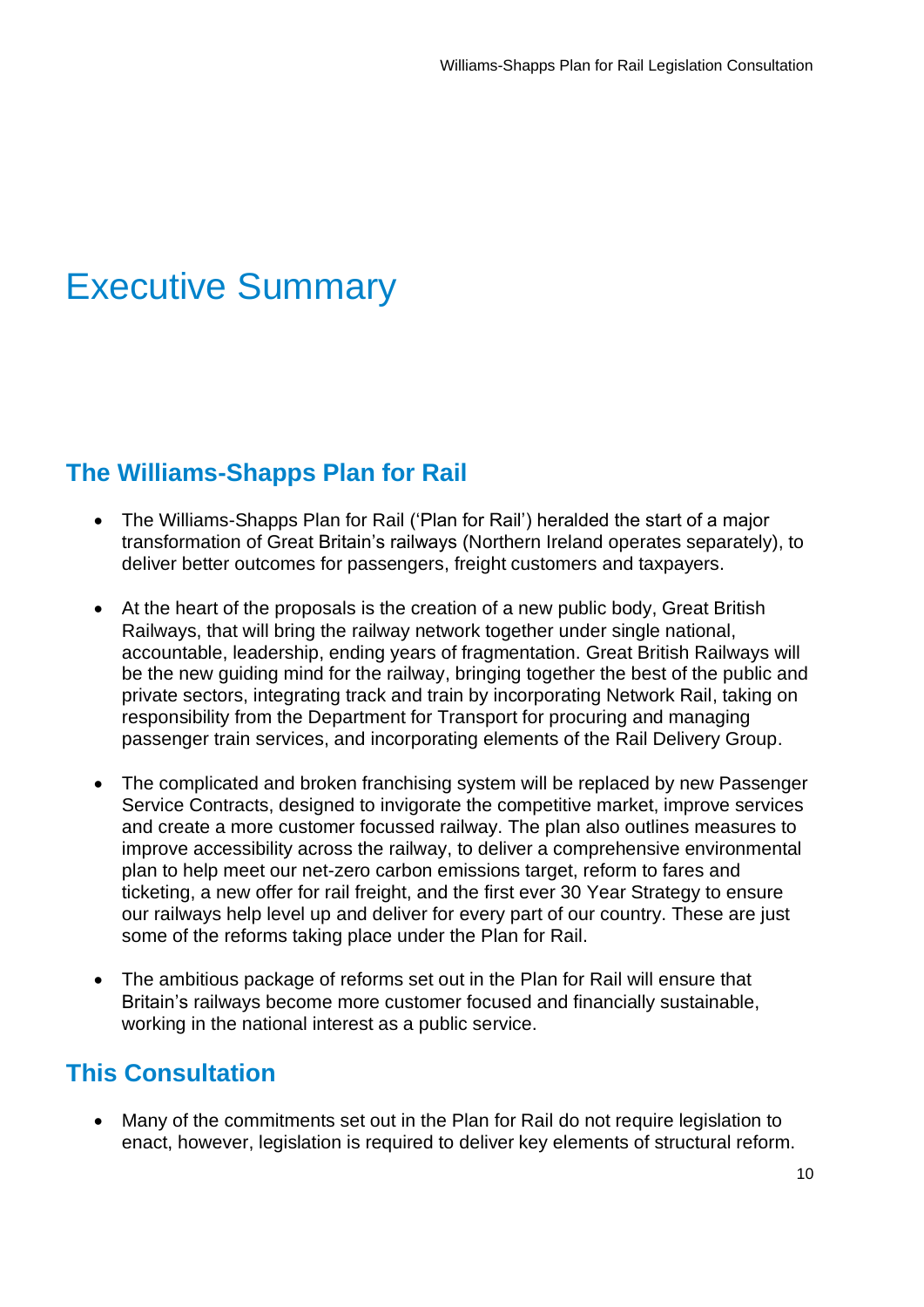# Executive Summary

## The Williams-Shapps Plan for Rail

- The Williams-Shapps Plan for Rail ('Plan for Rail') heralded the start of a major transformation of Great Britain's railways (Northern Ireland operates separately), to deliver better outcomes for passengers, freight customers and taxpayers.
- At the heart of the proposals is the creation of a new public body, Great British Railways, that will bring the railway network together under single national, accountable, leadership, ending years of fragmentation. Great British Railways will be the new guiding mind for the railway, bringing together the best of the public and private sectors, integrating track and train by incorporating Network Rail, taking on responsibility from the Department for Transport for procuring and managing passenger train services, and incorporating elements of the Rail Delivery Group.
- The complicated and broken franchising system will be replaced by new Passenger Service Contracts, designed to invigorate the competitive market, improve services and create a more customer focussed railway. The plan also outlines measures to improve accessibility across the railway, to deliver a comprehensive environmental plan to help meet our net-zero carbon emissions target, reform to fares and ticketing, a new offer for rail freight, and the first ever 30 Year Strategy to ensure our railways help level up and deliver for every part of our country. These are just some of the reforms taking place under the Plan for Rail.
- The ambitious package of reforms set out in the Plan for Rail will ensure that Britain's railways become more customer focused and financially sustainable, working in the national interest as a public service.

## This Consultation

- Many of the commitments set out in the Plan for Rail do not require legislation to enact, however, legislation is required to deliver key elements of structural reform.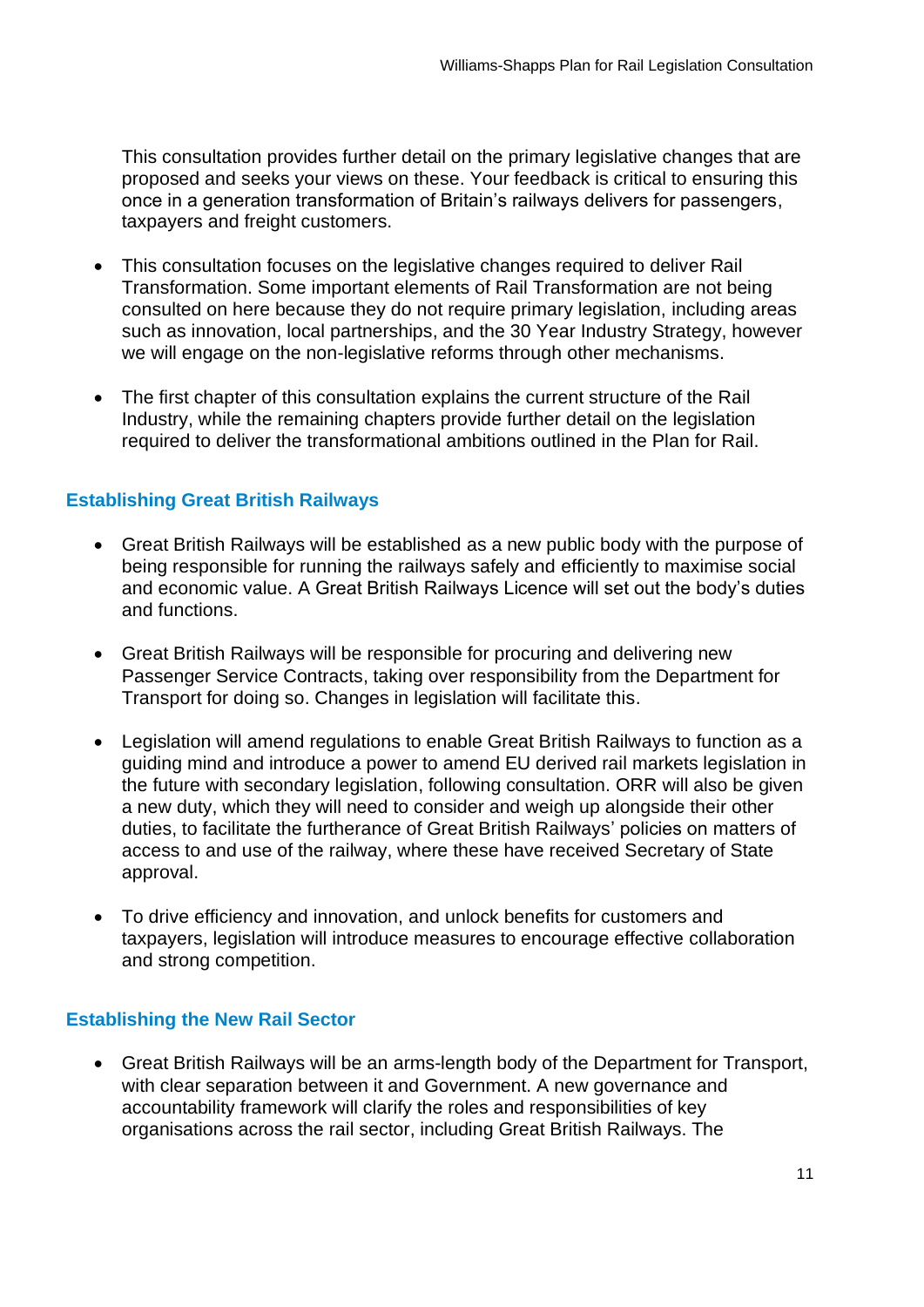This consultation provides further detail on the primary legislative changes that are proposed and seeks your views on these. Your feedback is critical to ensuring this once in a generation transformation of Britain's railways delivers for passengers, taxpayers and freight customers.

- This consultation focuses on the legislative changes required to deliver Rail Transformation. Some important elements of Rail Transformation are not being consulted on here because they do not require primary legislation, including areas such as innovation, local partnerships, and the 30 Year Industry Strategy, however we will engage on the non-legislative reforms through other mechanisms.

- The first chapter of this consultation explains the current structure of the Rail Industry, while the remaining chapters provide further detail on the legislation required to deliver the transformational ambitions outlined in the Plan for Rail.

### Establishing Great British Railways

- Great British Railways will be established as a new public body with the purpose of being responsible for running the railways safely and efficiently to maximise social and economic value. A Great British Railways Licence will set out the body's duties and functions.

- Great British Railways will be responsible for procuring and delivering new Passenger Service Contracts, taking over responsibility from the Department for Transport for doing so. Changes in legislation will facilitate this.

- Legislation will amend regulations to enable Great British Railways to function as a guiding mind and introduce a power to amend EU derived rail markets legislation in the future with secondary legislation, following consultation. ORR will also be given a new duty, which they will need to consider and weigh up alongside their other duties, to facilitate the furtherance of Great British Railways' policies on matters of access to and use of the railway, where these have received Secretary of State approval.

- To drive efficiency and innovation, and unlock benefits for customers and taxpayers, legislation will introduce measures to encourage effective collaboration and strong competition.

### Establishing the New Rail Sector

- Great British Railways will be an arms-length body of the Department for Transport, with clear separation between it and Government. A new governance and accountability framework will clarify the roles and responsibilities of key organisations across the rail sector, including Great British Railways. The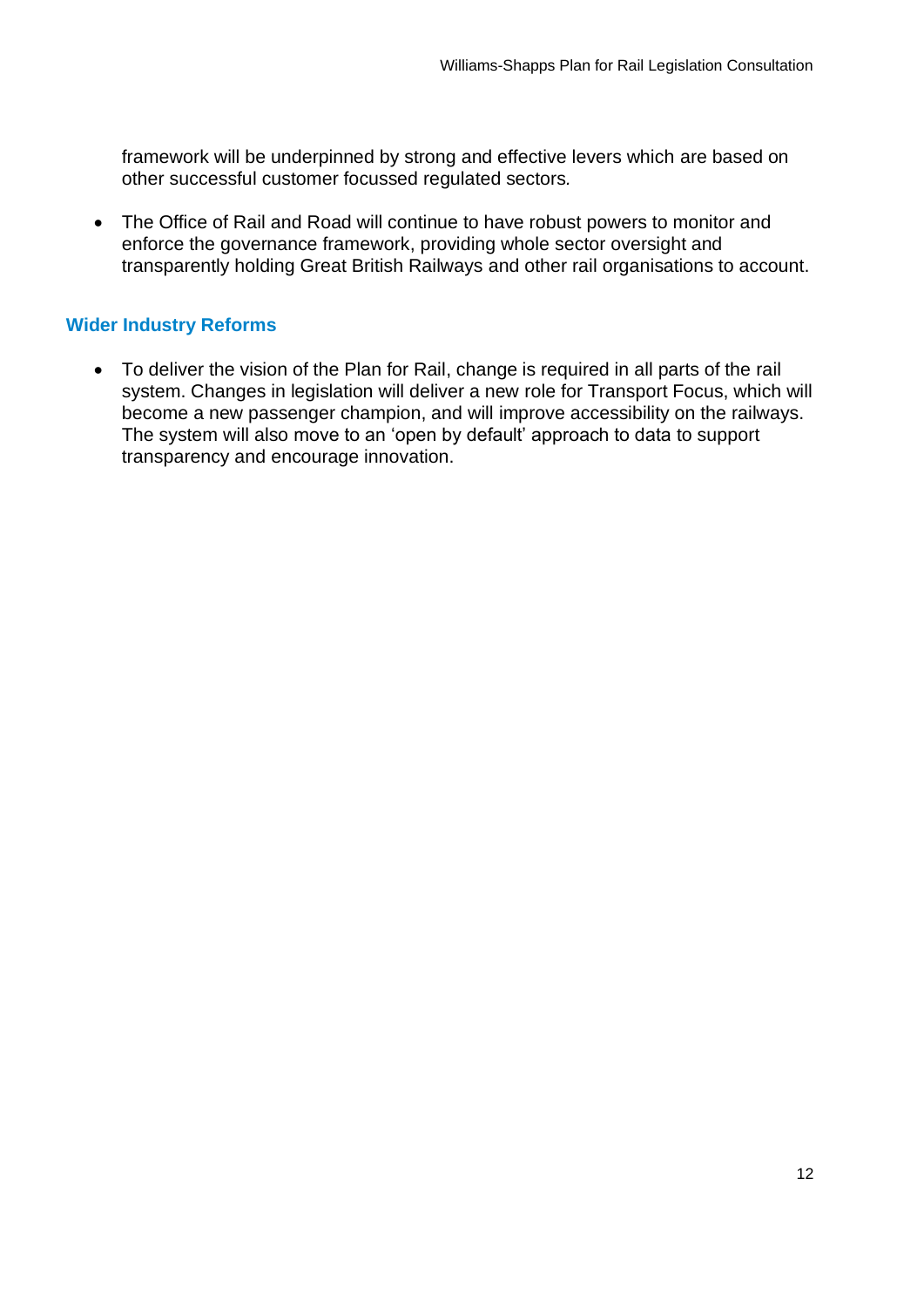framework will be underpinned by strong and effective levers which are based on other successful customer focussed regulated sectors.

- The Office of Rail and Road will continue to have robust powers to monitor and enforce the governance framework, providing whole sector oversight and transparently holding Great British Railways and other rail organisations to account.

### Wider Industry Reforms

- To deliver the vision of the Plan for Rail, change is required in all parts of the rail system. Changes in legislation will deliver a new role for Transport Focus, which will become a new passenger champion, and will improve accessibility on the railways. The system will also move to an 'open by default' approach to data to support transparency and encourage innovation.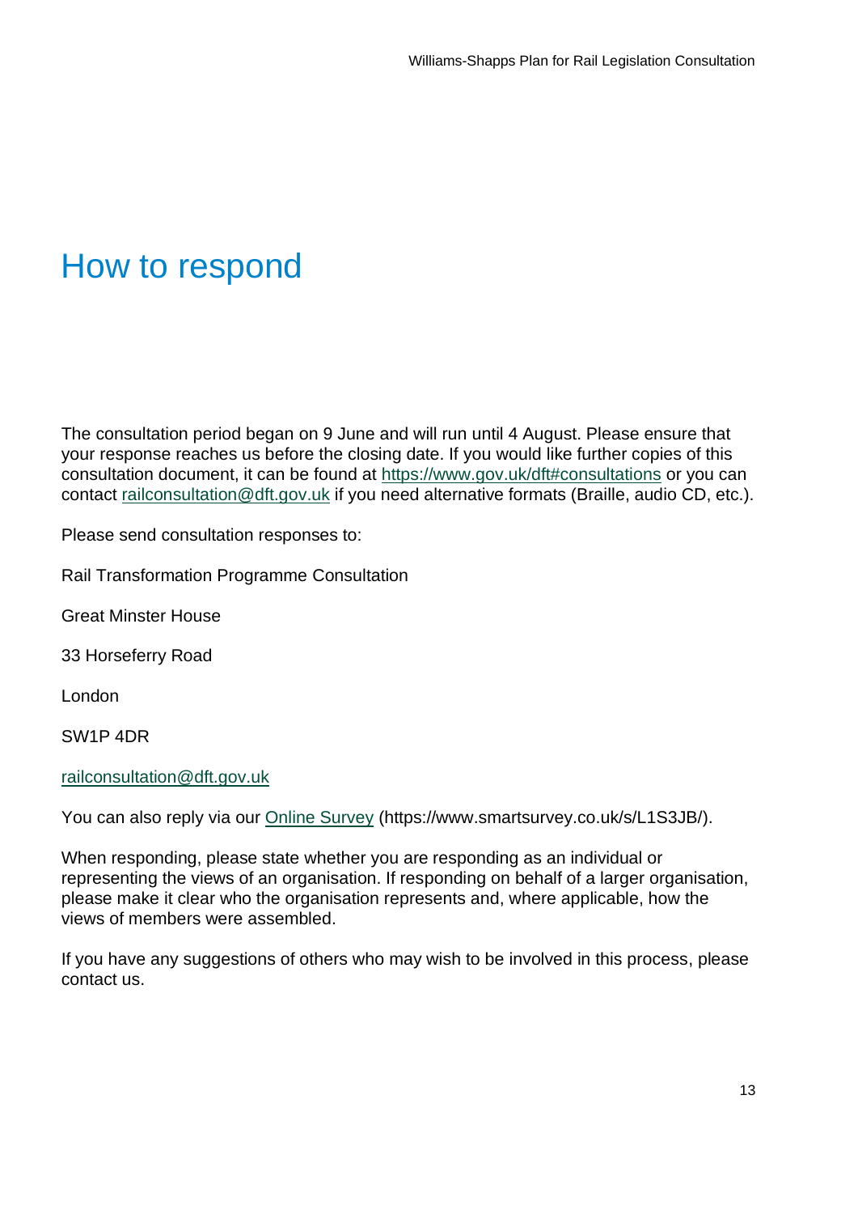# How to respond

The consultation period began on 9 June and will run until 4 August. Please ensure that your response reaches us before the closing date. If you would like further copies of this consultation document, it can be found at [https://www.gov.uk/dft#consultations](https://www.gov.uk/dft#consultations) or you can contact [railconsultation@dft.gov.uk](mailto:railconsultation@dft.gov.uk) if you need alternative formats (Braille, audio CD, etc.).

Please send consultation responses to:

Rail Transformation Programme Consultation

Great Minster House

33 Horseferry Road

London

SW1P 4DR

[railconsultation@dft.gov.uk](mailto:railconsultation@dft.gov.uk)

You can also reply via our [Online Survey](https://www.smartsurvey.co.uk/s/L1S3JB/) (https://www.smartsurvey.co.uk/s/L1S3JB/).

When responding, please state whether you are responding as an individual or representing the views of an organisation. If responding on behalf of a larger organisation, please make it clear who the organisation represents and, where applicable, how the views of members were assembled.

If you have any suggestions of others who may wish to be involved in this process, please contact us.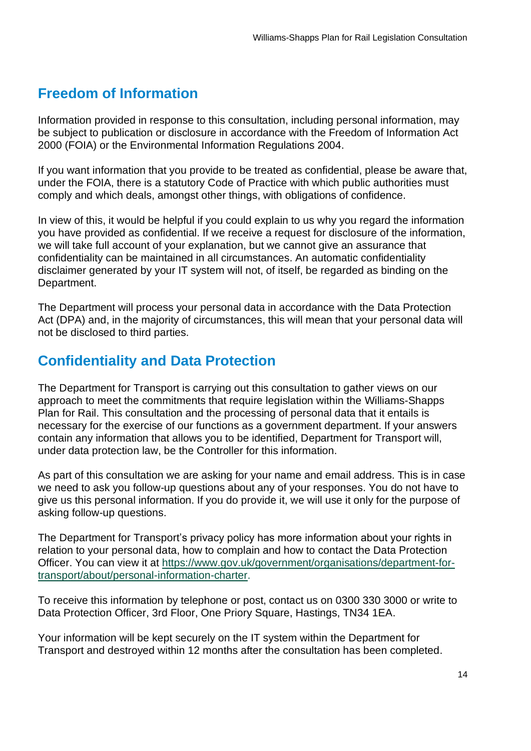## Freedom of Information

Information provided in response to this consultation, including personal information, may be subject to publication or disclosure in accordance with the Freedom of Information Act 2000 (FOIA) or the Environmental Information Regulations 2004.

If you want information that you provide to be treated as confidential, please be aware that, under the FOIA, there is a statutory Code of Practice with which public authorities must comply and which deals, amongst other things, with obligations of confidence.

In view of this, it would be helpful if you could explain to us why you regard the information you have provided as confidential. If we receive a request for disclosure of the information, we will take full account of your explanation, but we cannot give an assurance that confidentiality can be maintained in all circumstances. An automatic confidentiality disclaimer generated by your IT system will not, of itself, be regarded as binding on the Department.

The Department will process your personal data in accordance with the Data Protection Act (DPA) and, in the majority of circumstances, this will mean that your personal data will not be disclosed to third parties.

## Confidentiality and Data Protection

The Department for Transport is carrying out this consultation to gather views on our approach to meet the commitments that require legislation within the Williams-Shapps Plan for Rail. This consultation and the processing of personal data that it entails is necessary for the exercise of our functions as a government department. If your answers contain any information that allows you to be identified, Department for Transport will, under data protection law, be the Controller for this information.

As part of this consultation we are asking for your name and email address. This is in case we need to ask you follow-up questions about any of your responses. You do not have to give us this personal information. If you do provide it, we will use it only for the purpose of asking follow-up questions.

The Department for Transport's privacy policy has more information about your rights in relation to your personal data, how to complain and how to contact the Data Protection Officer. You can view it at [https://www.gov.uk/government/organisations/department-for-transport/about/personal-information-charter](https://www.gov.uk/government/organisations/department-for-transport/about/personal-information-charter).

To receive this information by telephone or post, contact us on 0300 330 3000 or write to Data Protection Officer, 3rd Floor, One Priory Square, Hastings, TN34 1EA.

Your information will be kept securely on the IT system within the Department for Transport and destroyed within 12 months after the consultation has been completed.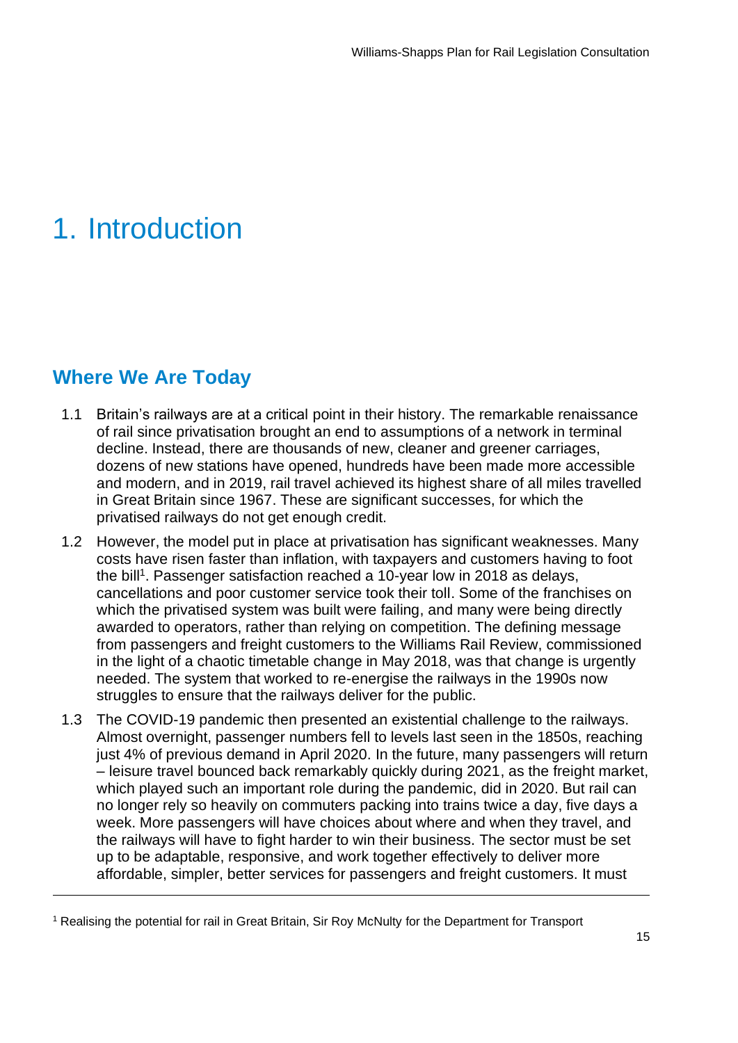# 1. Introduction

## Where We Are Today

1.1 Britain's railways are at a critical point in their history. The remarkable renaissance of rail since privatisation brought an end to assumptions of a network in terminal decline. Instead, there are thousands of new, cleaner and greener carriages, dozens of new stations have opened, hundreds have been made more accessible and modern, and in 2019, rail travel achieved its highest share of all miles travelled in Great Britain since 1967. These are significant successes, for which the privatised railways do not get enough credit.

1.2 However, the model put in place at privatisation has significant weaknesses. Many costs have risen faster than inflation, with taxpayers and customers having to foot the bill[1]. Passenger satisfaction reached a 10-year low in 2018 as delays, cancellations and poor customer service took their toll. Some of the franchises on which the privatised system was built were failing, and many were being directly awarded to operators, rather than relying on competition. The defining message from passengers and freight customers to the Williams Rail Review, commissioned in the light of a chaotic timetable change in May 2018, was that change is urgently needed. The system that worked to re-energise the railways in the 1990s now struggles to ensure that the railways deliver for the public.

1.3 The COVID-19 pandemic then presented an existential challenge to the railways. Almost overnight, passenger numbers fell to levels last seen in the 1850s, reaching just 4% of previous demand in April 2020. In the future, many passengers will return – leisure travel bounced back remarkably quickly during 2021, as the freight market, which played such an important role during the pandemic, did in 2020. But rail can no longer rely so heavily on commuters packing into trains twice a day, five days a week. More passengers will have choices about where and when they travel, and the railways will have to fight harder to win their business. The sector must be set up to be adaptable, responsive, and work together effectively to deliver more affordable, simpler, better services for passengers and freight customers. It must

[1] Realising the potential for rail in Great Britain, Sir Roy McNulty for the Department for Transport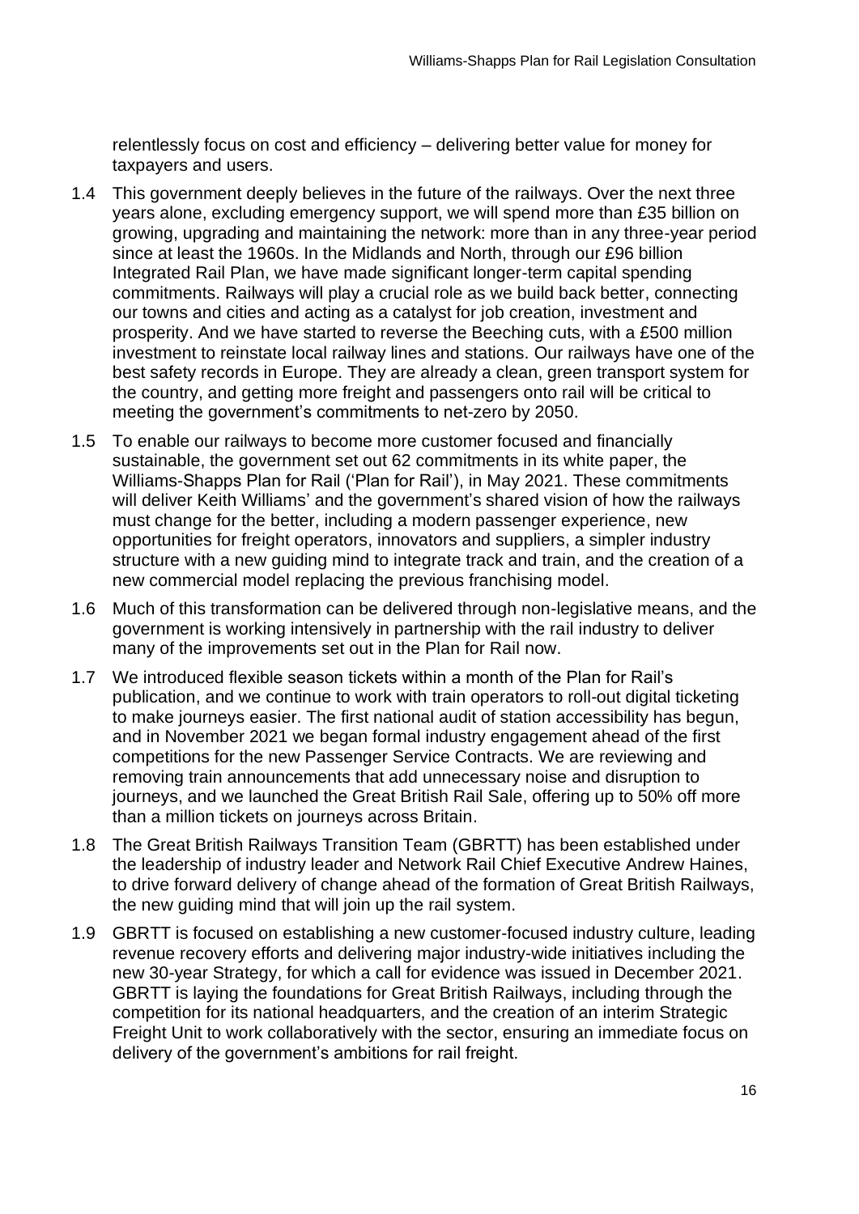relentlessly focus on cost and efficiency – delivering better value for money for taxpayers and users.

1.4 This government deeply believes in the future of the railways. Over the next three years alone, excluding emergency support, we will spend more than £35 billion on growing, upgrading and maintaining the network: more than in any three-year period since at least the 1960s. In the Midlands and North, through our £96 billion Integrated Rail Plan, we have made significant longer-term capital spending commitments. Railways will play a crucial role as we build back better, connecting our towns and cities and acting as a catalyst for job creation, investment and prosperity. And we have started to reverse the Beeching cuts, with a £500 million investment to reinstate local railway lines and stations. Our railways have one of the best safety records in Europe. They are already a clean, green transport system for the country, and getting more freight and passengers onto rail will be critical to meeting the government's commitments to net-zero by 2050.

1.5 To enable our railways to become more customer focused and financially sustainable, the government set out 62 commitments in its white paper, the Williams-Shapps Plan for Rail ('Plan for Rail'), in May 2021. These commitments will deliver Keith Williams' and the government's shared vision of how the railways must change for the better, including a modern passenger experience, new opportunities for freight operators, innovators and suppliers, a simpler industry structure with a new guiding mind to integrate track and train, and the creation of a new commercial model replacing the previous franchising model.

1.6 Much of this transformation can be delivered through non-legislative means, and the government is working intensively in partnership with the rail industry to deliver many of the improvements set out in the Plan for Rail now.

1.7 We introduced flexible season tickets within a month of the Plan for Rail's publication, and we continue to work with train operators to roll-out digital ticketing to make journeys easier. The first national audit of station accessibility has begun, and in November 2021 we began formal industry engagement ahead of the first competitions for the new Passenger Service Contracts. We are reviewing and removing train announcements that add unnecessary noise and disruption to journeys, and we launched the Great British Rail Sale, offering up to 50% off more than a million tickets on journeys across Britain.

1.8 The Great British Railways Transition Team (GBRTT) has been established under the leadership of industry leader and Network Rail Chief Executive Andrew Haines, to drive forward delivery of change ahead of the formation of Great British Railways, the new guiding mind that will join up the rail system.

1.9 GBRTT is focused on establishing a new customer-focused industry culture, leading revenue recovery efforts and delivering major industry-wide initiatives including the new 30-year Strategy, for which a call for evidence was issued in December 2021. GBRTT is laying the foundations for Great British Railways, including through the competition for its national headquarters, and the creation of an interim Strategic Freight Unit to work collaboratively with the sector, ensuring an immediate focus on delivery of the government's ambitions for rail freight.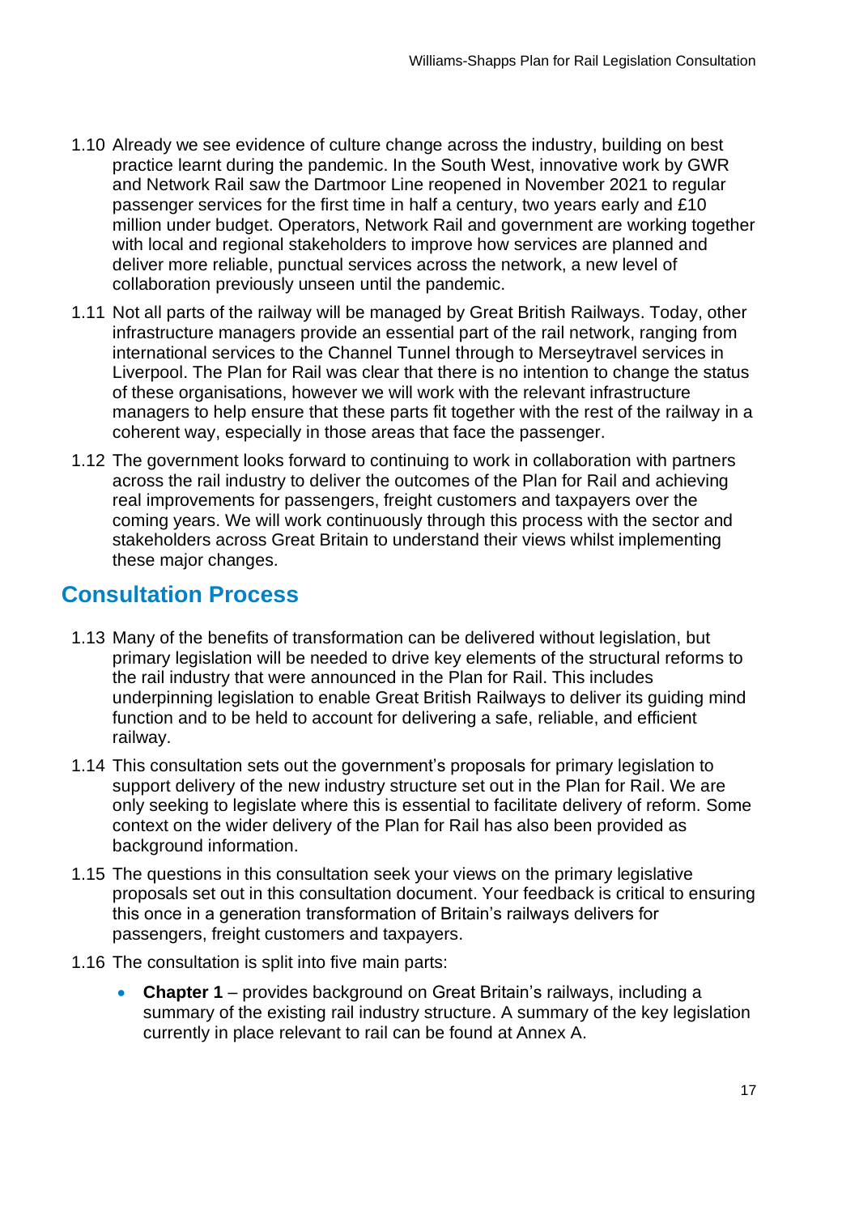1.10 Already we see evidence of culture change across the industry, building on best practice learnt during the pandemic. In the South West, innovative work by GWR and Network Rail saw the Dartmoor Line reopened in November 2021 to regular passenger services for the first time in half a century, two years early and £10 million under budget. Operators, Network Rail and government are working together with local and regional stakeholders to improve how services are planned and deliver more reliable, punctual services across the network, a new level of collaboration previously unseen until the pandemic.

1.11 Not all parts of the railway will be managed by Great British Railways. Today, other infrastructure managers provide an essential part of the rail network, ranging from international services to the Channel Tunnel through to Merseytravel services in Liverpool. The Plan for Rail was clear that there is no intention to change the status of these organisations, however we will work with the relevant infrastructure managers to help ensure that these parts fit together with the rest of the railway in a coherent way, especially in those areas that face the passenger.

1.12 The government looks forward to continuing to work in collaboration with partners across the rail industry to deliver the outcomes of the Plan for Rail and achieving real improvements for passengers, freight customers and taxpayers over the coming years. We will work continuously through this process with the sector and stakeholders across Great Britain to understand their views whilst implementing these major changes.

## Consultation Process

1.13 Many of the benefits of transformation can be delivered without legislation, but primary legislation will be needed to drive key elements of the structural reforms to the rail industry that were announced in the Plan for Rail. This includes underpinning legislation to enable Great British Railways to deliver its guiding mind function and to be held to account for delivering a safe, reliable, and efficient railway.

1.14 This consultation sets out the government's proposals for primary legislation to support delivery of the new industry structure set out in the Plan for Rail. We are only seeking to legislate where this is essential to facilitate delivery of reform. Some context on the wider delivery of the Plan for Rail has also been provided as background information.

1.15 The questions in this consultation seek your views on the primary legislative proposals set out in this consultation document. Your feedback is critical to ensuring this once in a generation transformation of Britain's railways delivers for passengers, freight customers and taxpayers.

1.16 The consultation is split into five main parts:

- **Chapter 1** – provides background on Great Britain's railways, including a summary of the existing rail industry structure. A summary of the key legislation currently in place relevant to rail can be found at Annex A.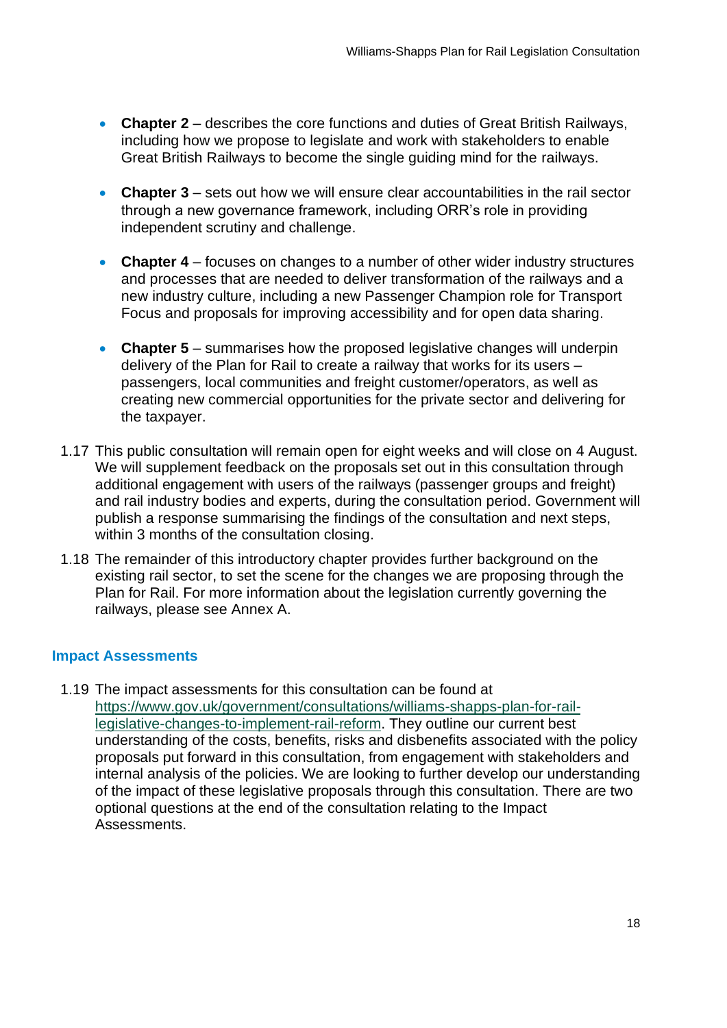- **Chapter 2** – describes the core functions and duties of Great British Railways, including how we propose to legislate and work with stakeholders to enable Great British Railways to become the single guiding mind for the railways.

- **Chapter 3** – sets out how we will ensure clear accountabilities in the rail sector through a new governance framework, including ORR's role in providing independent scrutiny and challenge.

- **Chapter 4** – focuses on changes to a number of other wider industry structures and processes that are needed to deliver transformation of the railways and a new industry culture, including a new Passenger Champion role for Transport Focus and proposals for improving accessibility and for open data sharing.

- **Chapter 5** – summarises how the proposed legislative changes will underpin delivery of the Plan for Rail to create a railway that works for its users – passengers, local communities and freight customer/operators, as well as creating new commercial opportunities for the private sector and delivering for the taxpayer.

1.17 This public consultation will remain open for eight weeks and will close on 4 August. We will supplement feedback on the proposals set out in this consultation through additional engagement with users of the railways (passenger groups and freight) and rail industry bodies and experts, during the consultation period. Government will publish a response summarising the findings of the consultation and next steps, within 3 months of the consultation closing.

1.18 The remainder of this introductory chapter provides further background on the existing rail sector, to set the scene for the changes we are proposing through the Plan for Rail. For more information about the legislation currently governing the railways, please see Annex A.

### Impact Assessments

1.19 The impact assessments for this consultation can be found at [https://www.gov.uk/government/consultations/williams-shapps-plan-for-rail-legislative-changes-to-implement-rail-reform](https://www.gov.uk/government/consultations/williams-shapps-plan-for-rail-legislative-changes-to-implement-rail-reform). They outline our current best understanding of the costs, benefits, risks and disbenefits associated with the policy proposals put forward in this consultation, from engagement with stakeholders and internal analysis of the policies. We are looking to further develop our understanding of the impact of these legislative proposals through this consultation. There are two optional questions at the end of the consultation relating to the Impact Assessments.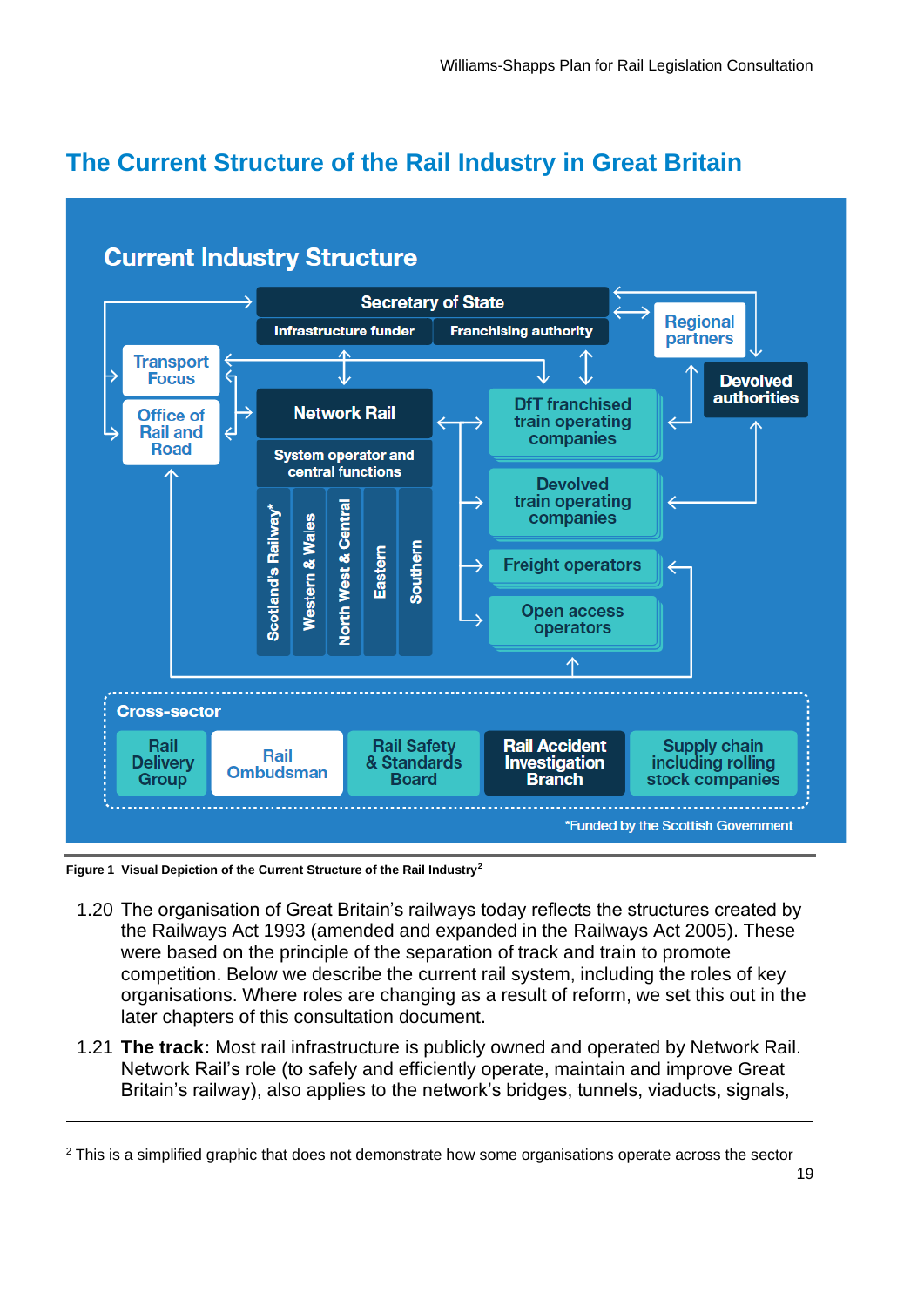## The Current Structure of the Rail Industry in Great Britain

**Current Industry Structure**

Secretary of State
- Infrastructure funder
- Franchising authority

Regional partners

Devolved authorities

Transport Focus

Office of Rail and Road

Network Rail
- System operator and central functions
- Scotland's Railway*
- Western & Wales
- North West & Central
- Eastern
- Southern

DfT franchised train operating companies

Devolved train operating companies

Freight operators

Open access operators

**Cross-sector**

Rail Delivery Group | Rail Ombudsman | Rail Safety & Standards Board | Rail Accident Investigation Branch | Supply chain including rolling stock companies

*Funded by the Scottish Government

**Figure 1 Visual Depiction of the Current Structure of the Rail Industry**[2]

1.20 The organisation of Great Britain's railways today reflects the structures created by the Railways Act 1993 (amended and expanded in the Railways Act 2005). These were based on the principle of the separation of track and train to promote competition. Below we describe the current rail system, including the roles of key organisations. Where roles are changing as a result of reform, we set this out in the later chapters of this consultation document.

1.21 **The track:** Most rail infrastructure is publicly owned and operated by Network Rail. Network Rail's role (to safely and efficiently operate, maintain and improve Great Britain's railway), also applies to the network's bridges, tunnels, viaducts, signals,

---

[2] This is a simplified graphic that does not demonstrate how some organisations operate across the sector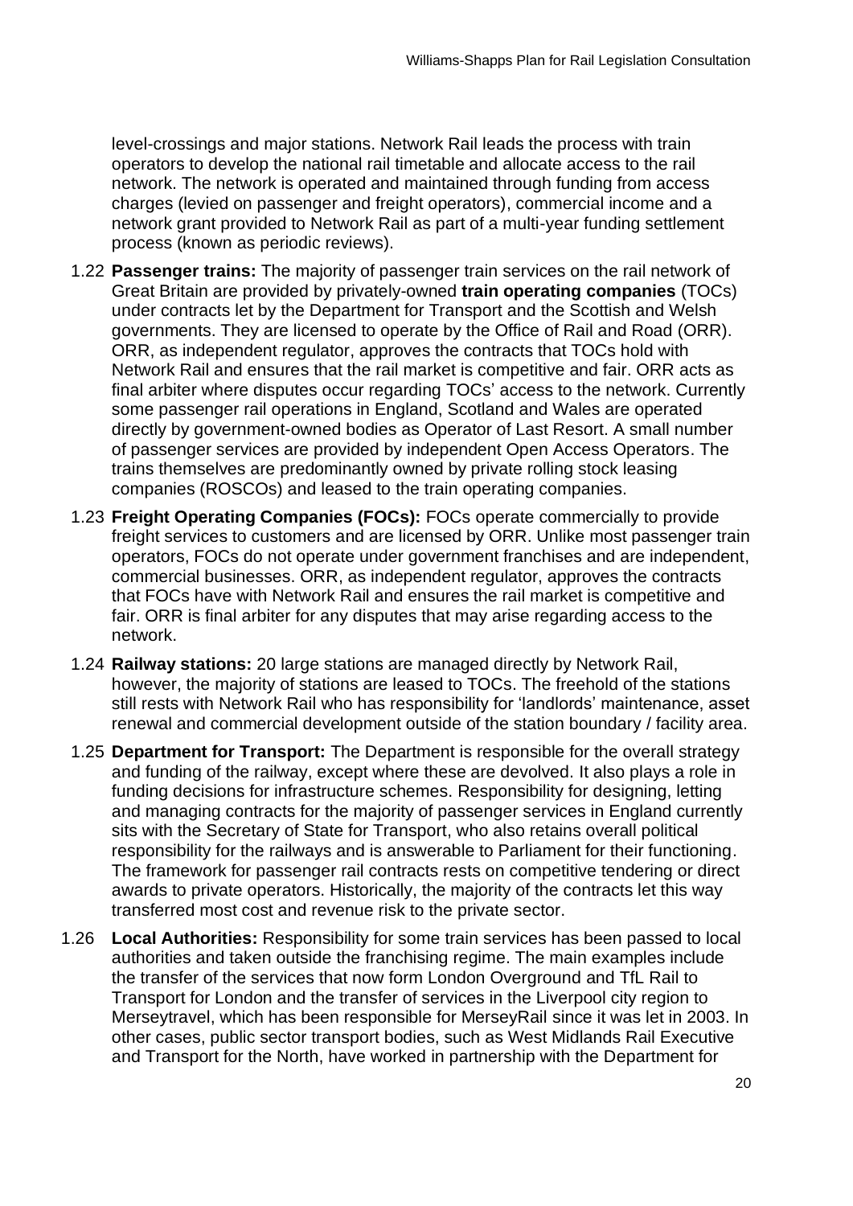level-crossings and major stations. Network Rail leads the process with train operators to develop the national rail timetable and allocate access to the rail network. The network is operated and maintained through funding from access charges (levied on passenger and freight operators), commercial income and a network grant provided to Network Rail as part of a multi-year funding settlement process (known as periodic reviews).

1.22 **Passenger trains:** The majority of passenger train services on the rail network of Great Britain are provided by privately-owned **train operating companies** (TOCs) under contracts let by the Department for Transport and the Scottish and Welsh governments. They are licensed to operate by the Office of Rail and Road (ORR). ORR, as independent regulator, approves the contracts that TOCs hold with Network Rail and ensures that the rail market is competitive and fair. ORR acts as final arbiter where disputes occur regarding TOCs' access to the network. Currently some passenger rail operations in England, Scotland and Wales are operated directly by government-owned bodies as Operator of Last Resort. A small number of passenger services are provided by independent Open Access Operators. The trains themselves are predominantly owned by private rolling stock leasing companies (ROSCOs) and leased to the train operating companies.

1.23 **Freight Operating Companies (FOCs):** FOCs operate commercially to provide freight services to customers and are licensed by ORR. Unlike most passenger train operators, FOCs do not operate under government franchises and are independent, commercial businesses. ORR, as independent regulator, approves the contracts that FOCs have with Network Rail and ensures the rail market is competitive and fair. ORR is final arbiter for any disputes that may arise regarding access to the network.

1.24 **Railway stations:** 20 large stations are managed directly by Network Rail, however, the majority of stations are leased to TOCs. The freehold of the stations still rests with Network Rail who has responsibility for 'landlords' maintenance, asset renewal and commercial development outside of the station boundary / facility area.

1.25 **Department for Transport:** The Department is responsible for the overall strategy and funding of the railway, except where these are devolved. It also plays a role in funding decisions for infrastructure schemes. Responsibility for designing, letting and managing contracts for the majority of passenger services in England currently sits with the Secretary of State for Transport, who also retains overall political responsibility for the railways and is answerable to Parliament for their functioning. The framework for passenger rail contracts rests on competitive tendering or direct awards to private operators. Historically, the majority of the contracts let this way transferred most cost and revenue risk to the private sector.

1.26 **Local Authorities:** Responsibility for some train services has been passed to local authorities and taken outside the franchising regime. The main examples include the transfer of the services that now form London Overground and TfL Rail to Transport for London and the transfer of services in the Liverpool city region to Merseytravel, which has been responsible for MerseyRail since it was let in 2003. In other cases, public sector transport bodies, such as West Midlands Rail Executive and Transport for the North, have worked in partnership with the Department for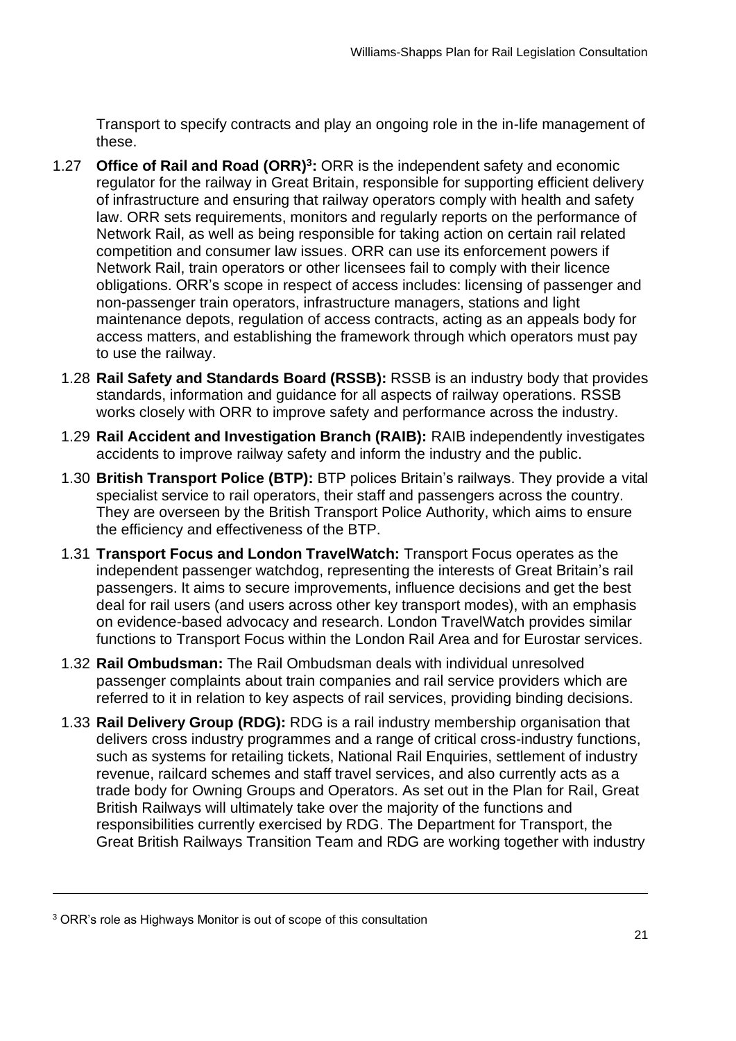Transport to specify contracts and play an ongoing role in the in-life management of these.

1.27 **Office of Rail and Road (ORR)[3]:** ORR is the independent safety and economic regulator for the railway in Great Britain, responsible for supporting efficient delivery of infrastructure and ensuring that railway operators comply with health and safety law. ORR sets requirements, monitors and regularly reports on the performance of Network Rail, as well as being responsible for taking action on certain rail related competition and consumer law issues. ORR can use its enforcement powers if Network Rail, train operators or other licensees fail to comply with their licence obligations. ORR's scope in respect of access includes: licensing of passenger and non-passenger train operators, infrastructure managers, stations and light maintenance depots, regulation of access contracts, acting as an appeals body for access matters, and establishing the framework through which operators must pay to use the railway.

1.28 **Rail Safety and Standards Board (RSSB):** RSSB is an industry body that provides standards, information and guidance for all aspects of railway operations. RSSB works closely with ORR to improve safety and performance across the industry.

1.29 **Rail Accident and Investigation Branch (RAIB):** RAIB independently investigates accidents to improve railway safety and inform the industry and the public.

1.30 **British Transport Police (BTP):** BTP polices Britain's railways. They provide a vital specialist service to rail operators, their staff and passengers across the country. They are overseen by the British Transport Police Authority, which aims to ensure the efficiency and effectiveness of the BTP.

1.31 **Transport Focus and London TravelWatch:** Transport Focus operates as the independent passenger watchdog, representing the interests of Great Britain's rail passengers. It aims to secure improvements, influence decisions and get the best deal for rail users (and users across other key transport modes), with an emphasis on evidence-based advocacy and research. London TravelWatch provides similar functions to Transport Focus within the London Rail Area and for Eurostar services.

1.32 **Rail Ombudsman:** The Rail Ombudsman deals with individual unresolved passenger complaints about train companies and rail service providers which are referred to it in relation to key aspects of rail services, providing binding decisions.

1.33 **Rail Delivery Group (RDG):** RDG is a rail industry membership organisation that delivers cross industry programmes and a range of critical cross-industry functions, such as systems for retailing tickets, National Rail Enquiries, settlement of industry revenue, railcard schemes and staff travel services, and also currently acts as a trade body for Owning Groups and Operators. As set out in the Plan for Rail, Great British Railways will ultimately take over the majority of the functions and responsibilities currently exercised by RDG. The Department for Transport, the Great British Railways Transition Team and RDG are working together with industry

---

[3] ORR's role as Highways Monitor is out of scope of this consultation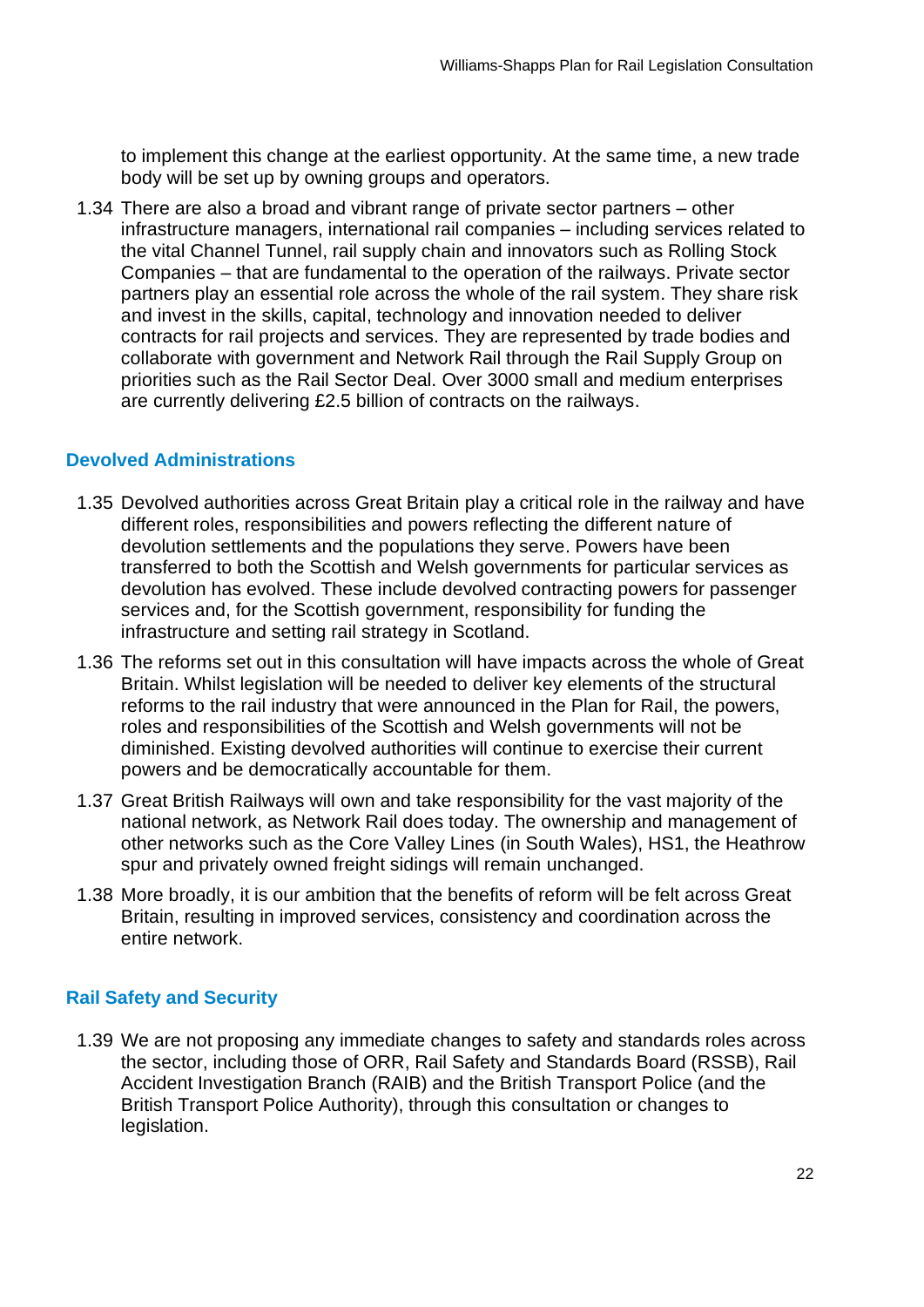to implement this change at the earliest opportunity. At the same time, a new trade body will be set up by owning groups and operators.

1.34 There are also a broad and vibrant range of private sector partners – other infrastructure managers, international rail companies – including services related to the vital Channel Tunnel, rail supply chain and innovators such as Rolling Stock Companies – that are fundamental to the operation of the railways. Private sector partners play an essential role across the whole of the rail system. They share risk and invest in the skills, capital, technology and innovation needed to deliver contracts for rail projects and services. They are represented by trade bodies and collaborate with government and Network Rail through the Rail Supply Group on priorities such as the Rail Sector Deal. Over 3000 small and medium enterprises are currently delivering £2.5 billion of contracts on the railways.

### Devolved Administrations

1.35 Devolved authorities across Great Britain play a critical role in the railway and have different roles, responsibilities and powers reflecting the different nature of devolution settlements and the populations they serve. Powers have been transferred to both the Scottish and Welsh governments for particular services as devolution has evolved. These include devolved contracting powers for passenger services and, for the Scottish government, responsibility for funding the infrastructure and setting rail strategy in Scotland.

1.36 The reforms set out in this consultation will have impacts across the whole of Great Britain. Whilst legislation will be needed to deliver key elements of the structural reforms to the rail industry that were announced in the Plan for Rail, the powers, roles and responsibilities of the Scottish and Welsh governments will not be diminished. Existing devolved authorities will continue to exercise their current powers and be democratically accountable for them.

1.37 Great British Railways will own and take responsibility for the vast majority of the national network, as Network Rail does today. The ownership and management of other networks such as the Core Valley Lines (in South Wales), HS1, the Heathrow spur and privately owned freight sidings will remain unchanged.

1.38 More broadly, it is our ambition that the benefits of reform will be felt across Great Britain, resulting in improved services, consistency and coordination across the entire network.

### Rail Safety and Security

1.39 We are not proposing any immediate changes to safety and standards roles across the sector, including those of ORR, Rail Safety and Standards Board (RSSB), Rail Accident Investigation Branch (RAIB) and the British Transport Police (and the British Transport Police Authority), through this consultation or changes to legislation.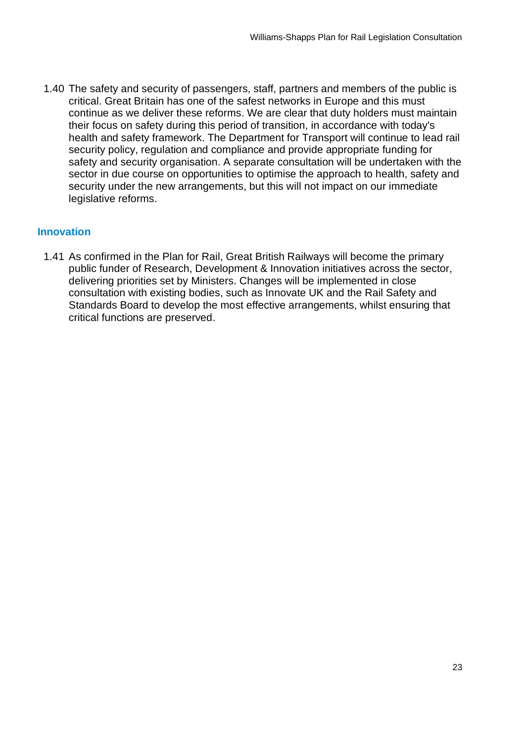1.40 The safety and security of passengers, staff, partners and members of the public is critical. Great Britain has one of the safest networks in Europe and this must continue as we deliver these reforms. We are clear that duty holders must maintain their focus on safety during this period of transition, in accordance with today's health and safety framework. The Department for Transport will continue to lead rail security policy, regulation and compliance and provide appropriate funding for safety and security organisation. A separate consultation will be undertaken with the sector in due course on opportunities to optimise the approach to health, safety and security under the new arrangements, but this will not impact on our immediate legislative reforms.

### Innovation

1.41 As confirmed in the Plan for Rail, Great British Railways will become the primary public funder of Research, Development & Innovation initiatives across the sector, delivering priorities set by Ministers. Changes will be implemented in close consultation with existing bodies, such as Innovate UK and the Rail Safety and Standards Board to develop the most effective arrangements, whilst ensuring that critical functions are preserved.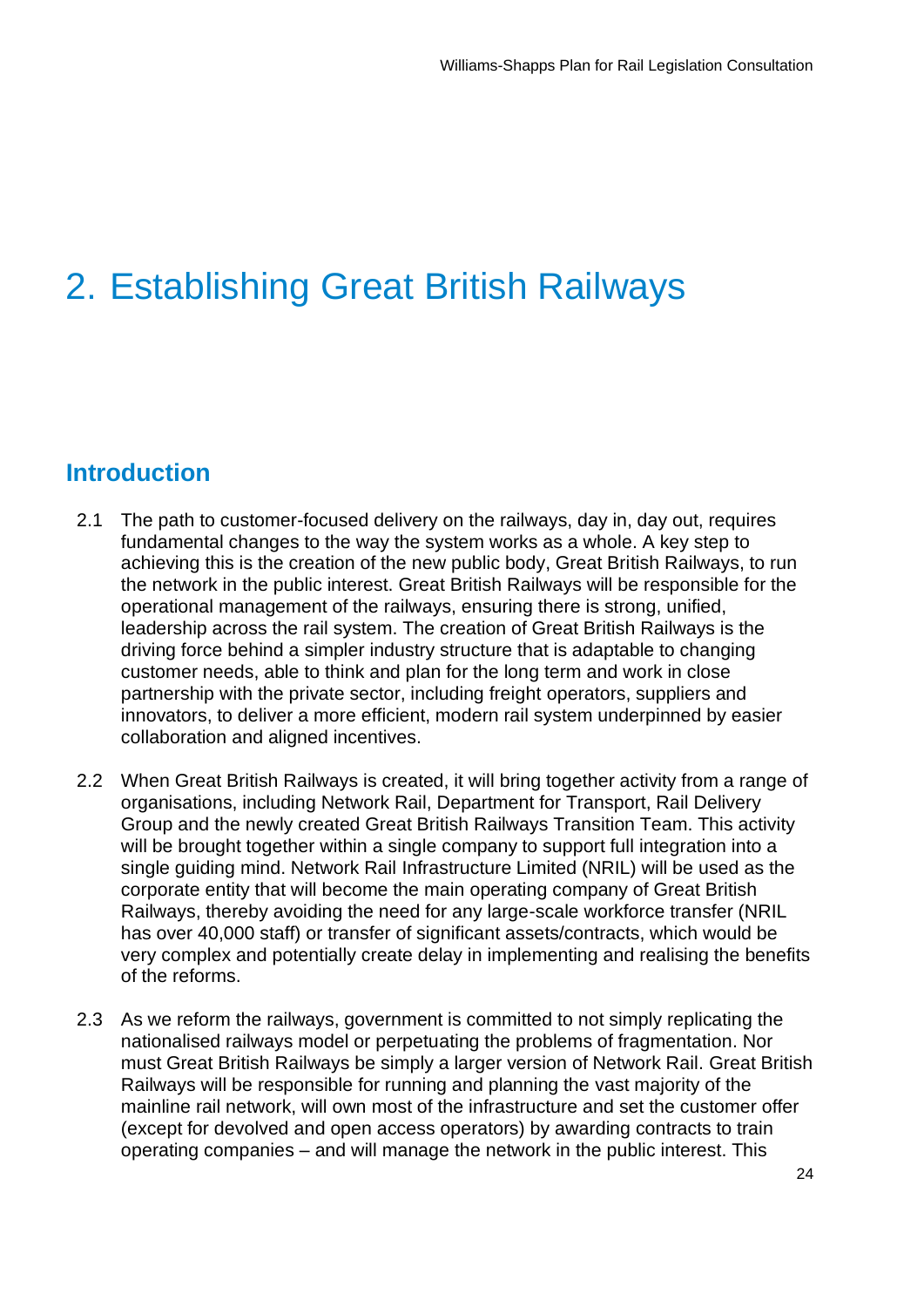# 2. Establishing Great British Railways

## Introduction

2.1 The path to customer-focused delivery on the railways, day in, day out, requires fundamental changes to the way the system works as a whole. A key step to achieving this is the creation of the new public body, Great British Railways, to run the network in the public interest. Great British Railways will be responsible for the operational management of the railways, ensuring there is strong, unified, leadership across the rail system. The creation of Great British Railways is the driving force behind a simpler industry structure that is adaptable to changing customer needs, able to think and plan for the long term and work in close partnership with the private sector, including freight operators, suppliers and innovators, to deliver a more efficient, modern rail system underpinned by easier collaboration and aligned incentives.

2.2 When Great British Railways is created, it will bring together activity from a range of organisations, including Network Rail, Department for Transport, Rail Delivery Group and the newly created Great British Railways Transition Team. This activity will be brought together within a single company to support full integration into a single guiding mind. Network Rail Infrastructure Limited (NRIL) will be used as the corporate entity that will become the main operating company of Great British Railways, thereby avoiding the need for any large-scale workforce transfer (NRIL has over 40,000 staff) or transfer of significant assets/contracts, which would be very complex and potentially create delay in implementing and realising the benefits of the reforms.

2.3 As we reform the railways, government is committed to not simply replicating the nationalised railways model or perpetuating the problems of fragmentation. Nor must Great British Railways be simply a larger version of Network Rail. Great British Railways will be responsible for running and planning the vast majority of the mainline rail network, will own most of the infrastructure and set the customer offer (except for devolved and open access operators) by awarding contracts to train operating companies – and will manage the network in the public interest. This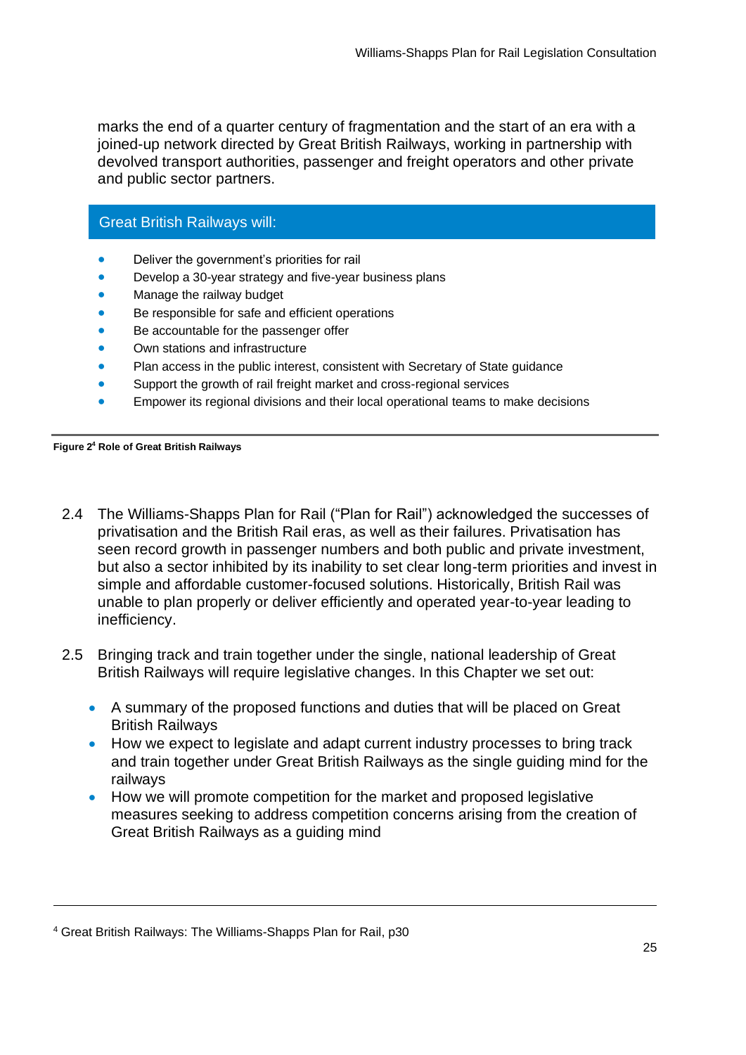marks the end of a quarter century of fragmentation and the start of an era with a joined-up network directed by Great British Railways, working in partnership with devolved transport authorities, passenger and freight operators and other private and public sector partners.

**Great British Railways will:**

- Deliver the government's priorities for rail
- Develop a 30-year strategy and five-year business plans
- Manage the railway budget
- Be responsible for safe and efficient operations
- Be accountable for the passenger offer
- Own stations and infrastructure
- Plan access in the public interest, consistent with Secretary of State guidance
- Support the growth of rail freight market and cross-regional services
- Empower its regional divisions and their local operational teams to make decisions

**Figure 2[4] Role of Great British Railways**

2.4 The Williams-Shapps Plan for Rail ("Plan for Rail") acknowledged the successes of privatisation and the British Rail eras, as well as their failures. Privatisation has seen record growth in passenger numbers and both public and private investment, but also a sector inhibited by its inability to set clear long-term priorities and invest in simple and affordable customer-focused solutions. Historically, British Rail was unable to plan properly or deliver efficiently and operated year-to-year leading to inefficiency.

2.5 Bringing track and train together under the single, national leadership of Great British Railways will require legislative changes. In this Chapter we set out:

- A summary of the proposed functions and duties that will be placed on Great British Railways
- How we expect to legislate and adapt current industry processes to bring track and train together under Great British Railways as the single guiding mind for the railways
- How we will promote competition for the market and proposed legislative measures seeking to address competition concerns arising from the creation of Great British Railways as a guiding mind

[4] Great British Railways: The Williams-Shapps Plan for Rail, p30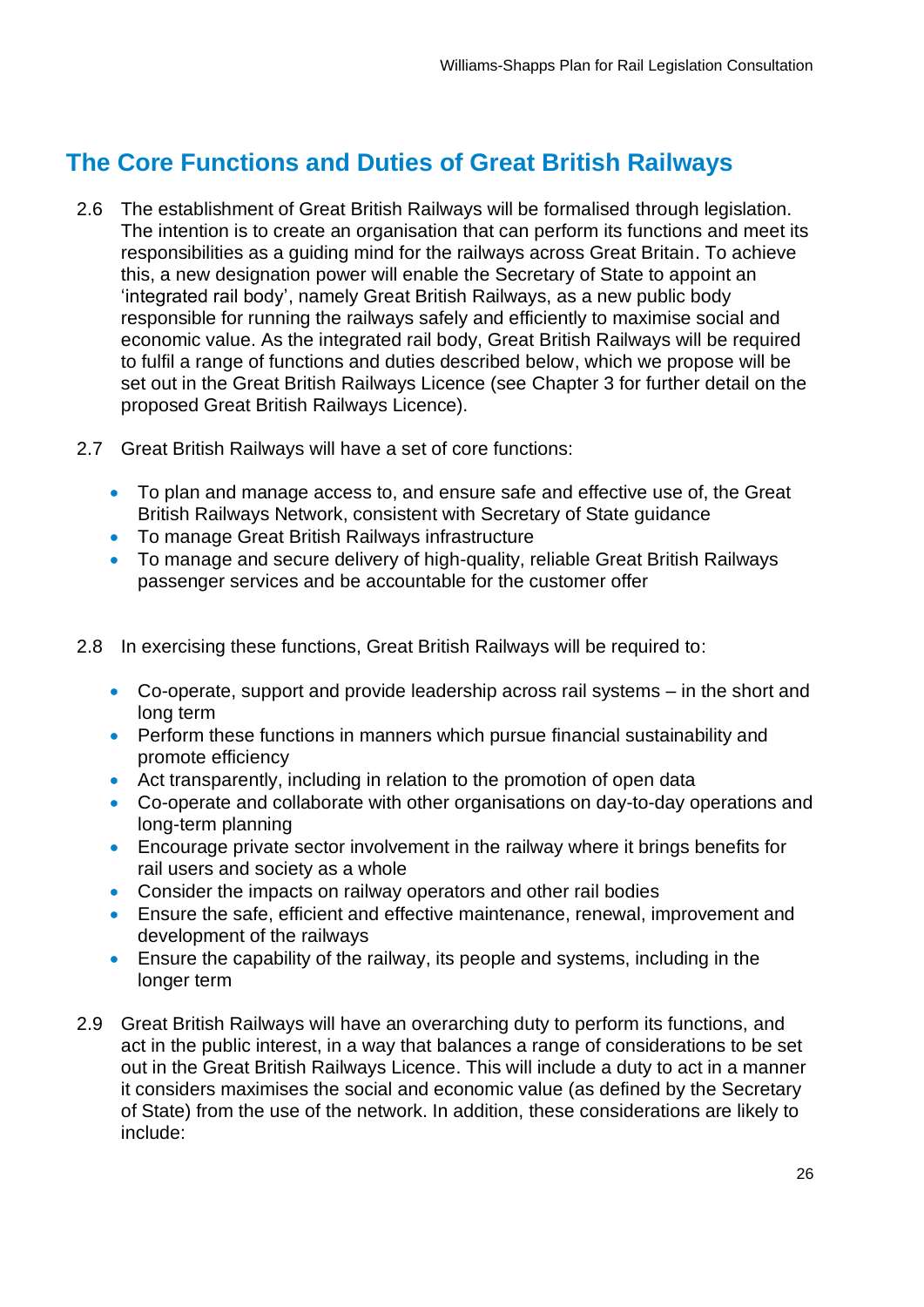## The Core Functions and Duties of Great British Railways

2.6 The establishment of Great British Railways will be formalised through legislation. The intention is to create an organisation that can perform its functions and meet its responsibilities as a guiding mind for the railways across Great Britain. To achieve this, a new designation power will enable the Secretary of State to appoint an 'integrated rail body', namely Great British Railways, as a new public body responsible for running the railways safely and efficiently to maximise social and economic value. As the integrated rail body, Great British Railways will be required to fulfil a range of functions and duties described below, which we propose will be set out in the Great British Railways Licence (see Chapter 3 for further detail on the proposed Great British Railways Licence).

2.7 Great British Railways will have a set of core functions:

- To plan and manage access to, and ensure safe and effective use of, the Great British Railways Network, consistent with Secretary of State guidance
- To manage Great British Railways infrastructure
- To manage and secure delivery of high-quality, reliable Great British Railways passenger services and be accountable for the customer offer

2.8 In exercising these functions, Great British Railways will be required to:

- Co-operate, support and provide leadership across rail systems – in the short and long term
- Perform these functions in manners which pursue financial sustainability and promote efficiency
- Act transparently, including in relation to the promotion of open data
- Co-operate and collaborate with other organisations on day-to-day operations and long-term planning
- Encourage private sector involvement in the railway where it brings benefits for rail users and society as a whole
- Consider the impacts on railway operators and other rail bodies
- Ensure the safe, efficient and effective maintenance, renewal, improvement and development of the railways
- Ensure the capability of the railway, its people and systems, including in the longer term

2.9 Great British Railways will have an overarching duty to perform its functions, and act in the public interest, in a way that balances a range of considerations to be set out in the Great British Railways Licence. This will include a duty to act in a manner it considers maximises the social and economic value (as defined by the Secretary of State) from the use of the network. In addition, these considerations are likely to include: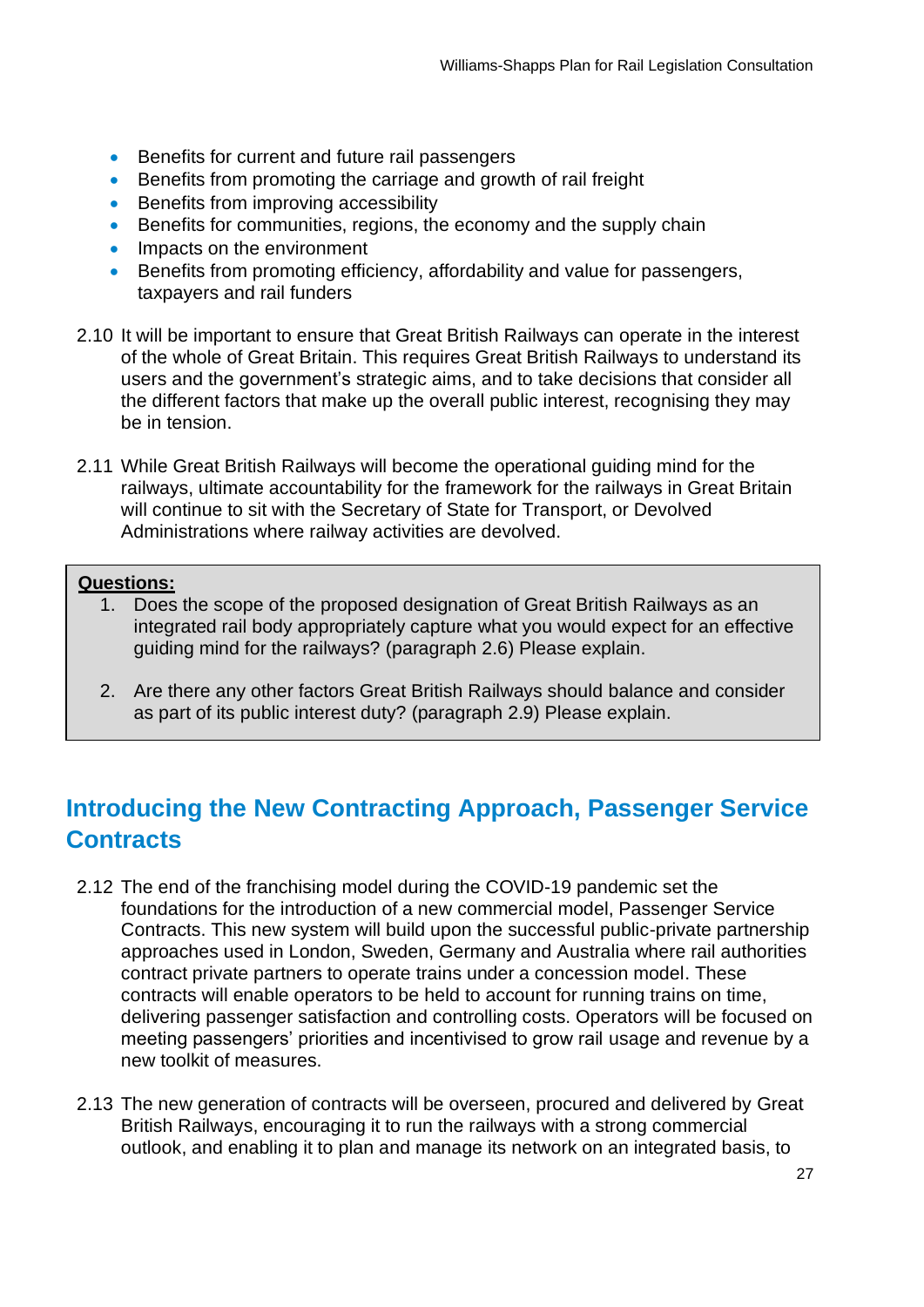- Benefits for current and future rail passengers
- Benefits from promoting the carriage and growth of rail freight
- Benefits from improving accessibility
- Benefits for communities, regions, the economy and the supply chain
- Impacts on the environment
- Benefits from promoting efficiency, affordability and value for passengers, taxpayers and rail funders

2.10 It will be important to ensure that Great British Railways can operate in the interest of the whole of Great Britain. This requires Great British Railways to understand its users and the government's strategic aims, and to take decisions that consider all the different factors that make up the overall public interest, recognising they may be in tension.

2.11 While Great British Railways will become the operational guiding mind for the railways, ultimate accountability for the framework for the railways in Great Britain will continue to sit with the Secretary of State for Transport, or Devolved Administrations where railway activities are devolved.

**Questions:**

1. Does the scope of the proposed designation of Great British Railways as an integrated rail body appropriately capture what you would expect for an effective guiding mind for the railways? (paragraph 2.6) Please explain.

2. Are there any other factors Great British Railways should balance and consider as part of its public interest duty? (paragraph 2.9) Please explain.

## Introducing the New Contracting Approach, Passenger Service Contracts

2.12 The end of the franchising model during the COVID-19 pandemic set the foundations for the introduction of a new commercial model, Passenger Service Contracts. This new system will build upon the successful public-private partnership approaches used in London, Sweden, Germany and Australia where rail authorities contract private partners to operate trains under a concession model. These contracts will enable operators to be held to account for running trains on time, delivering passenger satisfaction and controlling costs. Operators will be focused on meeting passengers' priorities and incentivised to grow rail usage and revenue by a new toolkit of measures.

2.13 The new generation of contracts will be overseen, procured and delivered by Great British Railways, encouraging it to run the railways with a strong commercial outlook, and enabling it to plan and manage its network on an integrated basis, to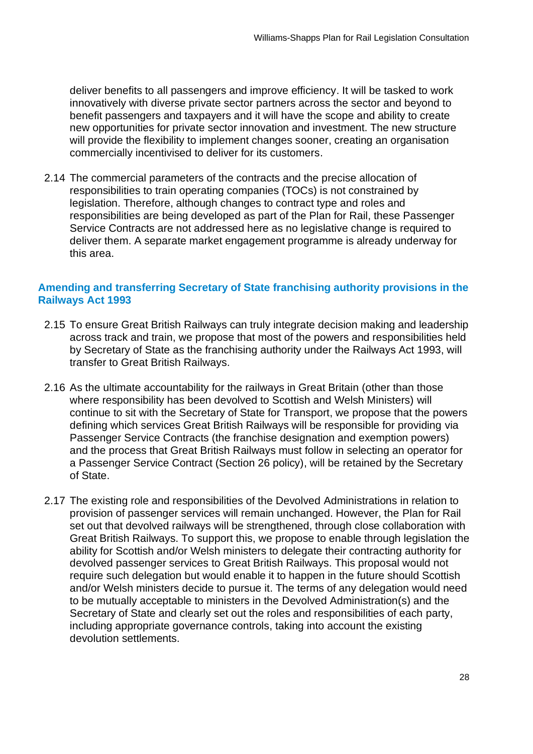deliver benefits to all passengers and improve efficiency. It will be tasked to work innovatively with diverse private sector partners across the sector and beyond to benefit passengers and taxpayers and it will have the scope and ability to create new opportunities for private sector innovation and investment. The new structure will provide the flexibility to implement changes sooner, creating an organisation commercially incentivised to deliver for its customers.

2.14 The commercial parameters of the contracts and the precise allocation of responsibilities to train operating companies (TOCs) is not constrained by legislation. Therefore, although changes to contract type and roles and responsibilities are being developed as part of the Plan for Rail, these Passenger Service Contracts are not addressed here as no legislative change is required to deliver them. A separate market engagement programme is already underway for this area.

### Amending and transferring Secretary of State franchising authority provisions in the Railways Act 1993

2.15 To ensure Great British Railways can truly integrate decision making and leadership across track and train, we propose that most of the powers and responsibilities held by Secretary of State as the franchising authority under the Railways Act 1993, will transfer to Great British Railways.

2.16 As the ultimate accountability for the railways in Great Britain (other than those where responsibility has been devolved to Scottish and Welsh Ministers) will continue to sit with the Secretary of State for Transport, we propose that the powers defining which services Great British Railways will be responsible for providing via Passenger Service Contracts (the franchise designation and exemption powers) and the process that Great British Railways must follow in selecting an operator for a Passenger Service Contract (Section 26 policy), will be retained by the Secretary of State.

2.17 The existing role and responsibilities of the Devolved Administrations in relation to provision of passenger services will remain unchanged. However, the Plan for Rail set out that devolved railways will be strengthened, through close collaboration with Great British Railways. To support this, we propose to enable through legislation the ability for Scottish and/or Welsh ministers to delegate their contracting authority for devolved passenger services to Great British Railways. This proposal would not require such delegation but would enable it to happen in the future should Scottish and/or Welsh ministers decide to pursue it. The terms of any delegation would need to be mutually acceptable to ministers in the Devolved Administration(s) and the Secretary of State and clearly set out the roles and responsibilities of each party, including appropriate governance controls, taking into account the existing devolution settlements.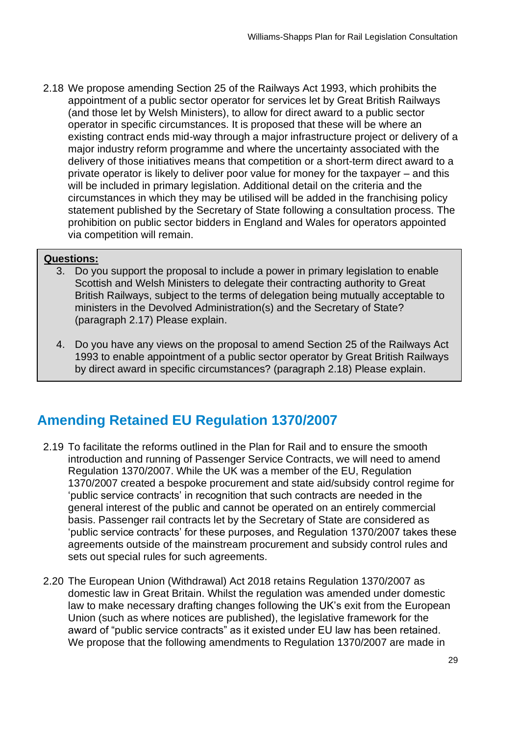2.18 We propose amending Section 25 of the Railways Act 1993, which prohibits the appointment of a public sector operator for services let by Great British Railways (and those let by Welsh Ministers), to allow for direct award to a public sector operator in specific circumstances. It is proposed that these will be where an existing contract ends mid-way through a major infrastructure project or delivery of a major industry reform programme and where the uncertainty associated with the delivery of those initiatives means that competition or a short-term direct award to a private operator is likely to deliver poor value for money for the taxpayer – and this will be included in primary legislation. Additional detail on the criteria and the circumstances in which they may be utilised will be added in the franchising policy statement published by the Secretary of State following a consultation process. The prohibition on public sector bidders in England and Wales for operators appointed via competition will remain.

> **Questions:**
>
> 3. Do you support the proposal to include a power in primary legislation to enable Scottish and Welsh Ministers to delegate their contracting authority to Great British Railways, subject to the terms of delegation being mutually acceptable to ministers in the Devolved Administration(s) and the Secretary of State? (paragraph 2.17) Please explain.
>
> 4. Do you have any views on the proposal to amend Section 25 of the Railways Act 1993 to enable appointment of a public sector operator by Great British Railways by direct award in specific circumstances? (paragraph 2.18) Please explain.

## Amending Retained EU Regulation 1370/2007

2.19 To facilitate the reforms outlined in the Plan for Rail and to ensure the smooth introduction and running of Passenger Service Contracts, we will need to amend Regulation 1370/2007. While the UK was a member of the EU, Regulation 1370/2007 created a bespoke procurement and state aid/subsidy control regime for 'public service contracts' in recognition that such contracts are needed in the general interest of the public and cannot be operated on an entirely commercial basis. Passenger rail contracts let by the Secretary of State are considered as 'public service contracts' for these purposes, and Regulation 1370/2007 takes these agreements outside of the mainstream procurement and subsidy control rules and sets out special rules for such agreements.

2.20 The European Union (Withdrawal) Act 2018 retains Regulation 1370/2007 as domestic law in Great Britain. Whilst the regulation was amended under domestic law to make necessary drafting changes following the UK's exit from the European Union (such as where notices are published), the legislative framework for the award of "public service contracts" as it existed under EU law has been retained. We propose that the following amendments to Regulation 1370/2007 are made in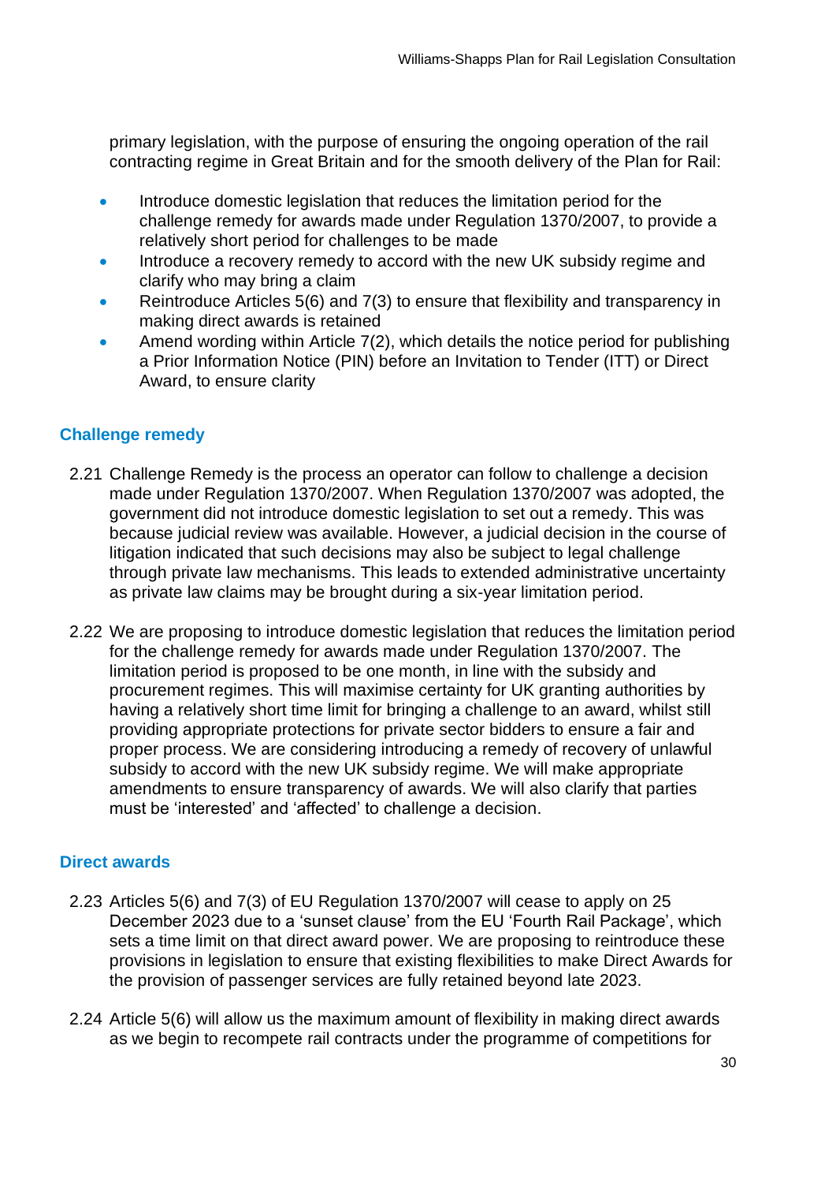primary legislation, with the purpose of ensuring the ongoing operation of the rail contracting regime in Great Britain and for the smooth delivery of the Plan for Rail:

- Introduce domestic legislation that reduces the limitation period for the challenge remedy for awards made under Regulation 1370/2007, to provide a relatively short period for challenges to be made
- Introduce a recovery remedy to accord with the new UK subsidy regime and clarify who may bring a claim
- Reintroduce Articles 5(6) and 7(3) to ensure that flexibility and transparency in making direct awards is retained
- Amend wording within Article 7(2), which details the notice period for publishing a Prior Information Notice (PIN) before an Invitation to Tender (ITT) or Direct Award, to ensure clarity

### Challenge remedy

2.21 Challenge Remedy is the process an operator can follow to challenge a decision made under Regulation 1370/2007. When Regulation 1370/2007 was adopted, the government did not introduce domestic legislation to set out a remedy. This was because judicial review was available. However, a judicial decision in the course of litigation indicated that such decisions may also be subject to legal challenge through private law mechanisms. This leads to extended administrative uncertainty as private law claims may be brought during a six-year limitation period.

2.22 We are proposing to introduce domestic legislation that reduces the limitation period for the challenge remedy for awards made under Regulation 1370/2007. The limitation period is proposed to be one month, in line with the subsidy and procurement regimes. This will maximise certainty for UK granting authorities by having a relatively short time limit for bringing a challenge to an award, whilst still providing appropriate protections for private sector bidders to ensure a fair and proper process. We are considering introducing a remedy of recovery of unlawful subsidy to accord with the new UK subsidy regime. We will make appropriate amendments to ensure transparency of awards. We will also clarify that parties must be 'interested' and 'affected' to challenge a decision.

### Direct awards

2.23 Articles 5(6) and 7(3) of EU Regulation 1370/2007 will cease to apply on 25 December 2023 due to a 'sunset clause' from the EU 'Fourth Rail Package', which sets a time limit on that direct award power. We are proposing to reintroduce these provisions in legislation to ensure that existing flexibilities to make Direct Awards for the provision of passenger services are fully retained beyond late 2023.

2.24 Article 5(6) will allow us the maximum amount of flexibility in making direct awards as we begin to recompete rail contracts under the programme of competitions for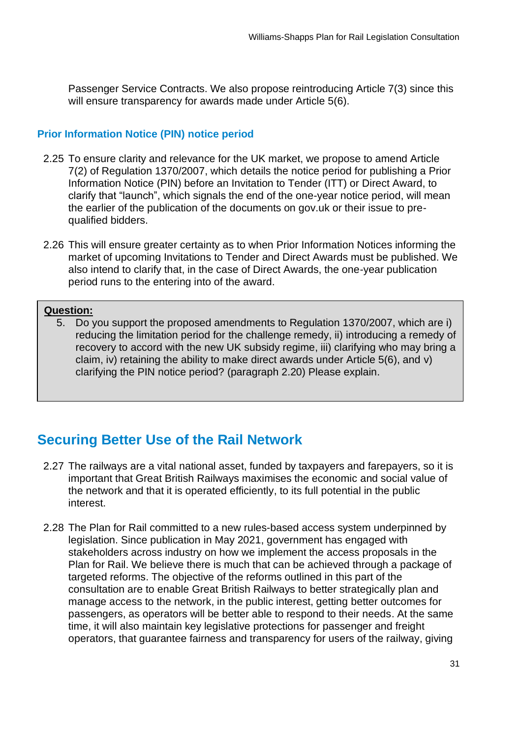Passenger Service Contracts. We also propose reintroducing Article 7(3) since this will ensure transparency for awards made under Article 5(6).

### Prior Information Notice (PIN) notice period

2.25 To ensure clarity and relevance for the UK market, we propose to amend Article 7(2) of Regulation 1370/2007, which details the notice period for publishing a Prior Information Notice (PIN) before an Invitation to Tender (ITT) or Direct Award, to clarify that "launch", which signals the end of the one-year notice period, will mean the earlier of the publication of the documents on gov.uk or their issue to pre-qualified bidders.

2.26 This will ensure greater certainty as to when Prior Information Notices informing the market of upcoming Invitations to Tender and Direct Awards must be published. We also intend to clarify that, in the case of Direct Awards, the one-year publication period runs to the entering into of the award.

**Question:**

5. Do you support the proposed amendments to Regulation 1370/2007, which are i) reducing the limitation period for the challenge remedy, ii) introducing a remedy of recovery to accord with the new UK subsidy regime, iii) clarifying who may bring a claim, iv) retaining the ability to make direct awards under Article 5(6), and v) clarifying the PIN notice period? (paragraph 2.20) Please explain.

## Securing Better Use of the Rail Network

2.27 The railways are a vital national asset, funded by taxpayers and farepayers, so it is important that Great British Railways maximises the economic and social value of the network and that it is operated efficiently, to its full potential in the public interest.

2.28 The Plan for Rail committed to a new rules-based access system underpinned by legislation. Since publication in May 2021, government has engaged with stakeholders across industry on how we implement the access proposals in the Plan for Rail. We believe there is much that can be achieved through a package of targeted reforms. The objective of the reforms outlined in this part of the consultation are to enable Great British Railways to better strategically plan and manage access to the network, in the public interest, getting better outcomes for passengers, as operators will be better able to respond to their needs. At the same time, it will also maintain key legislative protections for passenger and freight operators, that guarantee fairness and transparency for users of the railway, giving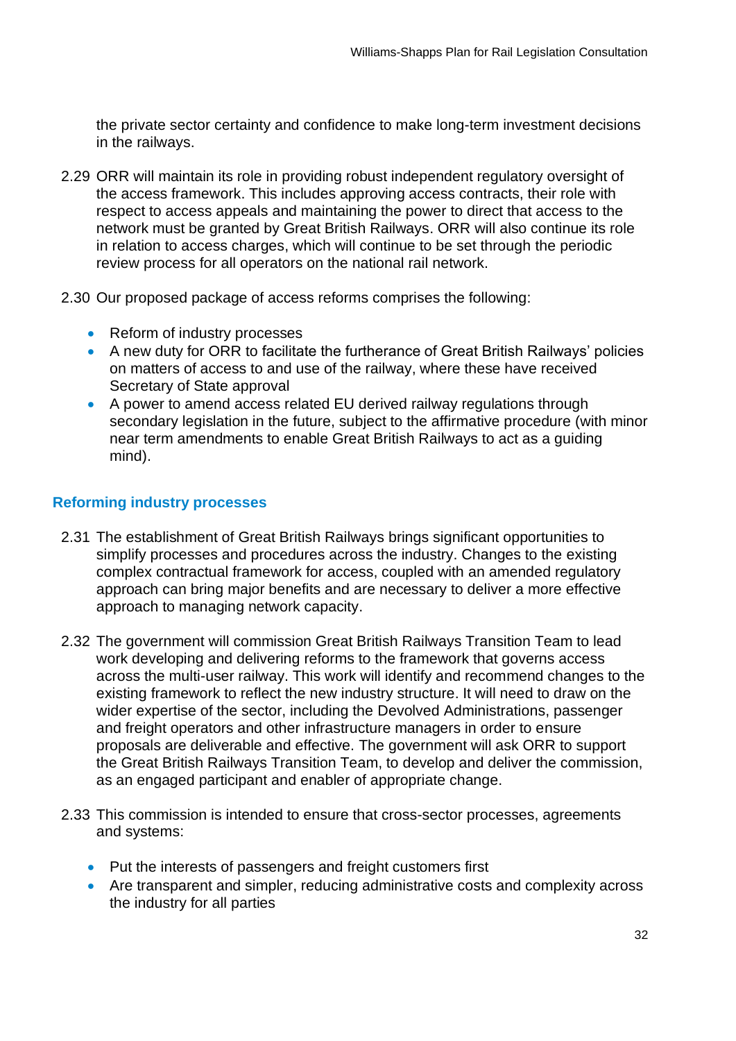the private sector certainty and confidence to make long-term investment decisions in the railways.

2.29 ORR will maintain its role in providing robust independent regulatory oversight of the access framework. This includes approving access contracts, their role with respect to access appeals and maintaining the power to direct that access to the network must be granted by Great British Railways. ORR will also continue its role in relation to access charges, which will continue to be set through the periodic review process for all operators on the national rail network.

2.30 Our proposed package of access reforms comprises the following:

- Reform of industry processes
- A new duty for ORR to facilitate the furtherance of Great British Railways' policies on matters of access to and use of the railway, where these have received Secretary of State approval
- A power to amend access related EU derived railway regulations through secondary legislation in the future, subject to the affirmative procedure (with minor near term amendments to enable Great British Railways to act as a guiding mind).

### Reforming industry processes

2.31 The establishment of Great British Railways brings significant opportunities to simplify processes and procedures across the industry. Changes to the existing complex contractual framework for access, coupled with an amended regulatory approach can bring major benefits and are necessary to deliver a more effective approach to managing network capacity.

2.32 The government will commission Great British Railways Transition Team to lead work developing and delivering reforms to the framework that governs access across the multi-user railway. This work will identify and recommend changes to the existing framework to reflect the new industry structure. It will need to draw on the wider expertise of the sector, including the Devolved Administrations, passenger and freight operators and other infrastructure managers in order to ensure proposals are deliverable and effective. The government will ask ORR to support the Great British Railways Transition Team, to develop and deliver the commission, as an engaged participant and enabler of appropriate change.

2.33 This commission is intended to ensure that cross-sector processes, agreements and systems:

- Put the interests of passengers and freight customers first
- Are transparent and simpler, reducing administrative costs and complexity across the industry for all parties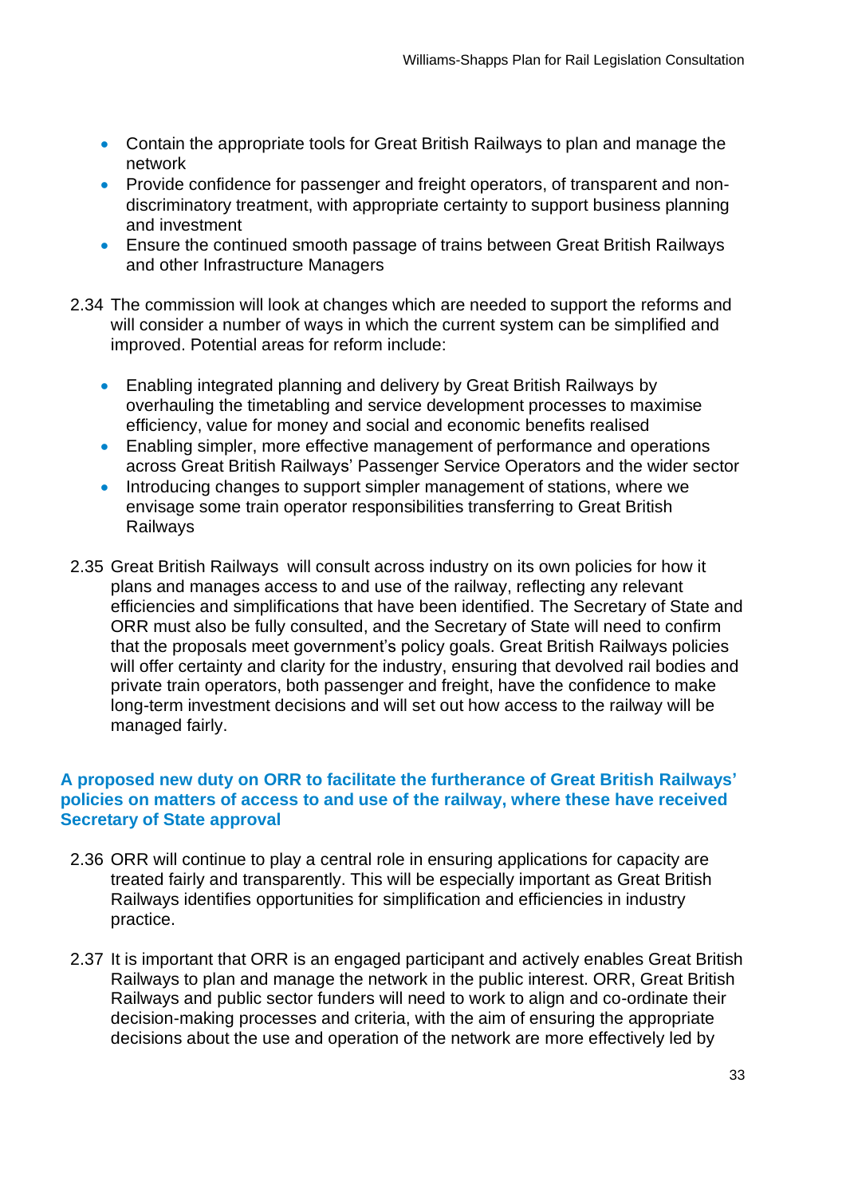- Contain the appropriate tools for Great British Railways to plan and manage the network
- Provide confidence for passenger and freight operators, of transparent and non-discriminatory treatment, with appropriate certainty to support business planning and investment
- Ensure the continued smooth passage of trains between Great British Railways and other Infrastructure Managers

2.34 The commission will look at changes which are needed to support the reforms and will consider a number of ways in which the current system can be simplified and improved. Potential areas for reform include:

- Enabling integrated planning and delivery by Great British Railways by overhauling the timetabling and service development processes to maximise efficiency, value for money and social and economic benefits realised
- Enabling simpler, more effective management of performance and operations across Great British Railways' Passenger Service Operators and the wider sector
- Introducing changes to support simpler management of stations, where we envisage some train operator responsibilities transferring to Great British Railways

2.35 Great British Railways will consult across industry on its own policies for how it plans and manages access to and use of the railway, reflecting any relevant efficiencies and simplifications that have been identified. The Secretary of State and ORR must also be fully consulted, and the Secretary of State will need to confirm that the proposals meet government's policy goals. Great British Railways policies will offer certainty and clarity for the industry, ensuring that devolved rail bodies and private train operators, both passenger and freight, have the confidence to make long-term investment decisions and will set out how access to the railway will be managed fairly.

### A proposed new duty on ORR to facilitate the furtherance of Great British Railways' policies on matters of access to and use of the railway, where these have received Secretary of State approval

2.36 ORR will continue to play a central role in ensuring applications for capacity are treated fairly and transparently. This will be especially important as Great British Railways identifies opportunities for simplification and efficiencies in industry practice.

2.37 It is important that ORR is an engaged participant and actively enables Great British Railways to plan and manage the network in the public interest. ORR, Great British Railways and public sector funders will need to work to align and co-ordinate their decision-making processes and criteria, with the aim of ensuring the appropriate decisions about the use and operation of the network are more effectively led by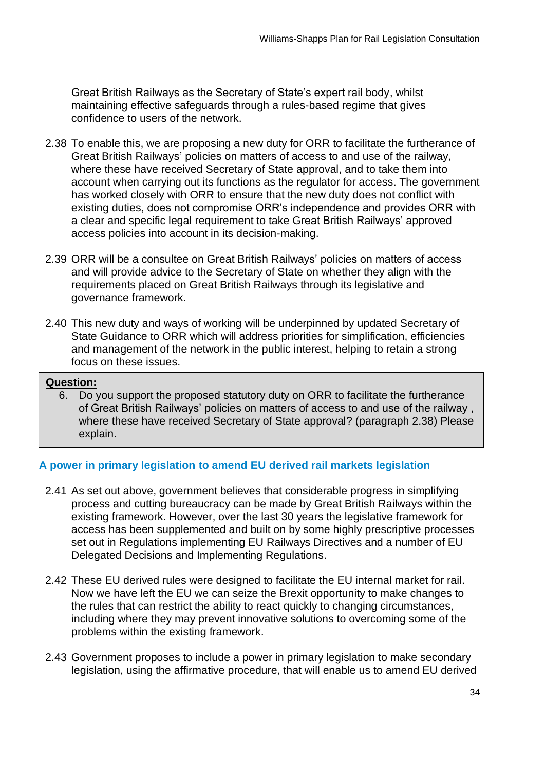Great British Railways as the Secretary of State's expert rail body, whilst maintaining effective safeguards through a rules-based regime that gives confidence to users of the network.

2.38 To enable this, we are proposing a new duty for ORR to facilitate the furtherance of Great British Railways' policies on matters of access to and use of the railway, where these have received Secretary of State approval, and to take them into account when carrying out its functions as the regulator for access. The government has worked closely with ORR to ensure that the new duty does not conflict with existing duties, does not compromise ORR's independence and provides ORR with a clear and specific legal requirement to take Great British Railways' approved access policies into account in its decision-making.

2.39 ORR will be a consultee on Great British Railways' policies on matters of access and will provide advice to the Secretary of State on whether they align with the requirements placed on Great British Railways through its legislative and governance framework.

2.40 This new duty and ways of working will be underpinned by updated Secretary of State Guidance to ORR which will address priorities for simplification, efficiencies and management of the network in the public interest, helping to retain a strong focus on these issues.

> **Question:**
>
> 6. Do you support the proposed statutory duty on ORR to facilitate the furtherance of Great British Railways' policies on matters of access to and use of the railway , where these have received Secretary of State approval? (paragraph 2.38) Please explain.

### A power in primary legislation to amend EU derived rail markets legislation

2.41 As set out above, government believes that considerable progress in simplifying process and cutting bureaucracy can be made by Great British Railways within the existing framework. However, over the last 30 years the legislative framework for access has been supplemented and built on by some highly prescriptive processes set out in Regulations implementing EU Railways Directives and a number of EU Delegated Decisions and Implementing Regulations.

2.42 These EU derived rules were designed to facilitate the EU internal market for rail. Now we have left the EU we can seize the Brexit opportunity to make changes to the rules that can restrict the ability to react quickly to changing circumstances, including where they may prevent innovative solutions to overcoming some of the problems within the existing framework.

2.43 Government proposes to include a power in primary legislation to make secondary legislation, using the affirmative procedure, that will enable us to amend EU derived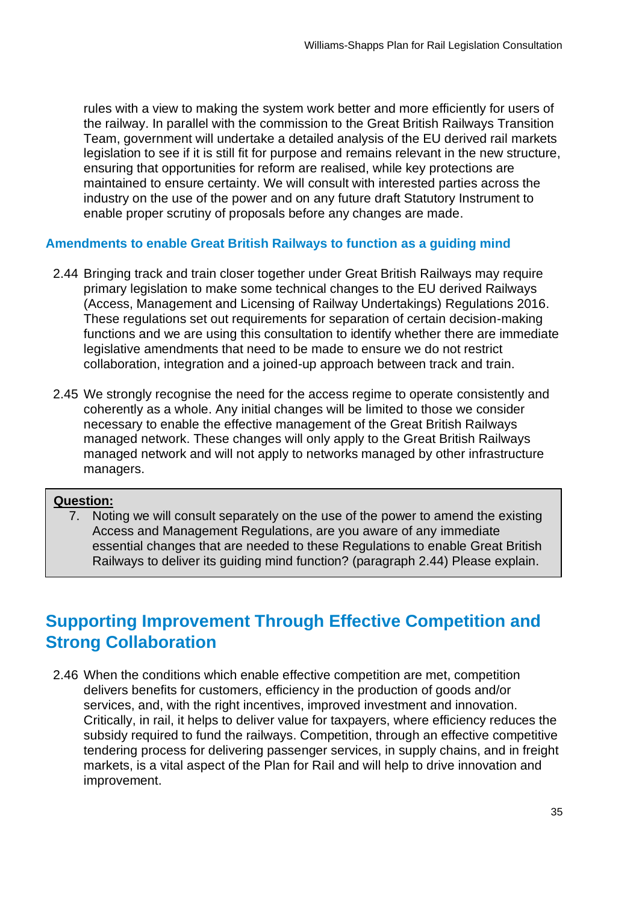rules with a view to making the system work better and more efficiently for users of the railway. In parallel with the commission to the Great British Railways Transition Team, government will undertake a detailed analysis of the EU derived rail markets legislation to see if it is still fit for purpose and remains relevant in the new structure, ensuring that opportunities for reform are realised, while key protections are maintained to ensure certainty. We will consult with interested parties across the industry on the use of the power and on any future draft Statutory Instrument to enable proper scrutiny of proposals before any changes are made.

### Amendments to enable Great British Railways to function as a guiding mind

2.44 Bringing track and train closer together under Great British Railways may require primary legislation to make some technical changes to the EU derived Railways (Access, Management and Licensing of Railway Undertakings) Regulations 2016. These regulations set out requirements for separation of certain decision-making functions and we are using this consultation to identify whether there are immediate legislative amendments that need to be made to ensure we do not restrict collaboration, integration and a joined-up approach between track and train.

2.45 We strongly recognise the need for the access regime to operate consistently and coherently as a whole. Any initial changes will be limited to those we consider necessary to enable the effective management of the Great British Railways managed network. These changes will only apply to the Great British Railways managed network and will not apply to networks managed by other infrastructure managers.

> **Question:**
>
> 7. Noting we will consult separately on the use of the power to amend the existing Access and Management Regulations, are you aware of any immediate essential changes that are needed to these Regulations to enable Great British Railways to deliver its guiding mind function? (paragraph 2.44) Please explain.

## Supporting Improvement Through Effective Competition and Strong Collaboration

2.46 When the conditions which enable effective competition are met, competition delivers benefits for customers, efficiency in the production of goods and/or services, and, with the right incentives, improved investment and innovation. Critically, in rail, it helps to deliver value for taxpayers, where efficiency reduces the subsidy required to fund the railways. Competition, through an effective competitive tendering process for delivering passenger services, in supply chains, and in freight markets, is a vital aspect of the Plan for Rail and will help to drive innovation and improvement.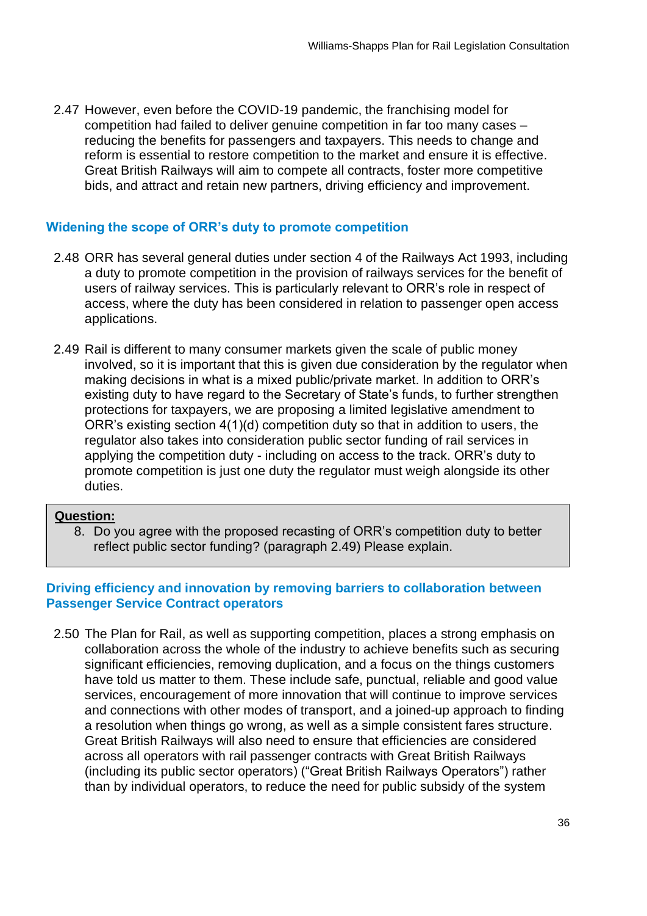2.47 However, even before the COVID-19 pandemic, the franchising model for competition had failed to deliver genuine competition in far too many cases – reducing the benefits for passengers and taxpayers. This needs to change and reform is essential to restore competition to the market and ensure it is effective. Great British Railways will aim to compete all contracts, foster more competitive bids, and attract and retain new partners, driving efficiency and improvement.

### Widening the scope of ORR's duty to promote competition

2.48 ORR has several general duties under section 4 of the Railways Act 1993, including a duty to promote competition in the provision of railways services for the benefit of users of railway services. This is particularly relevant to ORR's role in respect of access, where the duty has been considered in relation to passenger open access applications.

2.49 Rail is different to many consumer markets given the scale of public money involved, so it is important that this is given due consideration by the regulator when making decisions in what is a mixed public/private market. In addition to ORR's existing duty to have regard to the Secretary of State's funds, to further strengthen protections for taxpayers, we are proposing a limited legislative amendment to ORR's existing section 4(1)(d) competition duty so that in addition to users, the regulator also takes into consideration public sector funding of rail services in applying the competition duty - including on access to the track. ORR's duty to promote competition is just one duty the regulator must weigh alongside its other duties.

> **Question:**
>
> 8. Do you agree with the proposed recasting of ORR's competition duty to better reflect public sector funding? (paragraph 2.49) Please explain.

### Driving efficiency and innovation by removing barriers to collaboration between Passenger Service Contract operators

2.50 The Plan for Rail, as well as supporting competition, places a strong emphasis on collaboration across the whole of the industry to achieve benefits such as securing significant efficiencies, removing duplication, and a focus on the things customers have told us matter to them. These include safe, punctual, reliable and good value services, encouragement of more innovation that will continue to improve services and connections with other modes of transport, and a joined-up approach to finding a resolution when things go wrong, as well as a simple consistent fares structure. Great British Railways will also need to ensure that efficiencies are considered across all operators with rail passenger contracts with Great British Railways (including its public sector operators) ("Great British Railways Operators") rather than by individual operators, to reduce the need for public subsidy of the system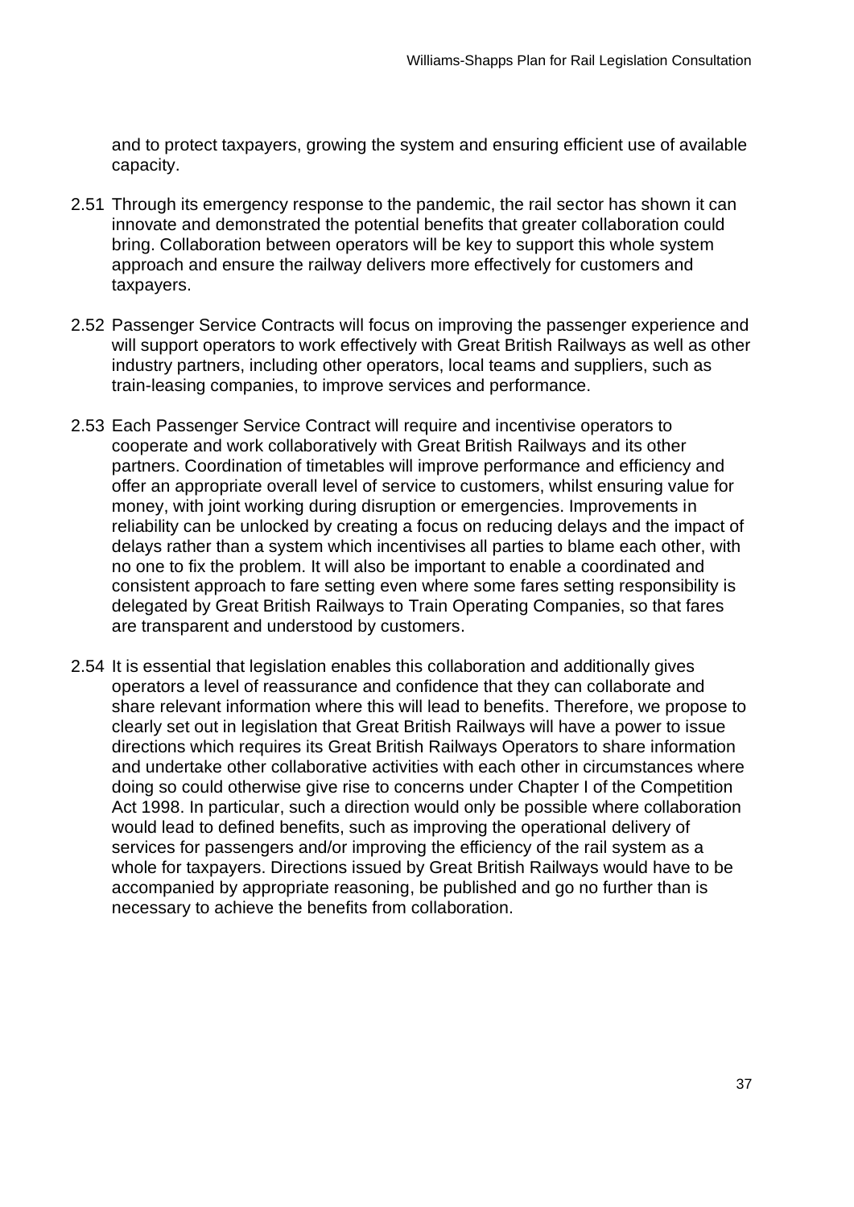and to protect taxpayers, growing the system and ensuring efficient use of available capacity.

2.51 Through its emergency response to the pandemic, the rail sector has shown it can innovate and demonstrated the potential benefits that greater collaboration could bring. Collaboration between operators will be key to support this whole system approach and ensure the railway delivers more effectively for customers and taxpayers.

2.52 Passenger Service Contracts will focus on improving the passenger experience and will support operators to work effectively with Great British Railways as well as other industry partners, including other operators, local teams and suppliers, such as train-leasing companies, to improve services and performance.

2.53 Each Passenger Service Contract will require and incentivise operators to cooperate and work collaboratively with Great British Railways and its other partners. Coordination of timetables will improve performance and efficiency and offer an appropriate overall level of service to customers, whilst ensuring value for money, with joint working during disruption or emergencies. Improvements in reliability can be unlocked by creating a focus on reducing delays and the impact of delays rather than a system which incentivises all parties to blame each other, with no one to fix the problem. It will also be important to enable a coordinated and consistent approach to fare setting even where some fares setting responsibility is delegated by Great British Railways to Train Operating Companies, so that fares are transparent and understood by customers.

2.54 It is essential that legislation enables this collaboration and additionally gives operators a level of reassurance and confidence that they can collaborate and share relevant information where this will lead to benefits. Therefore, we propose to clearly set out in legislation that Great British Railways will have a power to issue directions which requires its Great British Railways Operators to share information and undertake other collaborative activities with each other in circumstances where doing so could otherwise give rise to concerns under Chapter I of the Competition Act 1998. In particular, such a direction would only be possible where collaboration would lead to defined benefits, such as improving the operational delivery of services for passengers and/or improving the efficiency of the rail system as a whole for taxpayers. Directions issued by Great British Railways would have to be accompanied by appropriate reasoning, be published and go no further than is necessary to achieve the benefits from collaboration.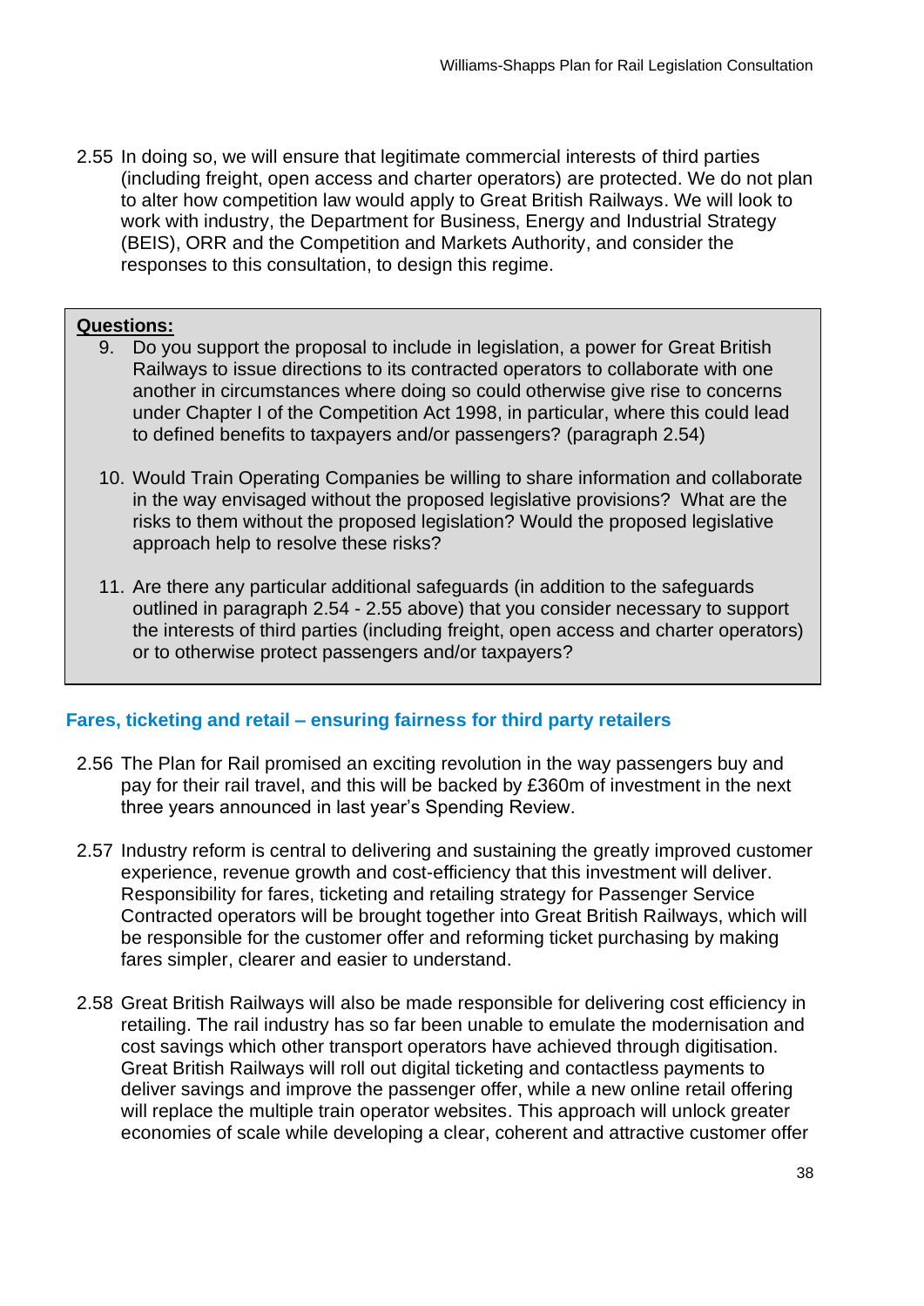2.55 In doing so, we will ensure that legitimate commercial interests of third parties (including freight, open access and charter operators) are protected. We do not plan to alter how competition law would apply to Great British Railways. We will look to work with industry, the Department for Business, Energy and Industrial Strategy (BEIS), ORR and the Competition and Markets Authority, and consider the responses to this consultation, to design this regime.

**Questions:**

9. Do you support the proposal to include in legislation, a power for Great British Railways to issue directions to its contracted operators to collaborate with one another in circumstances where doing so could otherwise give rise to concerns under Chapter I of the Competition Act 1998, in particular, where this could lead to defined benefits to taxpayers and/or passengers? (paragraph 2.54)

10. Would Train Operating Companies be willing to share information and collaborate in the way envisaged without the proposed legislative provisions? What are the risks to them without the proposed legislation? Would the proposed legislative approach help to resolve these risks?

11. Are there any particular additional safeguards (in addition to the safeguards outlined in paragraph 2.54 - 2.55 above) that you consider necessary to support the interests of third parties (including freight, open access and charter operators) or to otherwise protect passengers and/or taxpayers?

### Fares, ticketing and retail – ensuring fairness for third party retailers

2.56 The Plan for Rail promised an exciting revolution in the way passengers buy and pay for their rail travel, and this will be backed by £360m of investment in the next three years announced in last year's Spending Review.

2.57 Industry reform is central to delivering and sustaining the greatly improved customer experience, revenue growth and cost-efficiency that this investment will deliver. Responsibility for fares, ticketing and retailing strategy for Passenger Service Contracted operators will be brought together into Great British Railways, which will be responsible for the customer offer and reforming ticket purchasing by making fares simpler, clearer and easier to understand.

2.58 Great British Railways will also be made responsible for delivering cost efficiency in retailing. The rail industry has so far been unable to emulate the modernisation and cost savings which other transport operators have achieved through digitisation. Great British Railways will roll out digital ticketing and contactless payments to deliver savings and improve the passenger offer, while a new online retail offering will replace the multiple train operator websites. This approach will unlock greater economies of scale while developing a clear, coherent and attractive customer offer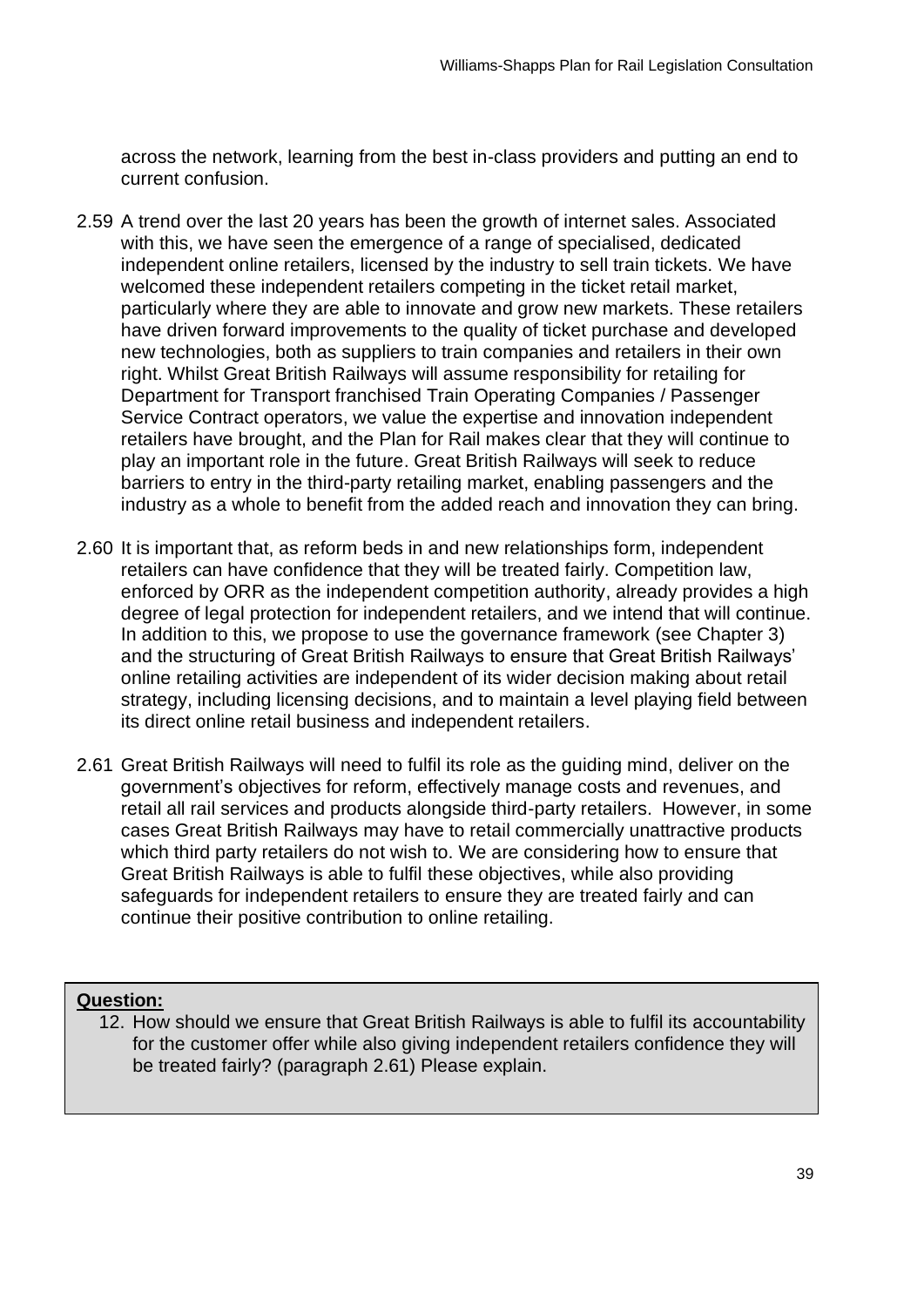across the network, learning from the best in-class providers and putting an end to current confusion.

2.59 A trend over the last 20 years has been the growth of internet sales. Associated with this, we have seen the emergence of a range of specialised, dedicated independent online retailers, licensed by the industry to sell train tickets. We have welcomed these independent retailers competing in the ticket retail market, particularly where they are able to innovate and grow new markets. These retailers have driven forward improvements to the quality of ticket purchase and developed new technologies, both as suppliers to train companies and retailers in their own right. Whilst Great British Railways will assume responsibility for retailing for Department for Transport franchised Train Operating Companies / Passenger Service Contract operators, we value the expertise and innovation independent retailers have brought, and the Plan for Rail makes clear that they will continue to play an important role in the future. Great British Railways will seek to reduce barriers to entry in the third-party retailing market, enabling passengers and the industry as a whole to benefit from the added reach and innovation they can bring.

2.60 It is important that, as reform beds in and new relationships form, independent retailers can have confidence that they will be treated fairly. Competition law, enforced by ORR as the independent competition authority, already provides a high degree of legal protection for independent retailers, and we intend that will continue. In addition to this, we propose to use the governance framework (see Chapter 3) and the structuring of Great British Railways to ensure that Great British Railways' online retailing activities are independent of its wider decision making about retail strategy, including licensing decisions, and to maintain a level playing field between its direct online retail business and independent retailers.

2.61 Great British Railways will need to fulfil its role as the guiding mind, deliver on the government's objectives for reform, effectively manage costs and revenues, and retail all rail services and products alongside third-party retailers. However, in some cases Great British Railways may have to retail commercially unattractive products which third party retailers do not wish to. We are considering how to ensure that Great British Railways is able to fulfil these objectives, while also providing safeguards for independent retailers to ensure they are treated fairly and can continue their positive contribution to online retailing.

**Question:**

12. How should we ensure that Great British Railways is able to fulfil its accountability for the customer offer while also giving independent retailers confidence they will be treated fairly? (paragraph 2.61) Please explain.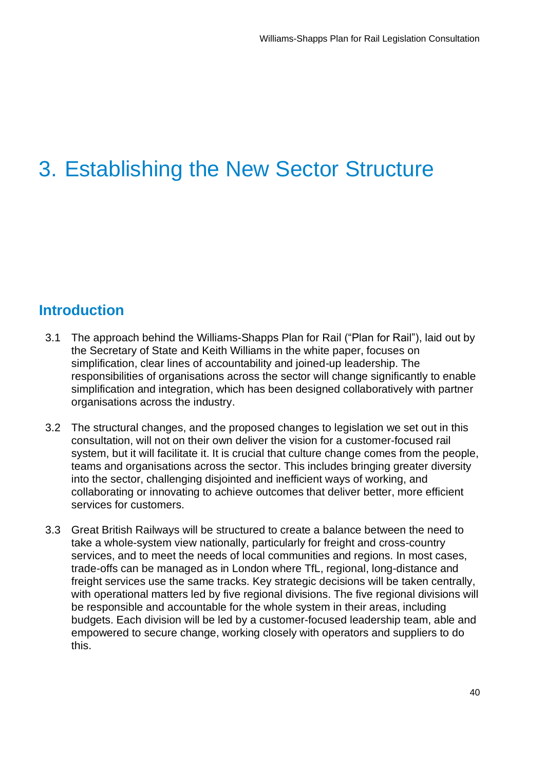# 3. Establishing the New Sector Structure

## Introduction

3.1 The approach behind the Williams-Shapps Plan for Rail ("Plan for Rail"), laid out by the Secretary of State and Keith Williams in the white paper, focuses on simplification, clear lines of accountability and joined-up leadership. The responsibilities of organisations across the sector will change significantly to enable simplification and integration, which has been designed collaboratively with partner organisations across the industry.

3.2 The structural changes, and the proposed changes to legislation we set out in this consultation, will not on their own deliver the vision for a customer-focused rail system, but it will facilitate it. It is crucial that culture change comes from the people, teams and organisations across the sector. This includes bringing greater diversity into the sector, challenging disjointed and inefficient ways of working, and collaborating or innovating to achieve outcomes that deliver better, more efficient services for customers.

3.3 Great British Railways will be structured to create a balance between the need to take a whole-system view nationally, particularly for freight and cross-country services, and to meet the needs of local communities and regions. In most cases, trade-offs can be managed as in London where TfL, regional, long-distance and freight services use the same tracks. Key strategic decisions will be taken centrally, with operational matters led by five regional divisions. The five regional divisions will be responsible and accountable for the whole system in their areas, including budgets. Each division will be led by a customer-focused leadership team, able and empowered to secure change, working closely with operators and suppliers to do this.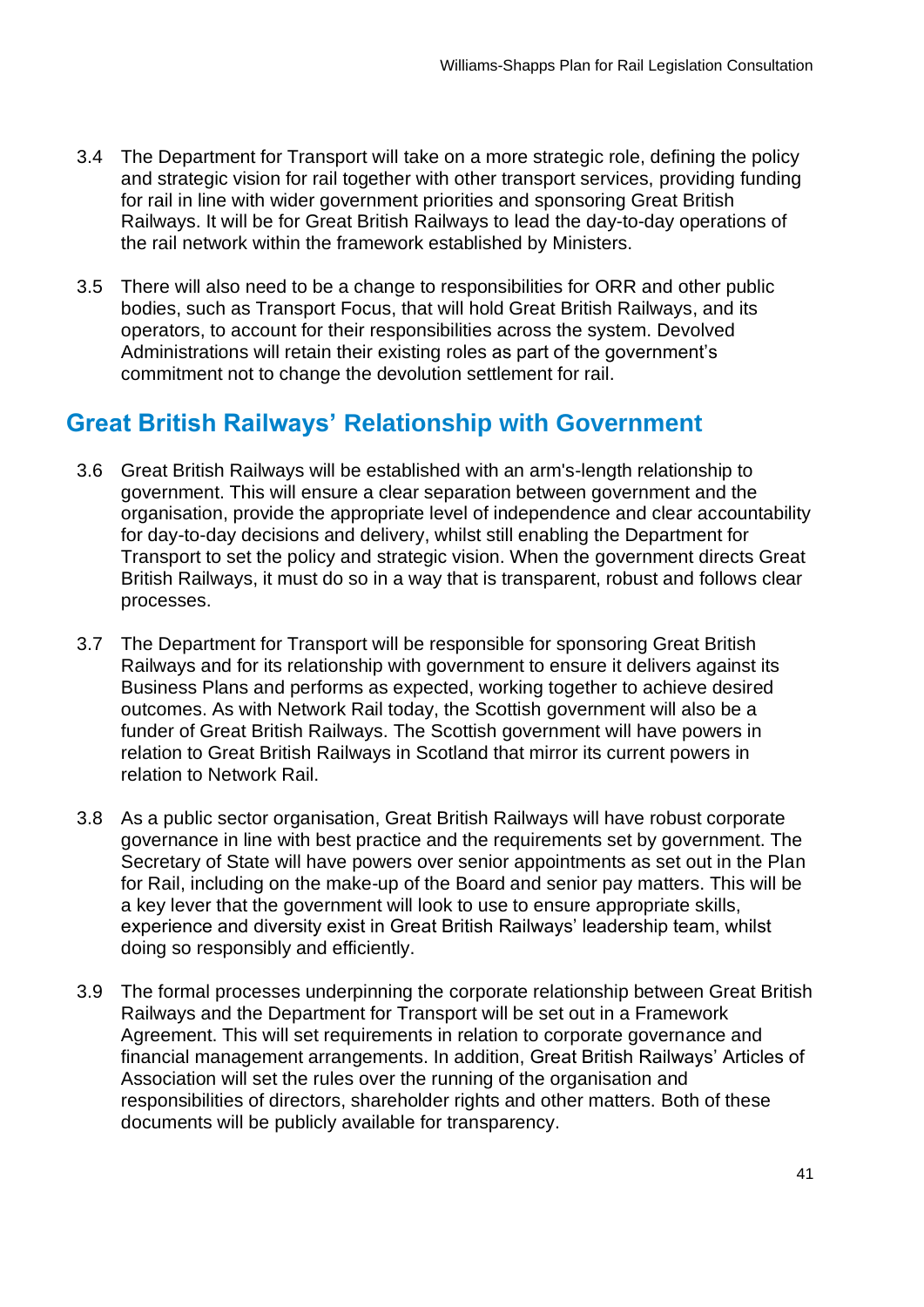3.4 The Department for Transport will take on a more strategic role, defining the policy and strategic vision for rail together with other transport services, providing funding for rail in line with wider government priorities and sponsoring Great British Railways. It will be for Great British Railways to lead the day-to-day operations of the rail network within the framework established by Ministers.

3.5 There will also need to be a change to responsibilities for ORR and other public bodies, such as Transport Focus, that will hold Great British Railways, and its operators, to account for their responsibilities across the system. Devolved Administrations will retain their existing roles as part of the government's commitment not to change the devolution settlement for rail.

## Great British Railways' Relationship with Government

3.6 Great British Railways will be established with an arm's-length relationship to government. This will ensure a clear separation between government and the organisation, provide the appropriate level of independence and clear accountability for day-to-day decisions and delivery, whilst still enabling the Department for Transport to set the policy and strategic vision. When the government directs Great British Railways, it must do so in a way that is transparent, robust and follows clear processes.

3.7 The Department for Transport will be responsible for sponsoring Great British Railways and for its relationship with government to ensure it delivers against its Business Plans and performs as expected, working together to achieve desired outcomes. As with Network Rail today, the Scottish government will also be a funder of Great British Railways. The Scottish government will have powers in relation to Great British Railways in Scotland that mirror its current powers in relation to Network Rail.

3.8 As a public sector organisation, Great British Railways will have robust corporate governance in line with best practice and the requirements set by government. The Secretary of State will have powers over senior appointments as set out in the Plan for Rail, including on the make-up of the Board and senior pay matters. This will be a key lever that the government will look to use to ensure appropriate skills, experience and diversity exist in Great British Railways' leadership team, whilst doing so responsibly and efficiently.

3.9 The formal processes underpinning the corporate relationship between Great British Railways and the Department for Transport will be set out in a Framework Agreement. This will set requirements in relation to corporate governance and financial management arrangements. In addition, Great British Railways' Articles of Association will set the rules over the running of the organisation and responsibilities of directors, shareholder rights and other matters. Both of these documents will be publicly available for transparency.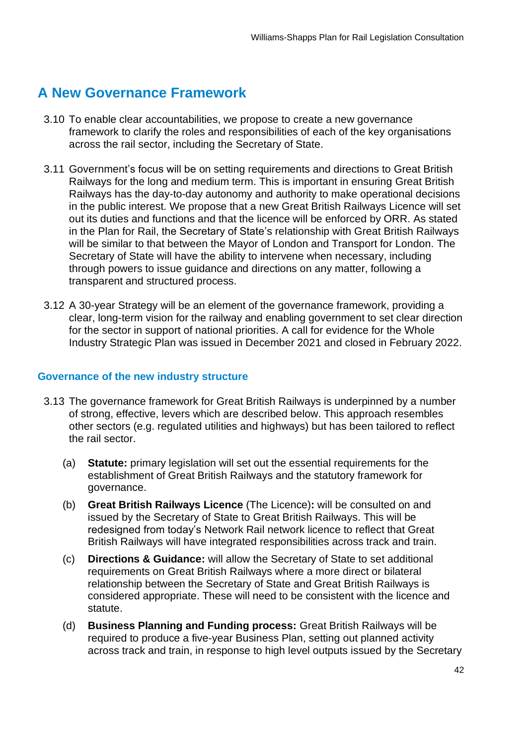## A New Governance Framework

3.10 To enable clear accountabilities, we propose to create a new governance framework to clarify the roles and responsibilities of each of the key organisations across the rail sector, including the Secretary of State.

3.11 Government's focus will be on setting requirements and directions to Great British Railways for the long and medium term. This is important in ensuring Great British Railways has the day-to-day autonomy and authority to make operational decisions in the public interest. We propose that a new Great British Railways Licence will set out its duties and functions and that the licence will be enforced by ORR. As stated in the Plan for Rail, the Secretary of State's relationship with Great British Railways will be similar to that between the Mayor of London and Transport for London. The Secretary of State will have the ability to intervene when necessary, including through powers to issue guidance and directions on any matter, following a transparent and structured process.

3.12 A 30-year Strategy will be an element of the governance framework, providing a clear, long-term vision for the railway and enabling government to set clear direction for the sector in support of national priorities. A call for evidence for the Whole Industry Strategic Plan was issued in December 2021 and closed in February 2022.

### Governance of the new industry structure

3.13 The governance framework for Great British Railways is underpinned by a number of strong, effective, levers which are described below. This approach resembles other sectors (e.g. regulated utilities and highways) but has been tailored to reflect the rail sector.

(a) **Statute:** primary legislation will set out the essential requirements for the establishment of Great British Railways and the statutory framework for governance.

(b) **Great British Railways Licence** (The Licence)**:** will be consulted on and issued by the Secretary of State to Great British Railways. This will be redesigned from today's Network Rail network licence to reflect that Great British Railways will have integrated responsibilities across track and train.

(c) **Directions & Guidance:** will allow the Secretary of State to set additional requirements on Great British Railways where a more direct or bilateral relationship between the Secretary of State and Great British Railways is considered appropriate. These will need to be consistent with the licence and statute.

(d) **Business Planning and Funding process:** Great British Railways will be required to produce a five-year Business Plan, setting out planned activity across track and train, in response to high level outputs issued by the Secretary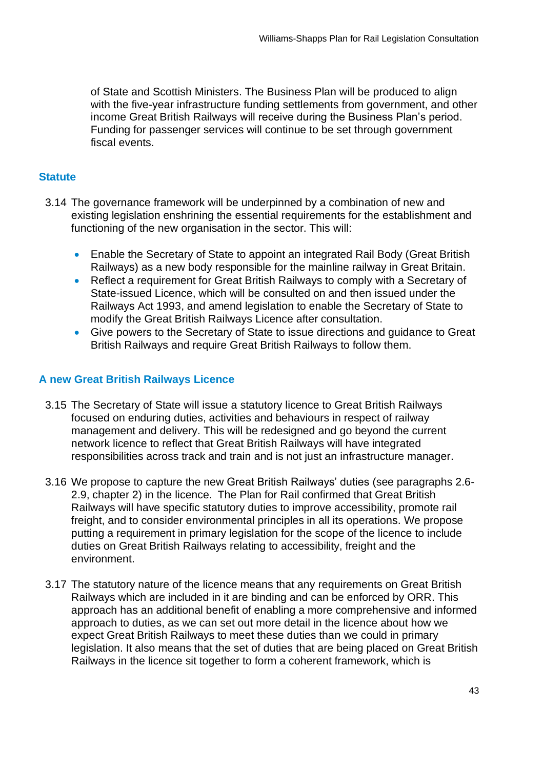of State and Scottish Ministers. The Business Plan will be produced to align with the five-year infrastructure funding settlements from government, and other income Great British Railways will receive during the Business Plan's period. Funding for passenger services will continue to be set through government fiscal events.

### Statute

3.14 The governance framework will be underpinned by a combination of new and existing legislation enshrining the essential requirements for the establishment and functioning of the new organisation in the sector. This will:

- Enable the Secretary of State to appoint an integrated Rail Body (Great British Railways) as a new body responsible for the mainline railway in Great Britain.
- Reflect a requirement for Great British Railways to comply with a Secretary of State-issued Licence, which will be consulted on and then issued under the Railways Act 1993, and amend legislation to enable the Secretary of State to modify the Great British Railways Licence after consultation.
- Give powers to the Secretary of State to issue directions and guidance to Great British Railways and require Great British Railways to follow them.

### A new Great British Railways Licence

3.15 The Secretary of State will issue a statutory licence to Great British Railways focused on enduring duties, activities and behaviours in respect of railway management and delivery. This will be redesigned and go beyond the current network licence to reflect that Great British Railways will have integrated responsibilities across track and train and is not just an infrastructure manager.

3.16 We propose to capture the new Great British Railways' duties (see paragraphs 2.6-2.9, chapter 2) in the licence. The Plan for Rail confirmed that Great British Railways will have specific statutory duties to improve accessibility, promote rail freight, and to consider environmental principles in all its operations. We propose putting a requirement in primary legislation for the scope of the licence to include duties on Great British Railways relating to accessibility, freight and the environment.

3.17 The statutory nature of the licence means that any requirements on Great British Railways which are included in it are binding and can be enforced by ORR. This approach has an additional benefit of enabling a more comprehensive and informed approach to duties, as we can set out more detail in the licence about how we expect Great British Railways to meet these duties than we could in primary legislation. It also means that the set of duties that are being placed on Great British Railways in the licence sit together to form a coherent framework, which is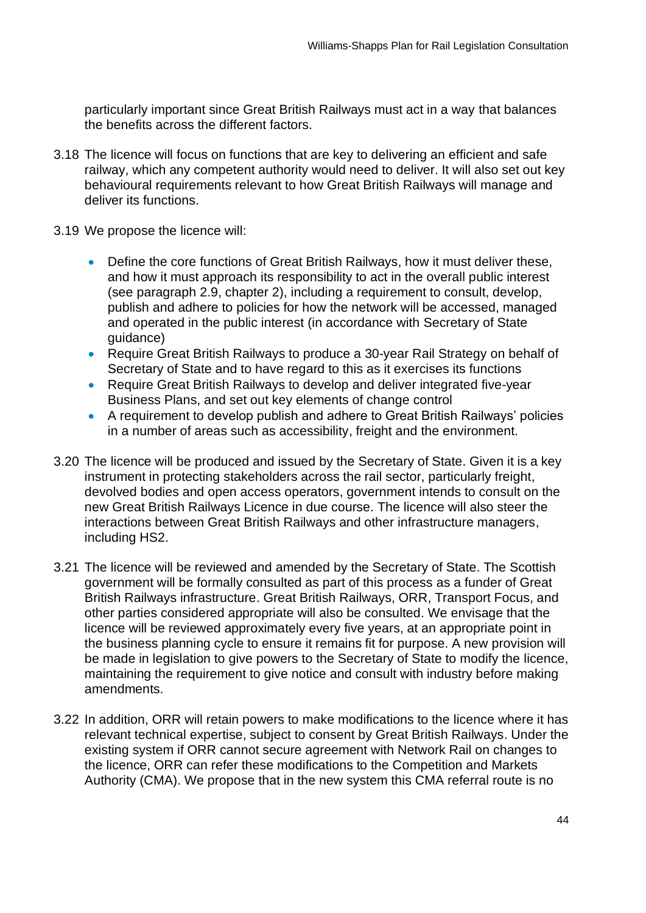particularly important since Great British Railways must act in a way that balances the benefits across the different factors.

3.18 The licence will focus on functions that are key to delivering an efficient and safe railway, which any competent authority would need to deliver. It will also set out key behavioural requirements relevant to how Great British Railways will manage and deliver its functions.

3.19 We propose the licence will:

- Define the core functions of Great British Railways, how it must deliver these, and how it must approach its responsibility to act in the overall public interest (see paragraph 2.9, chapter 2), including a requirement to consult, develop, publish and adhere to policies for how the network will be accessed, managed and operated in the public interest (in accordance with Secretary of State guidance)
- Require Great British Railways to produce a 30-year Rail Strategy on behalf of Secretary of State and to have regard to this as it exercises its functions
- Require Great British Railways to develop and deliver integrated five-year Business Plans, and set out key elements of change control
- A requirement to develop publish and adhere to Great British Railways' policies in a number of areas such as accessibility, freight and the environment.

3.20 The licence will be produced and issued by the Secretary of State. Given it is a key instrument in protecting stakeholders across the rail sector, particularly freight, devolved bodies and open access operators, government intends to consult on the new Great British Railways Licence in due course. The licence will also steer the interactions between Great British Railways and other infrastructure managers, including HS2.

3.21 The licence will be reviewed and amended by the Secretary of State. The Scottish government will be formally consulted as part of this process as a funder of Great British Railways infrastructure. Great British Railways, ORR, Transport Focus, and other parties considered appropriate will also be consulted. We envisage that the licence will be reviewed approximately every five years, at an appropriate point in the business planning cycle to ensure it remains fit for purpose. A new provision will be made in legislation to give powers to the Secretary of State to modify the licence, maintaining the requirement to give notice and consult with industry before making amendments.

3.22 In addition, ORR will retain powers to make modifications to the licence where it has relevant technical expertise, subject to consent by Great British Railways. Under the existing system if ORR cannot secure agreement with Network Rail on changes to the licence, ORR can refer these modifications to the Competition and Markets Authority (CMA). We propose that in the new system this CMA referral route is no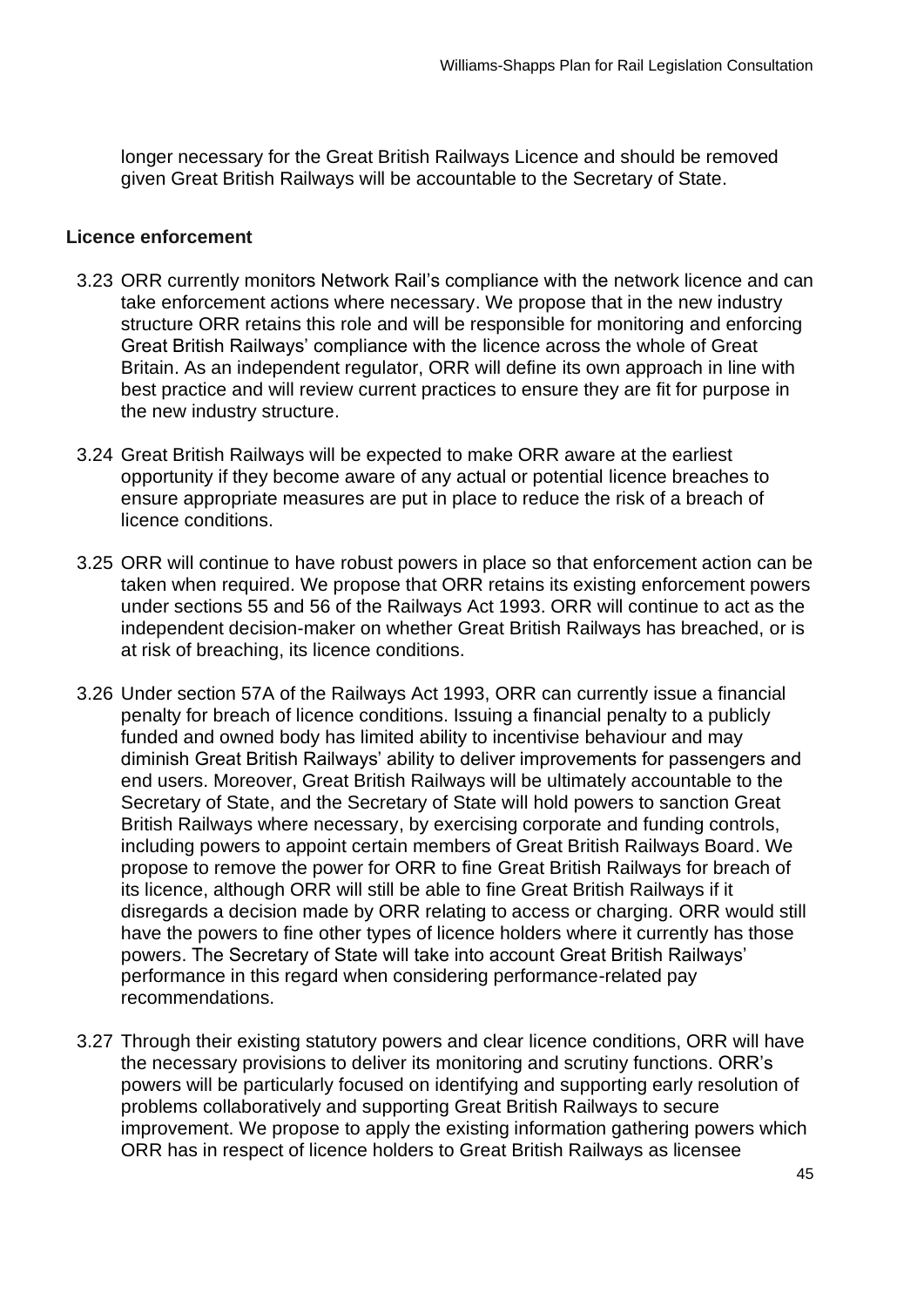longer necessary for the Great British Railways Licence and should be removed given Great British Railways will be accountable to the Secretary of State.

### Licence enforcement

3.23 ORR currently monitors Network Rail's compliance with the network licence and can take enforcement actions where necessary. We propose that in the new industry structure ORR retains this role and will be responsible for monitoring and enforcing Great British Railways' compliance with the licence across the whole of Great Britain. As an independent regulator, ORR will define its own approach in line with best practice and will review current practices to ensure they are fit for purpose in the new industry structure.

3.24 Great British Railways will be expected to make ORR aware at the earliest opportunity if they become aware of any actual or potential licence breaches to ensure appropriate measures are put in place to reduce the risk of a breach of licence conditions.

3.25 ORR will continue to have robust powers in place so that enforcement action can be taken when required. We propose that ORR retains its existing enforcement powers under sections 55 and 56 of the Railways Act 1993. ORR will continue to act as the independent decision-maker on whether Great British Railways has breached, or is at risk of breaching, its licence conditions.

3.26 Under section 57A of the Railways Act 1993, ORR can currently issue a financial penalty for breach of licence conditions. Issuing a financial penalty to a publicly funded and owned body has limited ability to incentivise behaviour and may diminish Great British Railways' ability to deliver improvements for passengers and end users. Moreover, Great British Railways will be ultimately accountable to the Secretary of State, and the Secretary of State will hold powers to sanction Great British Railways where necessary, by exercising corporate and funding controls, including powers to appoint certain members of Great British Railways Board. We propose to remove the power for ORR to fine Great British Railways for breach of its licence, although ORR will still be able to fine Great British Railways if it disregards a decision made by ORR relating to access or charging. ORR would still have the powers to fine other types of licence holders where it currently has those powers. The Secretary of State will take into account Great British Railways' performance in this regard when considering performance-related pay recommendations.

3.27 Through their existing statutory powers and clear licence conditions, ORR will have the necessary provisions to deliver its monitoring and scrutiny functions. ORR's powers will be particularly focused on identifying and supporting early resolution of problems collaboratively and supporting Great British Railways to secure improvement. We propose to apply the existing information gathering powers which ORR has in respect of licence holders to Great British Railways as licensee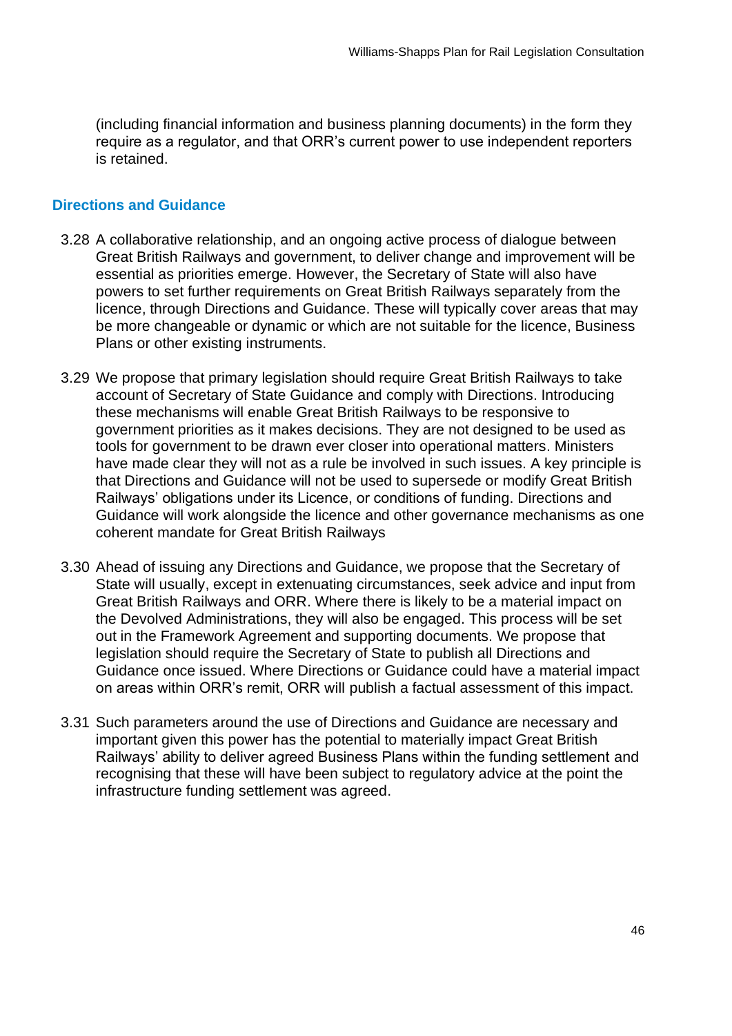(including financial information and business planning documents) in the form they require as a regulator, and that ORR's current power to use independent reporters is retained.

### Directions and Guidance

3.28 A collaborative relationship, and an ongoing active process of dialogue between Great British Railways and government, to deliver change and improvement will be essential as priorities emerge. However, the Secretary of State will also have powers to set further requirements on Great British Railways separately from the licence, through Directions and Guidance. These will typically cover areas that may be more changeable or dynamic or which are not suitable for the licence, Business Plans or other existing instruments.

3.29 We propose that primary legislation should require Great British Railways to take account of Secretary of State Guidance and comply with Directions. Introducing these mechanisms will enable Great British Railways to be responsive to government priorities as it makes decisions. They are not designed to be used as tools for government to be drawn ever closer into operational matters. Ministers have made clear they will not as a rule be involved in such issues. A key principle is that Directions and Guidance will not be used to supersede or modify Great British Railways' obligations under its Licence, or conditions of funding. Directions and Guidance will work alongside the licence and other governance mechanisms as one coherent mandate for Great British Railways

3.30 Ahead of issuing any Directions and Guidance, we propose that the Secretary of State will usually, except in extenuating circumstances, seek advice and input from Great British Railways and ORR. Where there is likely to be a material impact on the Devolved Administrations, they will also be engaged. This process will be set out in the Framework Agreement and supporting documents. We propose that legislation should require the Secretary of State to publish all Directions and Guidance once issued. Where Directions or Guidance could have a material impact on areas within ORR's remit, ORR will publish a factual assessment of this impact.

3.31 Such parameters around the use of Directions and Guidance are necessary and important given this power has the potential to materially impact Great British Railways' ability to deliver agreed Business Plans within the funding settlement and recognising that these will have been subject to regulatory advice at the point the infrastructure funding settlement was agreed.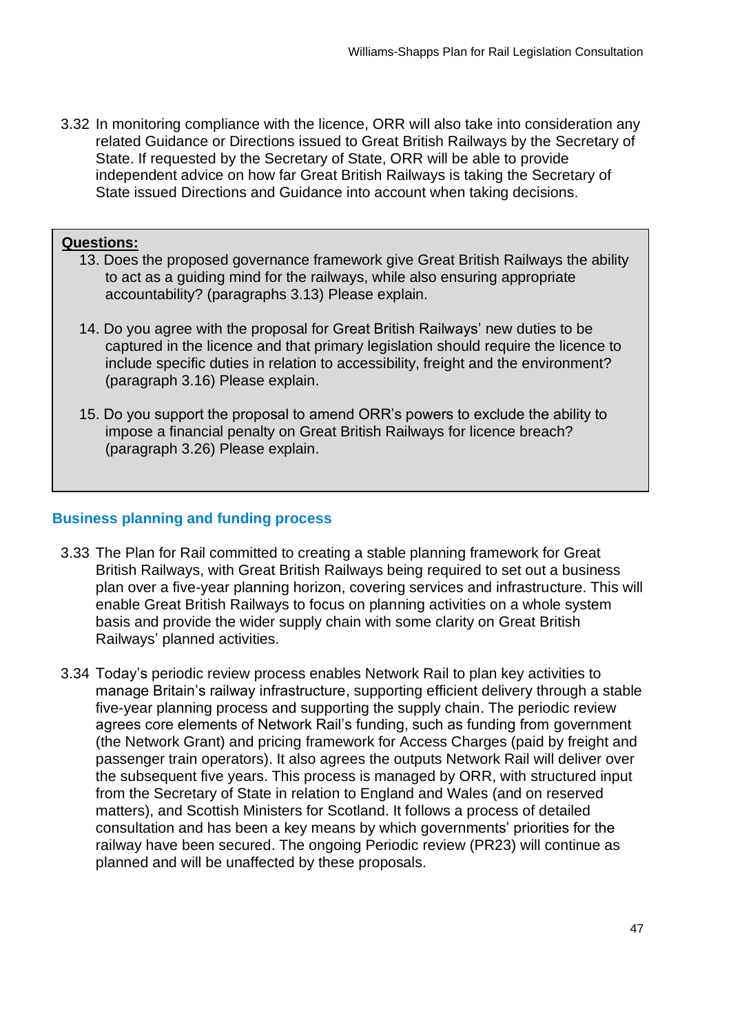3.32 In monitoring compliance with the licence, ORR will also take into consideration any related Guidance or Directions issued to Great British Railways by the Secretary of State. If requested by the Secretary of State, ORR will be able to provide independent advice on how far Great British Railways is taking the Secretary of State issued Directions and Guidance into account when taking decisions.

**Questions:**

13. Does the proposed governance framework give Great British Railways the ability to act as a guiding mind for the railways, while also ensuring appropriate accountability? (paragraphs 3.13) Please explain.

14. Do you agree with the proposal for Great British Railways' new duties to be captured in the licence and that primary legislation should require the licence to include specific duties in relation to accessibility, freight and the environment? (paragraph 3.16) Please explain.

15. Do you support the proposal to amend ORR's powers to exclude the ability to impose a financial penalty on Great British Railways for licence breach? (paragraph 3.26) Please explain.

### Business planning and funding process

3.33 The Plan for Rail committed to creating a stable planning framework for Great British Railways, with Great British Railways being required to set out a business plan over a five-year planning horizon, covering services and infrastructure. This will enable Great British Railways to focus on planning activities on a whole system basis and provide the wider supply chain with some clarity on Great British Railways' planned activities.

3.34 Today's periodic review process enables Network Rail to plan key activities to manage Britain's railway infrastructure, supporting efficient delivery through a stable five-year planning process and supporting the supply chain. The periodic review agrees core elements of Network Rail's funding, such as funding from government (the Network Grant) and pricing framework for Access Charges (paid by freight and passenger train operators). It also agrees the outputs Network Rail will deliver over the subsequent five years. This process is managed by ORR, with structured input from the Secretary of State in relation to England and Wales (and on reserved matters), and Scottish Ministers for Scotland. It follows a process of detailed consultation and has been a key means by which governments' priorities for the railway have been secured. The ongoing Periodic review (PR23) will continue as planned and will be unaffected by these proposals.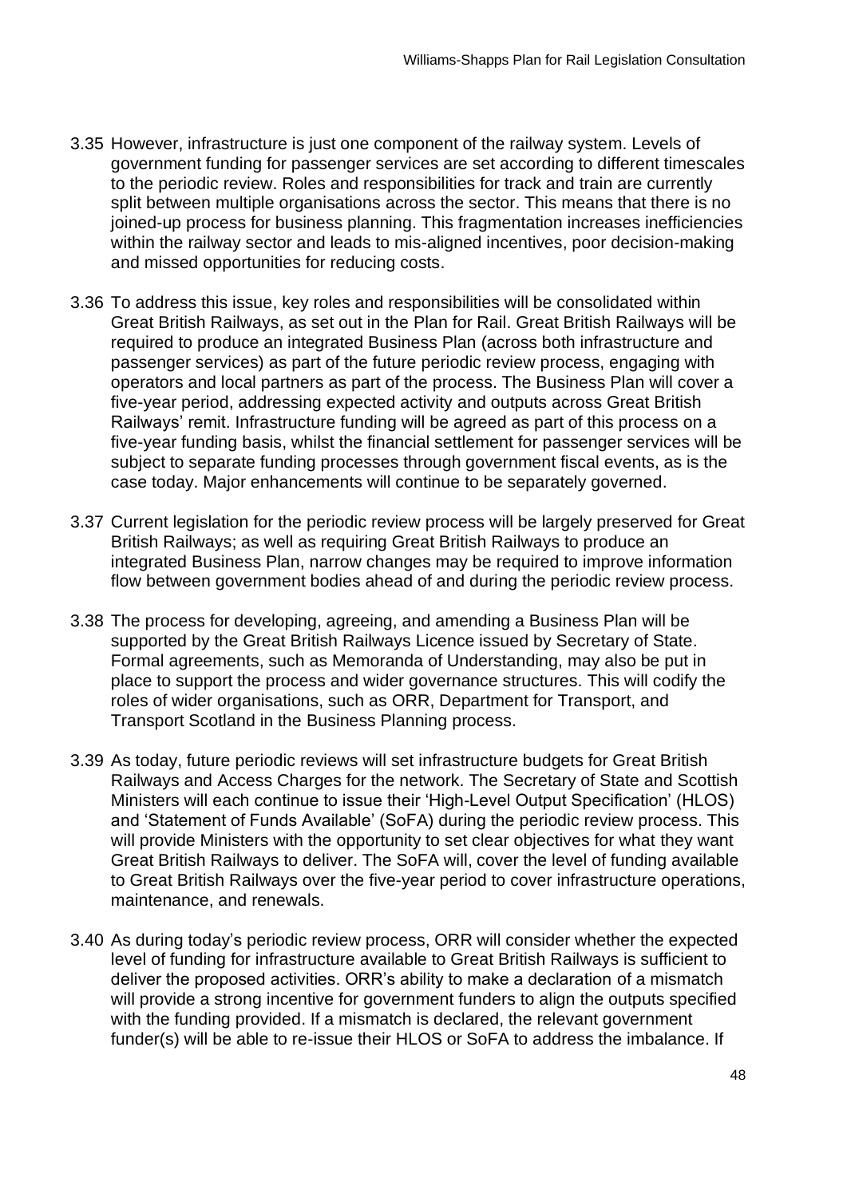3.35 However, infrastructure is just one component of the railway system. Levels of government funding for passenger services are set according to different timescales to the periodic review. Roles and responsibilities for track and train are currently split between multiple organisations across the sector. This means that there is no joined-up process for business planning. This fragmentation increases inefficiencies within the railway sector and leads to mis-aligned incentives, poor decision-making and missed opportunities for reducing costs.

3.36 To address this issue, key roles and responsibilities will be consolidated within Great British Railways, as set out in the Plan for Rail. Great British Railways will be required to produce an integrated Business Plan (across both infrastructure and passenger services) as part of the future periodic review process, engaging with operators and local partners as part of the process. The Business Plan will cover a five-year period, addressing expected activity and outputs across Great British Railways' remit. Infrastructure funding will be agreed as part of this process on a five-year funding basis, whilst the financial settlement for passenger services will be subject to separate funding processes through government fiscal events, as is the case today. Major enhancements will continue to be separately governed.

3.37 Current legislation for the periodic review process will be largely preserved for Great British Railways; as well as requiring Great British Railways to produce an integrated Business Plan, narrow changes may be required to improve information flow between government bodies ahead of and during the periodic review process.

3.38 The process for developing, agreeing, and amending a Business Plan will be supported by the Great British Railways Licence issued by Secretary of State. Formal agreements, such as Memoranda of Understanding, may also be put in place to support the process and wider governance structures. This will codify the roles of wider organisations, such as ORR, Department for Transport, and Transport Scotland in the Business Planning process.

3.39 As today, future periodic reviews will set infrastructure budgets for Great British Railways and Access Charges for the network. The Secretary of State and Scottish Ministers will each continue to issue their 'High-Level Output Specification' (HLOS) and 'Statement of Funds Available' (SoFA) during the periodic review process. This will provide Ministers with the opportunity to set clear objectives for what they want Great British Railways to deliver. The SoFA will, cover the level of funding available to Great British Railways over the five-year period to cover infrastructure operations, maintenance, and renewals.

3.40 As during today's periodic review process, ORR will consider whether the expected level of funding for infrastructure available to Great British Railways is sufficient to deliver the proposed activities. ORR's ability to make a declaration of a mismatch will provide a strong incentive for government funders to align the outputs specified with the funding provided. If a mismatch is declared, the relevant government funder(s) will be able to re-issue their HLOS or SoFA to address the imbalance. If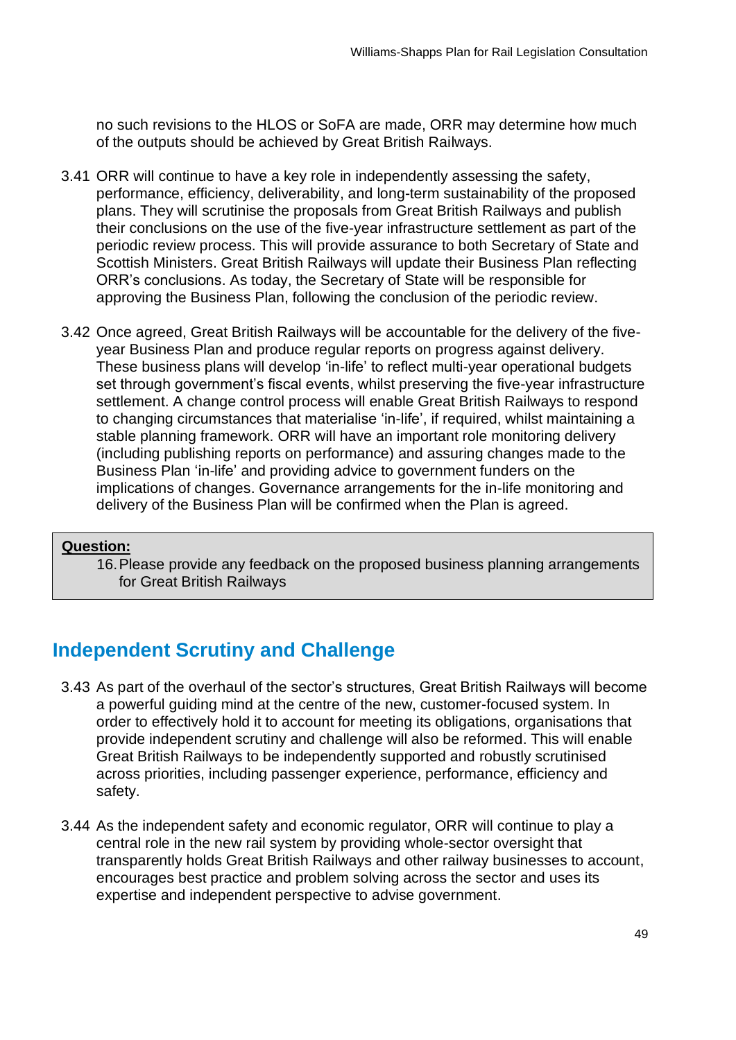no such revisions to the HLOS or SoFA are made, ORR may determine how much of the outputs should be achieved by Great British Railways.

3.41 ORR will continue to have a key role in independently assessing the safety, performance, efficiency, deliverability, and long-term sustainability of the proposed plans. They will scrutinise the proposals from Great British Railways and publish their conclusions on the use of the five-year infrastructure settlement as part of the periodic review process. This will provide assurance to both Secretary of State and Scottish Ministers. Great British Railways will update their Business Plan reflecting ORR's conclusions. As today, the Secretary of State will be responsible for approving the Business Plan, following the conclusion of the periodic review.

3.42 Once agreed, Great British Railways will be accountable for the delivery of the five-year Business Plan and produce regular reports on progress against delivery. These business plans will develop 'in-life' to reflect multi-year operational budgets set through government's fiscal events, whilst preserving the five-year infrastructure settlement. A change control process will enable Great British Railways to respond to changing circumstances that materialise 'in-life', if required, whilst maintaining a stable planning framework. ORR will have an important role monitoring delivery (including publishing reports on performance) and assuring changes made to the Business Plan 'in-life' and providing advice to government funders on the implications of changes. Governance arrangements for the in-life monitoring and delivery of the Business Plan will be confirmed when the Plan is agreed.

> **Question:**
>
> 16. Please provide any feedback on the proposed business planning arrangements for Great British Railways

## Independent Scrutiny and Challenge

3.43 As part of the overhaul of the sector's structures, Great British Railways will become a powerful guiding mind at the centre of the new, customer-focused system. In order to effectively hold it to account for meeting its obligations, organisations that provide independent scrutiny and challenge will also be reformed. This will enable Great British Railways to be independently supported and robustly scrutinised across priorities, including passenger experience, performance, efficiency and safety.

3.44 As the independent safety and economic regulator, ORR will continue to play a central role in the new rail system by providing whole-sector oversight that transparently holds Great British Railways and other railway businesses to account, encourages best practice and problem solving across the sector and uses its expertise and independent perspective to advise government.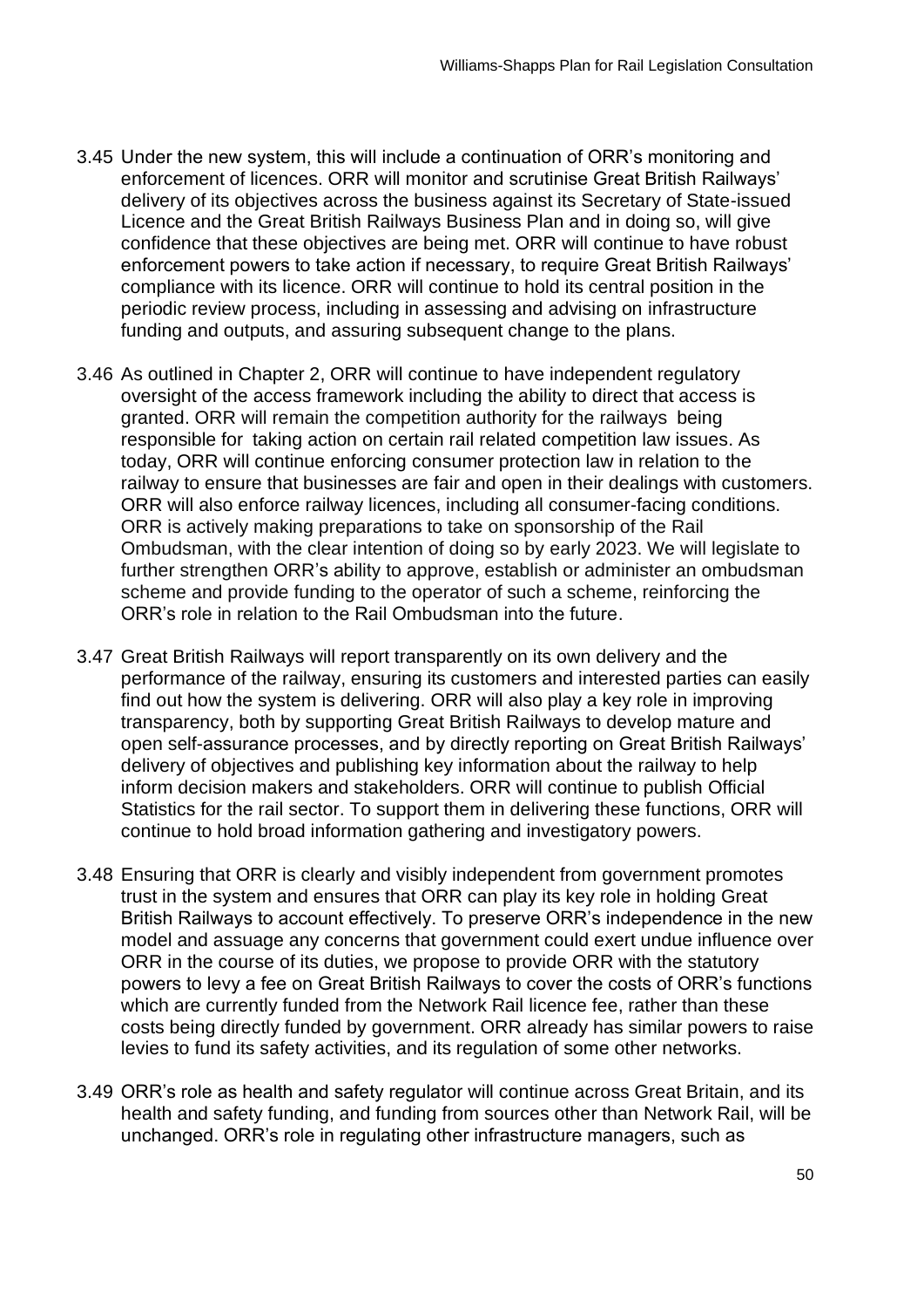3.45 Under the new system, this will include a continuation of ORR's monitoring and enforcement of licences. ORR will monitor and scrutinise Great British Railways' delivery of its objectives across the business against its Secretary of State-issued Licence and the Great British Railways Business Plan and in doing so, will give confidence that these objectives are being met. ORR will continue to have robust enforcement powers to take action if necessary, to require Great British Railways' compliance with its licence. ORR will continue to hold its central position in the periodic review process, including in assessing and advising on infrastructure funding and outputs, and assuring subsequent change to the plans.

3.46 As outlined in Chapter 2, ORR will continue to have independent regulatory oversight of the access framework including the ability to direct that access is granted. ORR will remain the competition authority for the railways being responsible for taking action on certain rail related competition law issues. As today, ORR will continue enforcing consumer protection law in relation to the railway to ensure that businesses are fair and open in their dealings with customers. ORR will also enforce railway licences, including all consumer-facing conditions. ORR is actively making preparations to take on sponsorship of the Rail Ombudsman, with the clear intention of doing so by early 2023. We will legislate to further strengthen ORR's ability to approve, establish or administer an ombudsman scheme and provide funding to the operator of such a scheme, reinforcing the ORR's role in relation to the Rail Ombudsman into the future.

3.47 Great British Railways will report transparently on its own delivery and the performance of the railway, ensuring its customers and interested parties can easily find out how the system is delivering. ORR will also play a key role in improving transparency, both by supporting Great British Railways to develop mature and open self-assurance processes, and by directly reporting on Great British Railways' delivery of objectives and publishing key information about the railway to help inform decision makers and stakeholders. ORR will continue to publish Official Statistics for the rail sector. To support them in delivering these functions, ORR will continue to hold broad information gathering and investigatory powers.

3.48 Ensuring that ORR is clearly and visibly independent from government promotes trust in the system and ensures that ORR can play its key role in holding Great British Railways to account effectively. To preserve ORR's independence in the new model and assuage any concerns that government could exert undue influence over ORR in the course of its duties, we propose to provide ORR with the statutory powers to levy a fee on Great British Railways to cover the costs of ORR's functions which are currently funded from the Network Rail licence fee, rather than these costs being directly funded by government. ORR already has similar powers to raise levies to fund its safety activities, and its regulation of some other networks.

3.49 ORR's role as health and safety regulator will continue across Great Britain, and its health and safety funding, and funding from sources other than Network Rail, will be unchanged. ORR's role in regulating other infrastructure managers, such as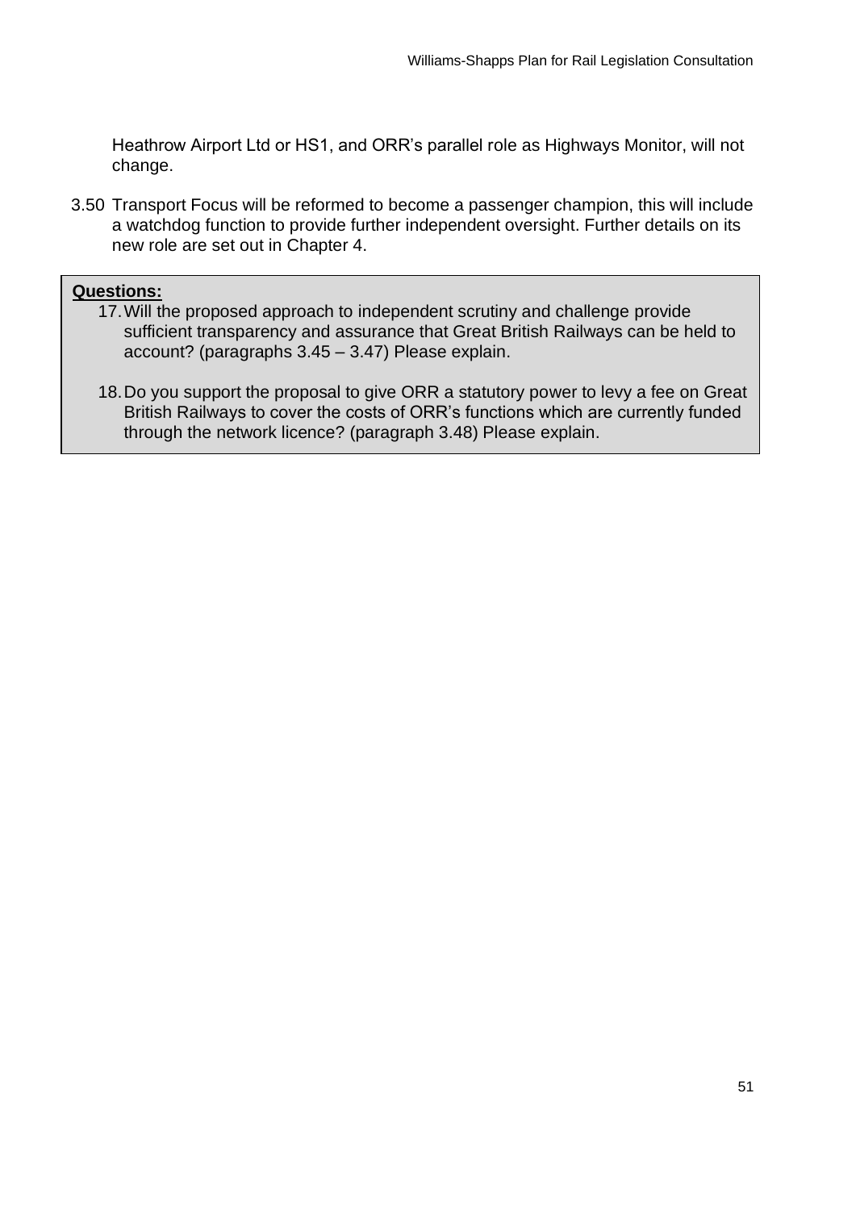Heathrow Airport Ltd or HS1, and ORR's parallel role as Highways Monitor, will not change.

3.50 Transport Focus will be reformed to become a passenger champion, this will include a watchdog function to provide further independent oversight. Further details on its new role are set out in Chapter 4.

**Questions:**

17. Will the proposed approach to independent scrutiny and challenge provide sufficient transparency and assurance that Great British Railways can be held to account? (paragraphs 3.45 – 3.47) Please explain.

18. Do you support the proposal to give ORR a statutory power to levy a fee on Great British Railways to cover the costs of ORR's functions which are currently funded through the network licence? (paragraph 3.48) Please explain.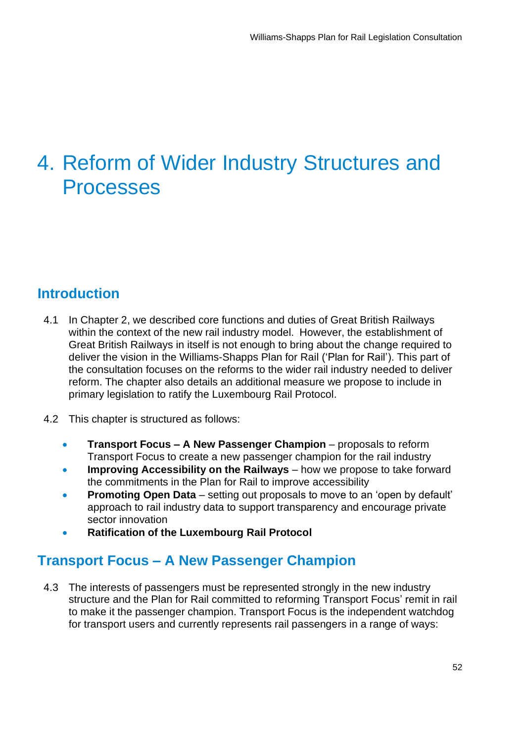# 4. Reform of Wider Industry Structures and Processes

## Introduction

4.1 In Chapter 2, we described core functions and duties of Great British Railways within the context of the new rail industry model. However, the establishment of Great British Railways in itself is not enough to bring about the change required to deliver the vision in the Williams-Shapps Plan for Rail ('Plan for Rail'). This part of the consultation focuses on the reforms to the wider rail industry needed to deliver reform. The chapter also details an additional measure we propose to include in primary legislation to ratify the Luxembourg Rail Protocol.

4.2 This chapter is structured as follows:

- **Transport Focus – A New Passenger Champion** – proposals to reform Transport Focus to create a new passenger champion for the rail industry
- **Improving Accessibility on the Railways** – how we propose to take forward the commitments in the Plan for Rail to improve accessibility
- **Promoting Open Data** – setting out proposals to move to an 'open by default' approach to rail industry data to support transparency and encourage private sector innovation
- **Ratification of the Luxembourg Rail Protocol**

## Transport Focus – A New Passenger Champion

4.3 The interests of passengers must be represented strongly in the new industry structure and the Plan for Rail committed to reforming Transport Focus' remit in rail to make it the passenger champion. Transport Focus is the independent watchdog for transport users and currently represents rail passengers in a range of ways: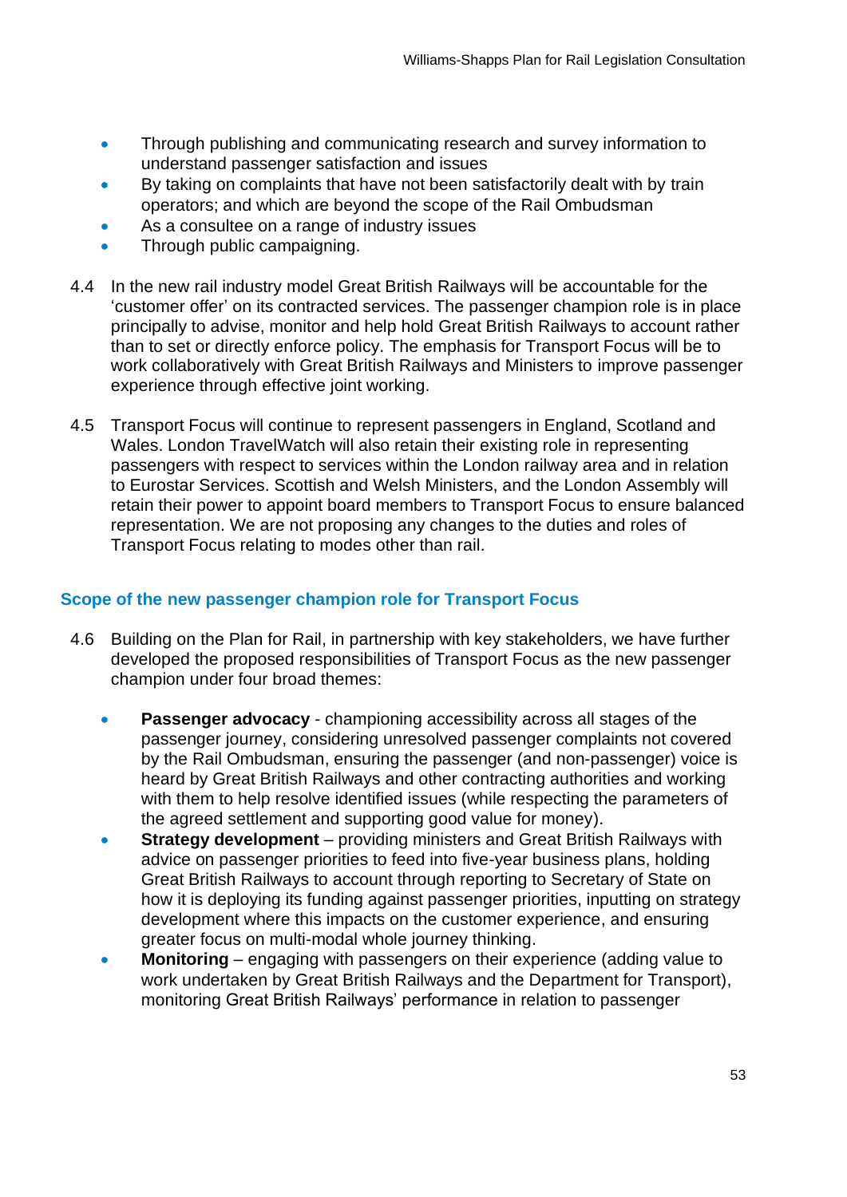- Through publishing and communicating research and survey information to understand passenger satisfaction and issues
- By taking on complaints that have not been satisfactorily dealt with by train operators; and which are beyond the scope of the Rail Ombudsman
- As a consultee on a range of industry issues
- Through public campaigning.

4.4 In the new rail industry model Great British Railways will be accountable for the 'customer offer' on its contracted services. The passenger champion role is in place principally to advise, monitor and help hold Great British Railways to account rather than to set or directly enforce policy. The emphasis for Transport Focus will be to work collaboratively with Great British Railways and Ministers to improve passenger experience through effective joint working.

4.5 Transport Focus will continue to represent passengers in England, Scotland and Wales. London TravelWatch will also retain their existing role in representing passengers with respect to services within the London railway area and in relation to Eurostar Services. Scottish and Welsh Ministers, and the London Assembly will retain their power to appoint board members to Transport Focus to ensure balanced representation. We are not proposing any changes to the duties and roles of Transport Focus relating to modes other than rail.

## Scope of the new passenger champion role for Transport Focus

4.6 Building on the Plan for Rail, in partnership with key stakeholders, we have further developed the proposed responsibilities of Transport Focus as the new passenger champion under four broad themes:

- **Passenger advocacy** - championing accessibility across all stages of the passenger journey, considering unresolved passenger complaints not covered by the Rail Ombudsman, ensuring the passenger (and non-passenger) voice is heard by Great British Railways and other contracting authorities and working with them to help resolve identified issues (while respecting the parameters of the agreed settlement and supporting good value for money).
- **Strategy development** – providing ministers and Great British Railways with advice on passenger priorities to feed into five-year business plans, holding Great British Railways to account through reporting to Secretary of State on how it is deploying its funding against passenger priorities, inputting on strategy development where this impacts on the customer experience, and ensuring greater focus on multi-modal whole journey thinking.
- **Monitoring** – engaging with passengers on their experience (adding value to work undertaken by Great British Railways and the Department for Transport), monitoring Great British Railways' performance in relation to passenger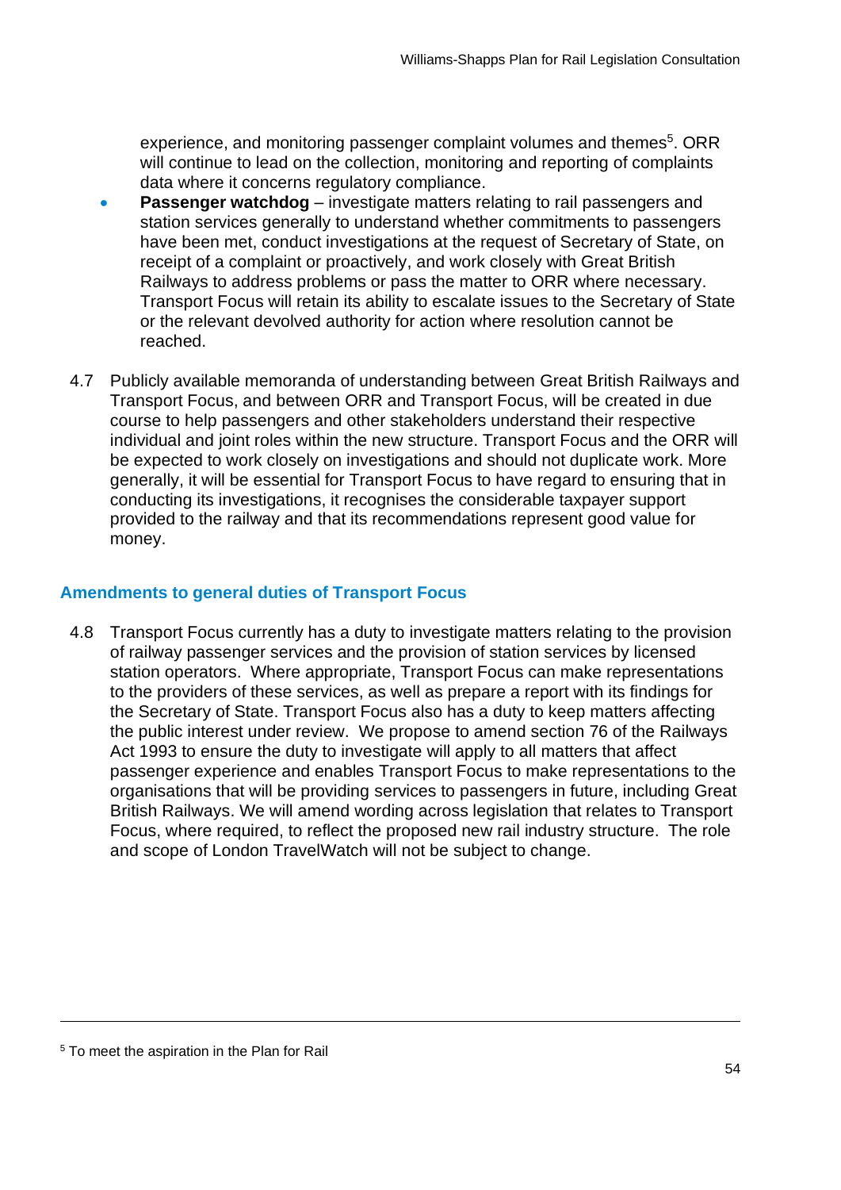experience, and monitoring passenger complaint volumes and themes[5]. ORR will continue to lead on the collection, monitoring and reporting of complaints data where it concerns regulatory compliance.

- **Passenger watchdog** – investigate matters relating to rail passengers and station services generally to understand whether commitments to passengers have been met, conduct investigations at the request of Secretary of State, on receipt of a complaint or proactively, and work closely with Great British Railways to address problems or pass the matter to ORR where necessary. Transport Focus will retain its ability to escalate issues to the Secretary of State or the relevant devolved authority for action where resolution cannot be reached.

4.7 Publicly available memoranda of understanding between Great British Railways and Transport Focus, and between ORR and Transport Focus, will be created in due course to help passengers and other stakeholders understand their respective individual and joint roles within the new structure. Transport Focus and the ORR will be expected to work closely on investigations and should not duplicate work. More generally, it will be essential for Transport Focus to have regard to ensuring that in conducting its investigations, it recognises the considerable taxpayer support provided to the railway and that its recommendations represent good value for money.

### Amendments to general duties of Transport Focus

4.8 Transport Focus currently has a duty to investigate matters relating to the provision of railway passenger services and the provision of station services by licensed station operators. Where appropriate, Transport Focus can make representations to the providers of these services, as well as prepare a report with its findings for the Secretary of State. Transport Focus also has a duty to keep matters affecting the public interest under review. We propose to amend section 76 of the Railways Act 1993 to ensure the duty to investigate will apply to all matters that affect passenger experience and enables Transport Focus to make representations to the organisations that will be providing services to passengers in future, including Great British Railways. We will amend wording across legislation that relates to Transport Focus, where required, to reflect the proposed new rail industry structure. The role and scope of London TravelWatch will not be subject to change.

[5] To meet the aspiration in the Plan for Rail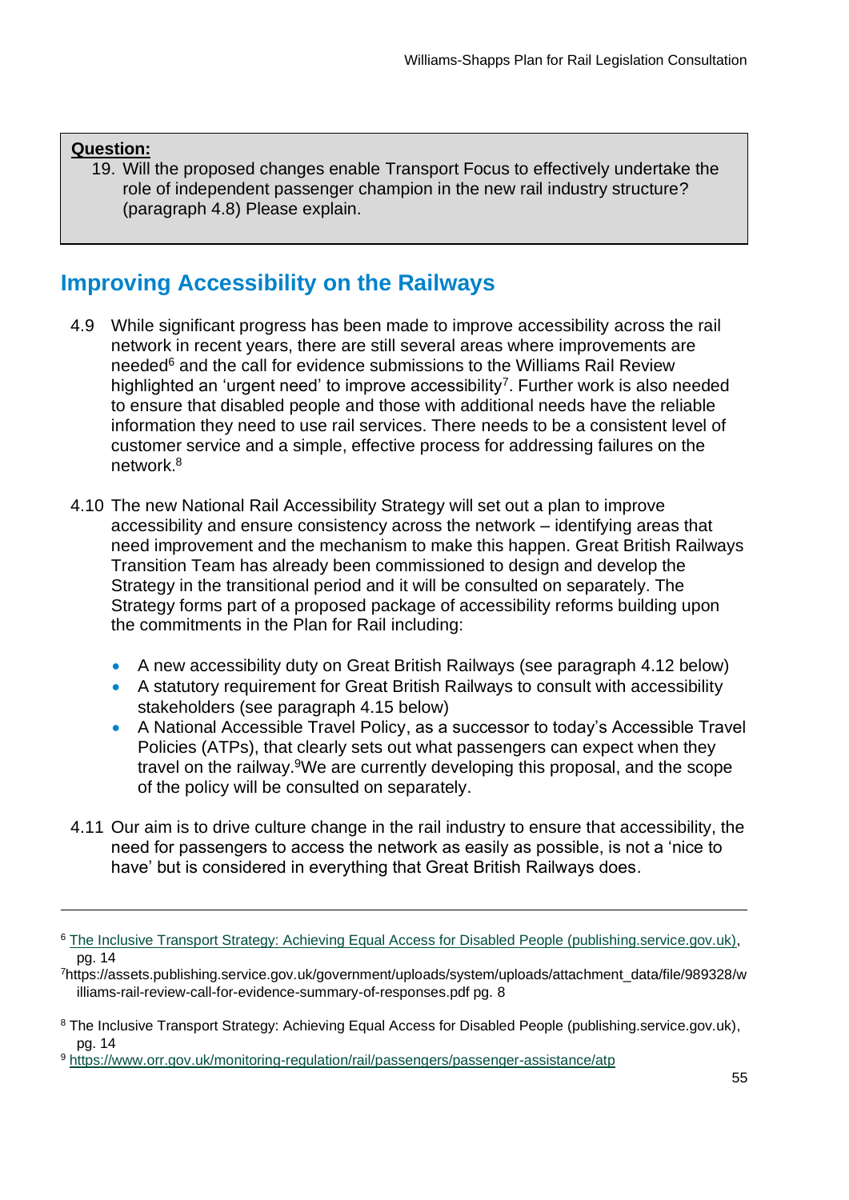**Question:**

19. Will the proposed changes enable Transport Focus to effectively undertake the role of independent passenger champion in the new rail industry structure? (paragraph 4.8) Please explain.

## Improving Accessibility on the Railways

4.9 While significant progress has been made to improve accessibility across the rail network in recent years, there are still several areas where improvements are needed[6] and the call for evidence submissions to the Williams Rail Review highlighted an 'urgent need' to improve accessibility[7]. Further work is also needed to ensure that disabled people and those with additional needs have the reliable information they need to use rail services. There needs to be a consistent level of customer service and a simple, effective process for addressing failures on the network.[8]

4.10 The new National Rail Accessibility Strategy will set out a plan to improve accessibility and ensure consistency across the network – identifying areas that need improvement and the mechanism to make this happen. Great British Railways Transition Team has already been commissioned to design and develop the Strategy in the transitional period and it will be consulted on separately. The Strategy forms part of a proposed package of accessibility reforms building upon the commitments in the Plan for Rail including:

- A new accessibility duty on Great British Railways (see paragraph 4.12 below)
- A statutory requirement for Great British Railways to consult with accessibility stakeholders (see paragraph 4.15 below)
- A National Accessible Travel Policy, as a successor to today's Accessible Travel Policies (ATPs), that clearly sets out what passengers can expect when they travel on the railway.[9]We are currently developing this proposal, and the scope of the policy will be consulted on separately.

4.11 Our aim is to drive culture change in the rail industry to ensure that accessibility, the need for passengers to access the network as easily as possible, is not a 'nice to have' but is considered in everything that Great British Railways does.

---

[6] The Inclusive Transport Strategy: Achieving Equal Access for Disabled People (publishing.service.gov.uk), pg. 14

[7] https://assets.publishing.service.gov.uk/government/uploads/system/uploads/attachment_data/file/989328/williams-rail-review-call-for-evidence-summary-of-responses.pdf pg. 8

[8] The Inclusive Transport Strategy: Achieving Equal Access for Disabled People (publishing.service.gov.uk), pg. 14

[9] https://www.orr.gov.uk/monitoring-regulation/rail/passengers/passenger-assistance/atp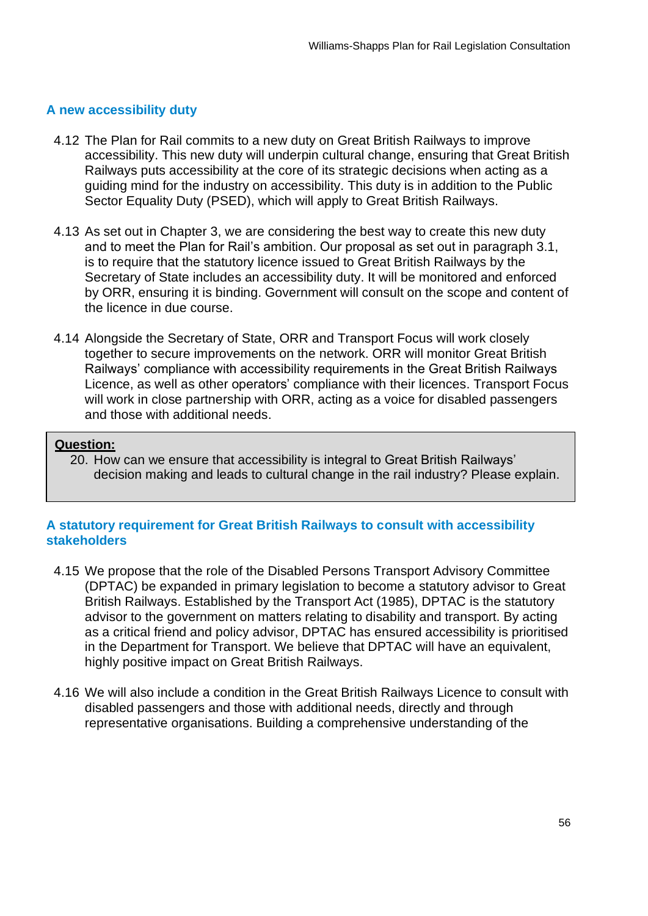### A new accessibility duty

4.12 The Plan for Rail commits to a new duty on Great British Railways to improve accessibility. This new duty will underpin cultural change, ensuring that Great British Railways puts accessibility at the core of its strategic decisions when acting as a guiding mind for the industry on accessibility. This duty is in addition to the Public Sector Equality Duty (PSED), which will apply to Great British Railways.

4.13 As set out in Chapter 3, we are considering the best way to create this new duty and to meet the Plan for Rail's ambition. Our proposal as set out in paragraph 3.1, is to require that the statutory licence issued to Great British Railways by the Secretary of State includes an accessibility duty. It will be monitored and enforced by ORR, ensuring it is binding. Government will consult on the scope and content of the licence in due course.

4.14 Alongside the Secretary of State, ORR and Transport Focus will work closely together to secure improvements on the network. ORR will monitor Great British Railways' compliance with accessibility requirements in the Great British Railways Licence, as well as other operators' compliance with their licences. Transport Focus will work in close partnership with ORR, acting as a voice for disabled passengers and those with additional needs.

> **Question:**
>
> 20. How can we ensure that accessibility is integral to Great British Railways' decision making and leads to cultural change in the rail industry? Please explain.

### A statutory requirement for Great British Railways to consult with accessibility stakeholders

4.15 We propose that the role of the Disabled Persons Transport Advisory Committee (DPTAC) be expanded in primary legislation to become a statutory advisor to Great British Railways. Established by the Transport Act (1985), DPTAC is the statutory advisor to the government on matters relating to disability and transport. By acting as a critical friend and policy advisor, DPTAC has ensured accessibility is prioritised in the Department for Transport. We believe that DPTAC will have an equivalent, highly positive impact on Great British Railways.

4.16 We will also include a condition in the Great British Railways Licence to consult with disabled passengers and those with additional needs, directly and through representative organisations. Building a comprehensive understanding of the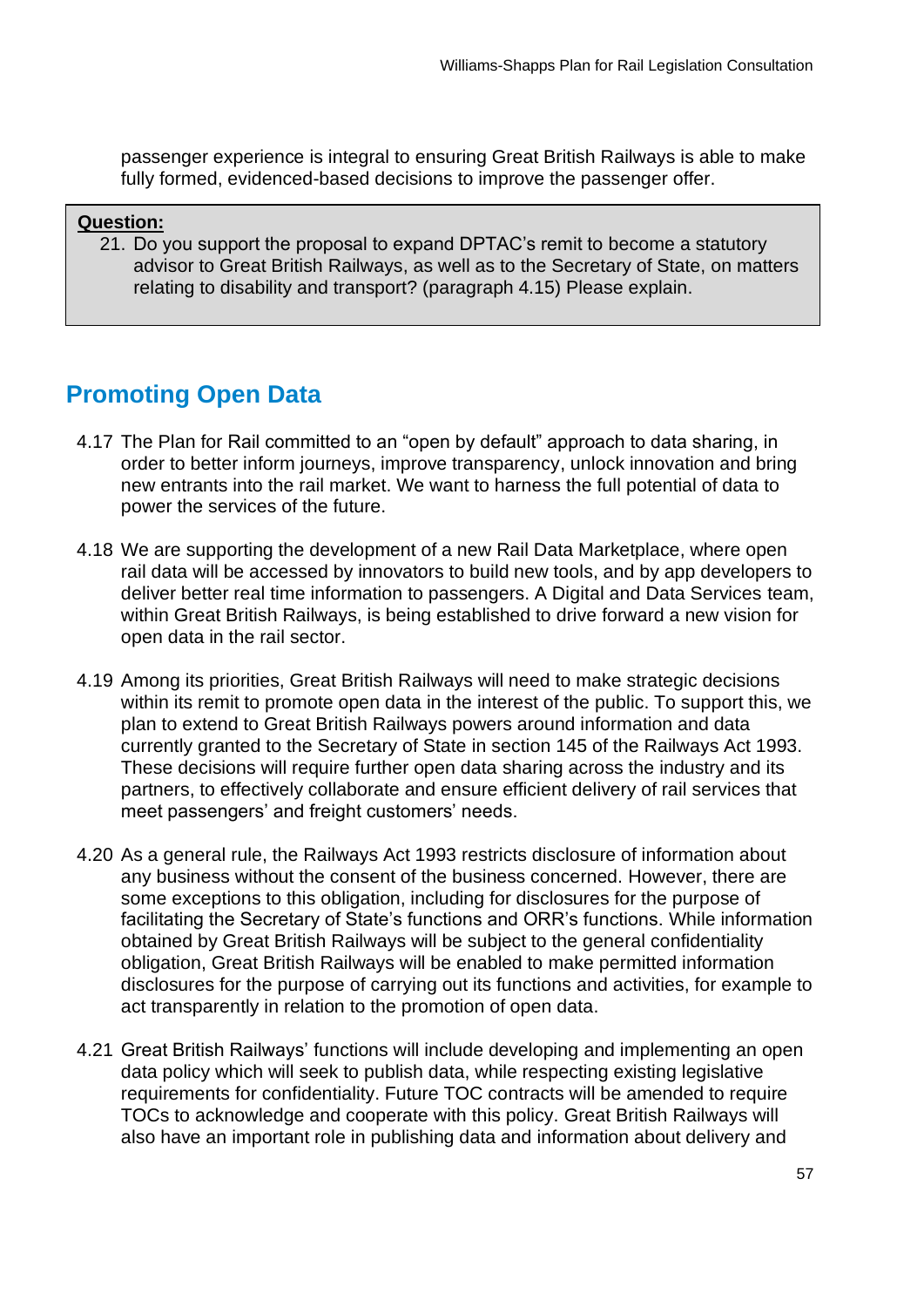passenger experience is integral to ensuring Great British Railways is able to make fully formed, evidenced-based decisions to improve the passenger offer.

> **Question:**
>
> 21. Do you support the proposal to expand DPTAC's remit to become a statutory advisor to Great British Railways, as well as to the Secretary of State, on matters relating to disability and transport? (paragraph 4.15) Please explain.

## Promoting Open Data

4.17 The Plan for Rail committed to an "open by default" approach to data sharing, in order to better inform journeys, improve transparency, unlock innovation and bring new entrants into the rail market. We want to harness the full potential of data to power the services of the future.

4.18 We are supporting the development of a new Rail Data Marketplace, where open rail data will be accessed by innovators to build new tools, and by app developers to deliver better real time information to passengers. A Digital and Data Services team, within Great British Railways, is being established to drive forward a new vision for open data in the rail sector.

4.19 Among its priorities, Great British Railways will need to make strategic decisions within its remit to promote open data in the interest of the public. To support this, we plan to extend to Great British Railways powers around information and data currently granted to the Secretary of State in section 145 of the Railways Act 1993. These decisions will require further open data sharing across the industry and its partners, to effectively collaborate and ensure efficient delivery of rail services that meet passengers' and freight customers' needs.

4.20 As a general rule, the Railways Act 1993 restricts disclosure of information about any business without the consent of the business concerned. However, there are some exceptions to this obligation, including for disclosures for the purpose of facilitating the Secretary of State's functions and ORR's functions. While information obtained by Great British Railways will be subject to the general confidentiality obligation, Great British Railways will be enabled to make permitted information disclosures for the purpose of carrying out its functions and activities, for example to act transparently in relation to the promotion of open data.

4.21 Great British Railways' functions will include developing and implementing an open data policy which will seek to publish data, while respecting existing legislative requirements for confidentiality. Future TOC contracts will be amended to require TOCs to acknowledge and cooperate with this policy. Great British Railways will also have an important role in publishing data and information about delivery and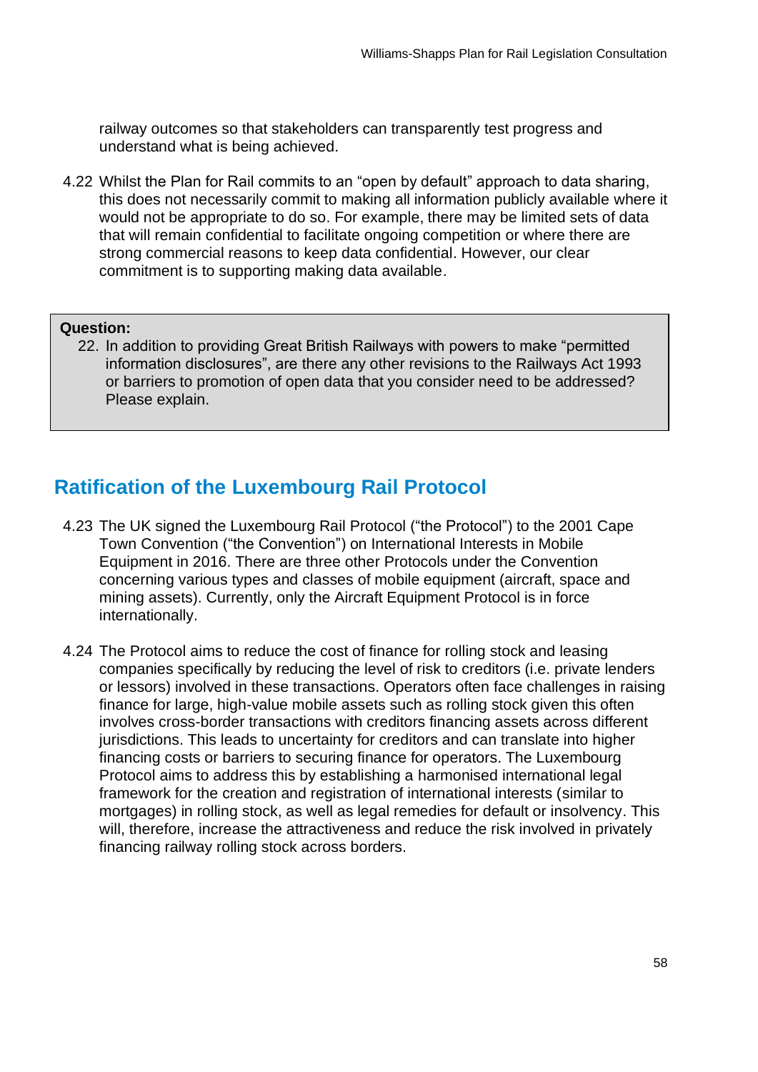railway outcomes so that stakeholders can transparently test progress and understand what is being achieved.

4.22 Whilst the Plan for Rail commits to an "open by default" approach to data sharing, this does not necessarily commit to making all information publicly available where it would not be appropriate to do so. For example, there may be limited sets of data that will remain confidential to facilitate ongoing competition or where there are strong commercial reasons to keep data confidential. However, our clear commitment is to supporting making data available.

**Question:**

22. In addition to providing Great British Railways with powers to make "permitted information disclosures", are there any other revisions to the Railways Act 1993 or barriers to promotion of open data that you consider need to be addressed? Please explain.

## Ratification of the Luxembourg Rail Protocol

4.23 The UK signed the Luxembourg Rail Protocol ("the Protocol") to the 2001 Cape Town Convention ("the Convention") on International Interests in Mobile Equipment in 2016. There are three other Protocols under the Convention concerning various types and classes of mobile equipment (aircraft, space and mining assets). Currently, only the Aircraft Equipment Protocol is in force internationally.

4.24 The Protocol aims to reduce the cost of finance for rolling stock and leasing companies specifically by reducing the level of risk to creditors (i.e. private lenders or lessors) involved in these transactions. Operators often face challenges in raising finance for large, high-value mobile assets such as rolling stock given this often involves cross-border transactions with creditors financing assets across different jurisdictions. This leads to uncertainty for creditors and can translate into higher financing costs or barriers to securing finance for operators. The Luxembourg Protocol aims to address this by establishing a harmonised international legal framework for the creation and registration of international interests (similar to mortgages) in rolling stock, as well as legal remedies for default or insolvency. This will, therefore, increase the attractiveness and reduce the risk involved in privately financing railway rolling stock across borders.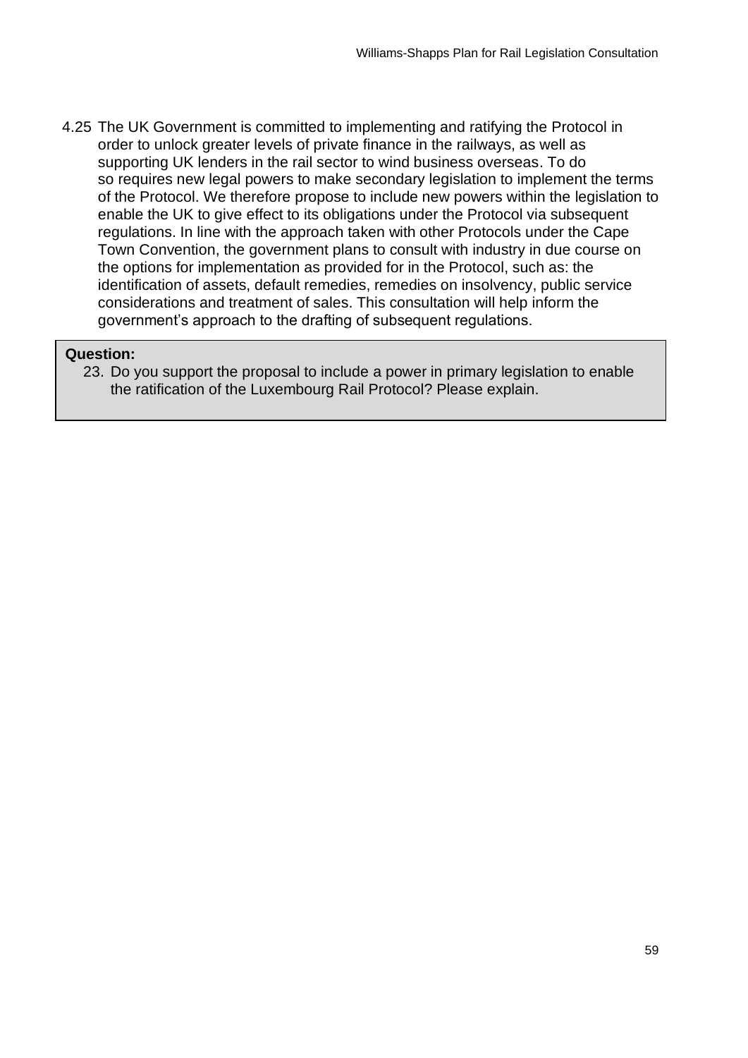4.25 The UK Government is committed to implementing and ratifying the Protocol in order to unlock greater levels of private finance in the railways, as well as supporting UK lenders in the rail sector to wind business overseas. To do so requires new legal powers to make secondary legislation to implement the terms of the Protocol. We therefore propose to include new powers within the legislation to enable the UK to give effect to its obligations under the Protocol via subsequent regulations. In line with the approach taken with other Protocols under the Cape Town Convention, the government plans to consult with industry in due course on the options for implementation as provided for in the Protocol, such as: the identification of assets, default remedies, remedies on insolvency, public service considerations and treatment of sales. This consultation will help inform the government's approach to the drafting of subsequent regulations.

**Question:**

23. Do you support the proposal to include a power in primary legislation to enable the ratification of the Luxembourg Rail Protocol? Please explain.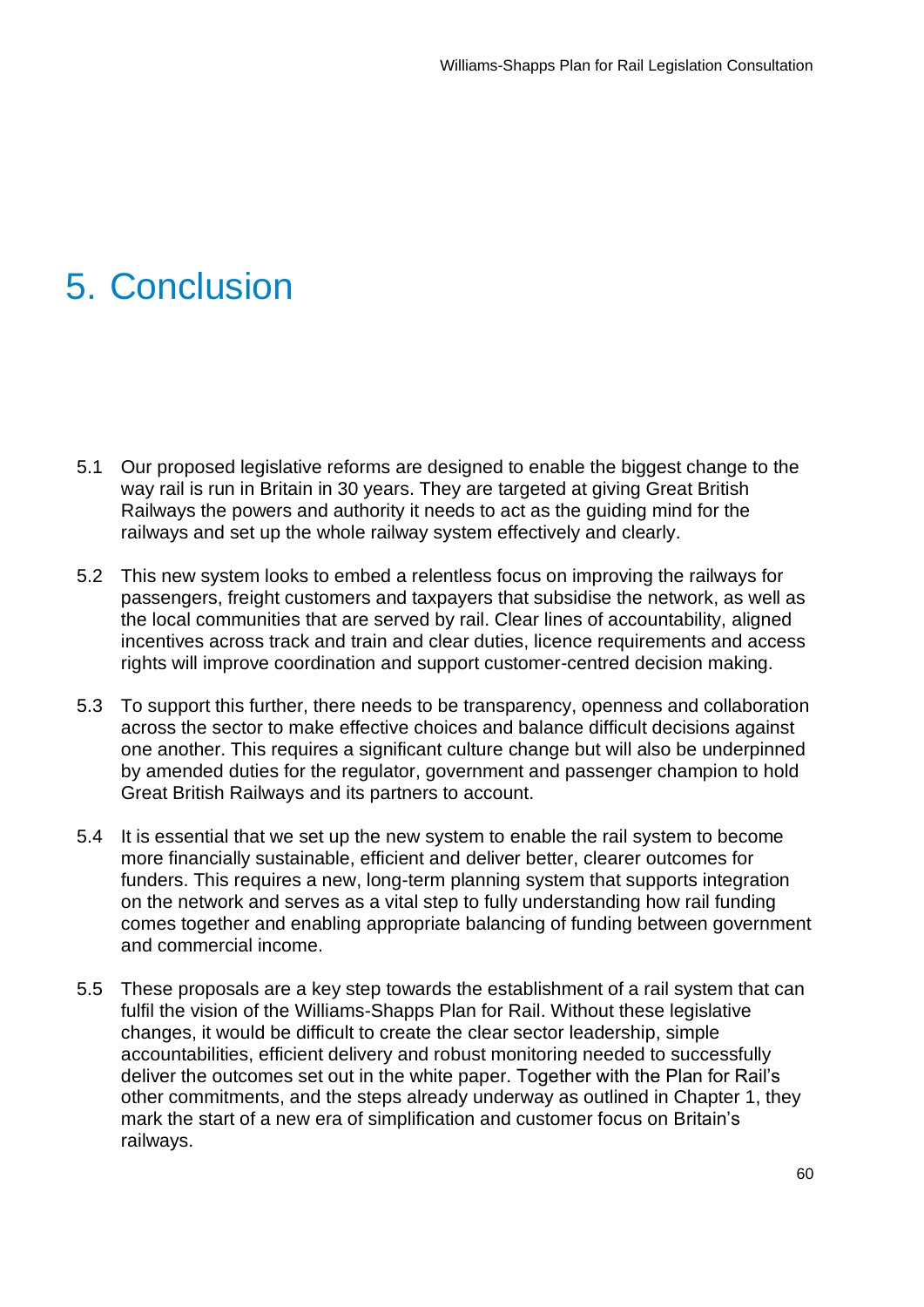# 5. Conclusion

5.1 Our proposed legislative reforms are designed to enable the biggest change to the way rail is run in Britain in 30 years. They are targeted at giving Great British Railways the powers and authority it needs to act as the guiding mind for the railways and set up the whole railway system effectively and clearly.

5.2 This new system looks to embed a relentless focus on improving the railways for passengers, freight customers and taxpayers that subsidise the network, as well as the local communities that are served by rail. Clear lines of accountability, aligned incentives across track and train and clear duties, licence requirements and access rights will improve coordination and support customer-centred decision making.

5.3 To support this further, there needs to be transparency, openness and collaboration across the sector to make effective choices and balance difficult decisions against one another. This requires a significant culture change but will also be underpinned by amended duties for the regulator, government and passenger champion to hold Great British Railways and its partners to account.

5.4 It is essential that we set up the new system to enable the rail system to become more financially sustainable, efficient and deliver better, clearer outcomes for funders. This requires a new, long-term planning system that supports integration on the network and serves as a vital step to fully understanding how rail funding comes together and enabling appropriate balancing of funding between government and commercial income.

5.5 These proposals are a key step towards the establishment of a rail system that can fulfil the vision of the Williams-Shapps Plan for Rail. Without these legislative changes, it would be difficult to create the clear sector leadership, simple accountabilities, efficient delivery and robust monitoring needed to successfully deliver the outcomes set out in the white paper. Together with the Plan for Rail's other commitments, and the steps already underway as outlined in Chapter 1, they mark the start of a new era of simplification and customer focus on Britain's railways.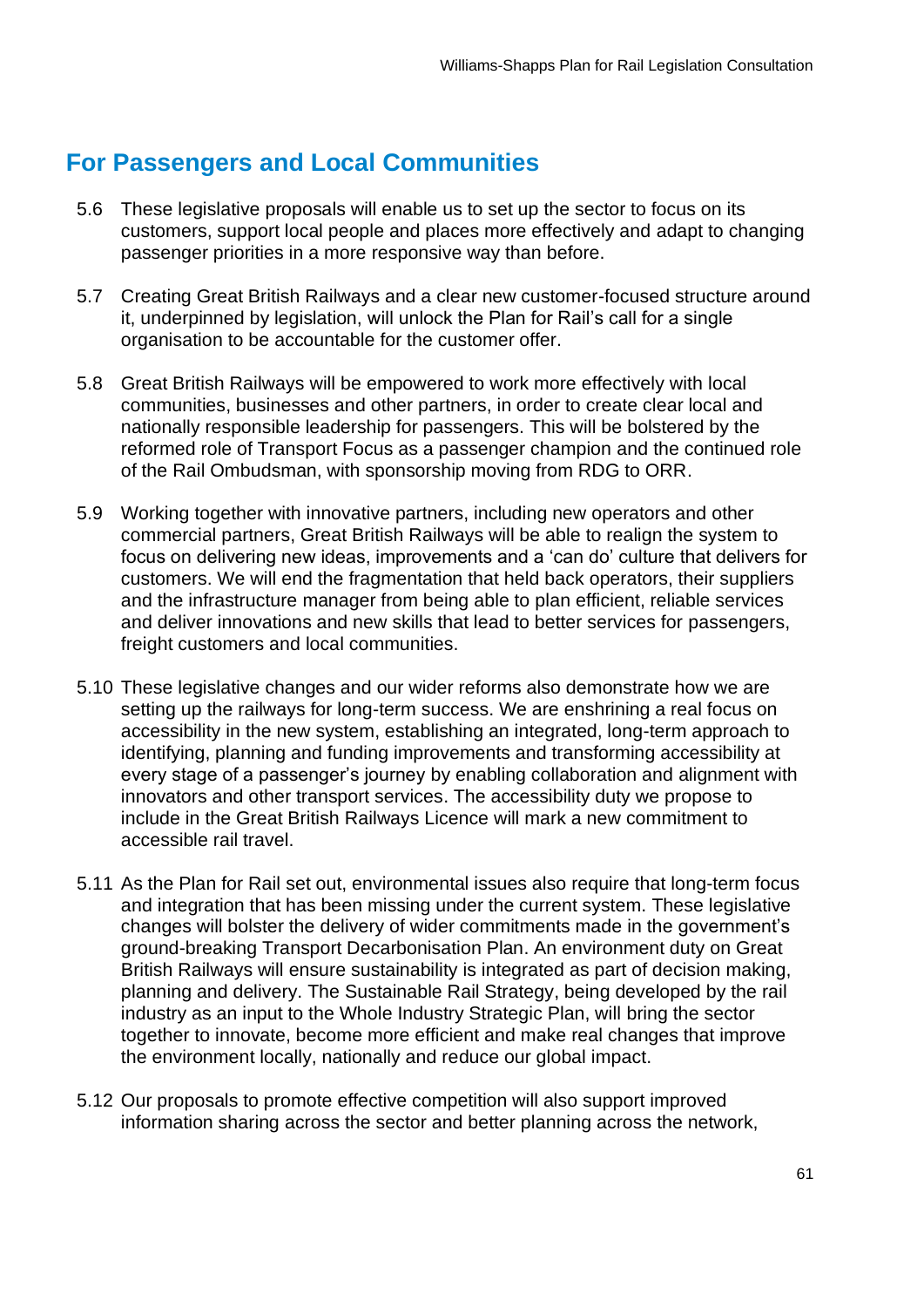## For Passengers and Local Communities

5.6 These legislative proposals will enable us to set up the sector to focus on its customers, support local people and places more effectively and adapt to changing passenger priorities in a more responsive way than before.

5.7 Creating Great British Railways and a clear new customer-focused structure around it, underpinned by legislation, will unlock the Plan for Rail's call for a single organisation to be accountable for the customer offer.

5.8 Great British Railways will be empowered to work more effectively with local communities, businesses and other partners, in order to create clear local and nationally responsible leadership for passengers. This will be bolstered by the reformed role of Transport Focus as a passenger champion and the continued role of the Rail Ombudsman, with sponsorship moving from RDG to ORR.

5.9 Working together with innovative partners, including new operators and other commercial partners, Great British Railways will be able to realign the system to focus on delivering new ideas, improvements and a 'can do' culture that delivers for customers. We will end the fragmentation that held back operators, their suppliers and the infrastructure manager from being able to plan efficient, reliable services and deliver innovations and new skills that lead to better services for passengers, freight customers and local communities.

5.10 These legislative changes and our wider reforms also demonstrate how we are setting up the railways for long-term success. We are enshrining a real focus on accessibility in the new system, establishing an integrated, long-term approach to identifying, planning and funding improvements and transforming accessibility at every stage of a passenger's journey by enabling collaboration and alignment with innovators and other transport services. The accessibility duty we propose to include in the Great British Railways Licence will mark a new commitment to accessible rail travel.

5.11 As the Plan for Rail set out, environmental issues also require that long-term focus and integration that has been missing under the current system. These legislative changes will bolster the delivery of wider commitments made in the government's ground-breaking Transport Decarbonisation Plan. An environment duty on Great British Railways will ensure sustainability is integrated as part of decision making, planning and delivery. The Sustainable Rail Strategy, being developed by the rail industry as an input to the Whole Industry Strategic Plan, will bring the sector together to innovate, become more efficient and make real changes that improve the environment locally, nationally and reduce our global impact.

5.12 Our proposals to promote effective competition will also support improved information sharing across the sector and better planning across the network,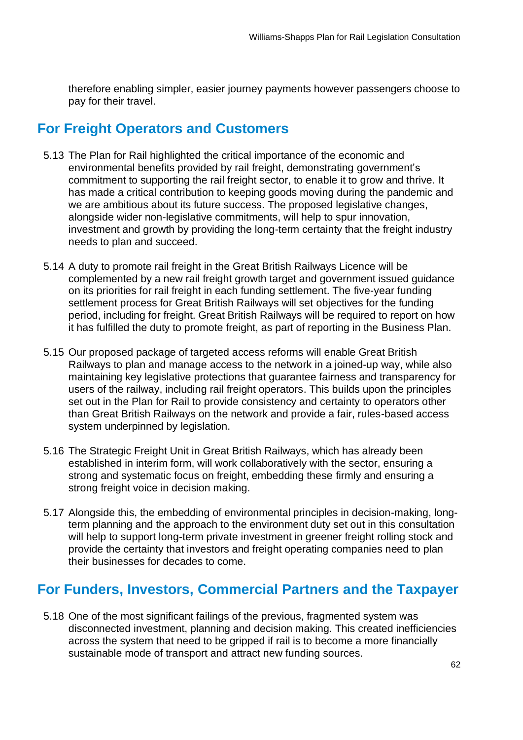therefore enabling simpler, easier journey payments however passengers choose to pay for their travel.

## For Freight Operators and Customers

5.13 The Plan for Rail highlighted the critical importance of the economic and environmental benefits provided by rail freight, demonstrating government's commitment to supporting the rail freight sector, to enable it to grow and thrive. It has made a critical contribution to keeping goods moving during the pandemic and we are ambitious about its future success. The proposed legislative changes, alongside wider non-legislative commitments, will help to spur innovation, investment and growth by providing the long-term certainty that the freight industry needs to plan and succeed.

5.14 A duty to promote rail freight in the Great British Railways Licence will be complemented by a new rail freight growth target and government issued guidance on its priorities for rail freight in each funding settlement. The five-year funding settlement process for Great British Railways will set objectives for the funding period, including for freight. Great British Railways will be required to report on how it has fulfilled the duty to promote freight, as part of reporting in the Business Plan.

5.15 Our proposed package of targeted access reforms will enable Great British Railways to plan and manage access to the network in a joined-up way, while also maintaining key legislative protections that guarantee fairness and transparency for users of the railway, including rail freight operators. This builds upon the principles set out in the Plan for Rail to provide consistency and certainty to operators other than Great British Railways on the network and provide a fair, rules-based access system underpinned by legislation.

5.16 The Strategic Freight Unit in Great British Railways, which has already been established in interim form, will work collaboratively with the sector, ensuring a strong and systematic focus on freight, embedding these firmly and ensuring a strong freight voice in decision making.

5.17 Alongside this, the embedding of environmental principles in decision-making, long-term planning and the approach to the environment duty set out in this consultation will help to support long-term private investment in greener freight rolling stock and provide the certainty that investors and freight operating companies need to plan their businesses for decades to come.

## For Funders, Investors, Commercial Partners and the Taxpayer

5.18 One of the most significant failings of the previous, fragmented system was disconnected investment, planning and decision making. This created inefficiencies across the system that need to be gripped if rail is to become a more financially sustainable mode of transport and attract new funding sources.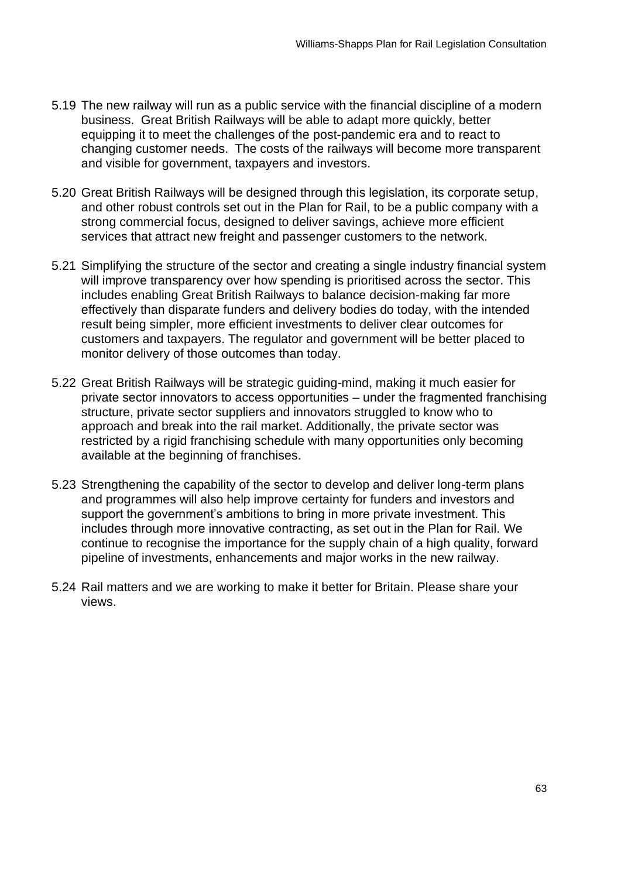5.19 The new railway will run as a public service with the financial discipline of a modern business. Great British Railways will be able to adapt more quickly, better equipping it to meet the challenges of the post-pandemic era and to react to changing customer needs. The costs of the railways will become more transparent and visible for government, taxpayers and investors.

5.20 Great British Railways will be designed through this legislation, its corporate setup, and other robust controls set out in the Plan for Rail, to be a public company with a strong commercial focus, designed to deliver savings, achieve more efficient services that attract new freight and passenger customers to the network.

5.21 Simplifying the structure of the sector and creating a single industry financial system will improve transparency over how spending is prioritised across the sector. This includes enabling Great British Railways to balance decision-making far more effectively than disparate funders and delivery bodies do today, with the intended result being simpler, more efficient investments to deliver clear outcomes for customers and taxpayers. The regulator and government will be better placed to monitor delivery of those outcomes than today.

5.22 Great British Railways will be strategic guiding-mind, making it much easier for private sector innovators to access opportunities – under the fragmented franchising structure, private sector suppliers and innovators struggled to know who to approach and break into the rail market. Additionally, the private sector was restricted by a rigid franchising schedule with many opportunities only becoming available at the beginning of franchises.

5.23 Strengthening the capability of the sector to develop and deliver long-term plans and programmes will also help improve certainty for funders and investors and support the government's ambitions to bring in more private investment. This includes through more innovative contracting, as set out in the Plan for Rail. We continue to recognise the importance for the supply chain of a high quality, forward pipeline of investments, enhancements and major works in the new railway.

5.24 Rail matters and we are working to make it better for Britain. Please share your views.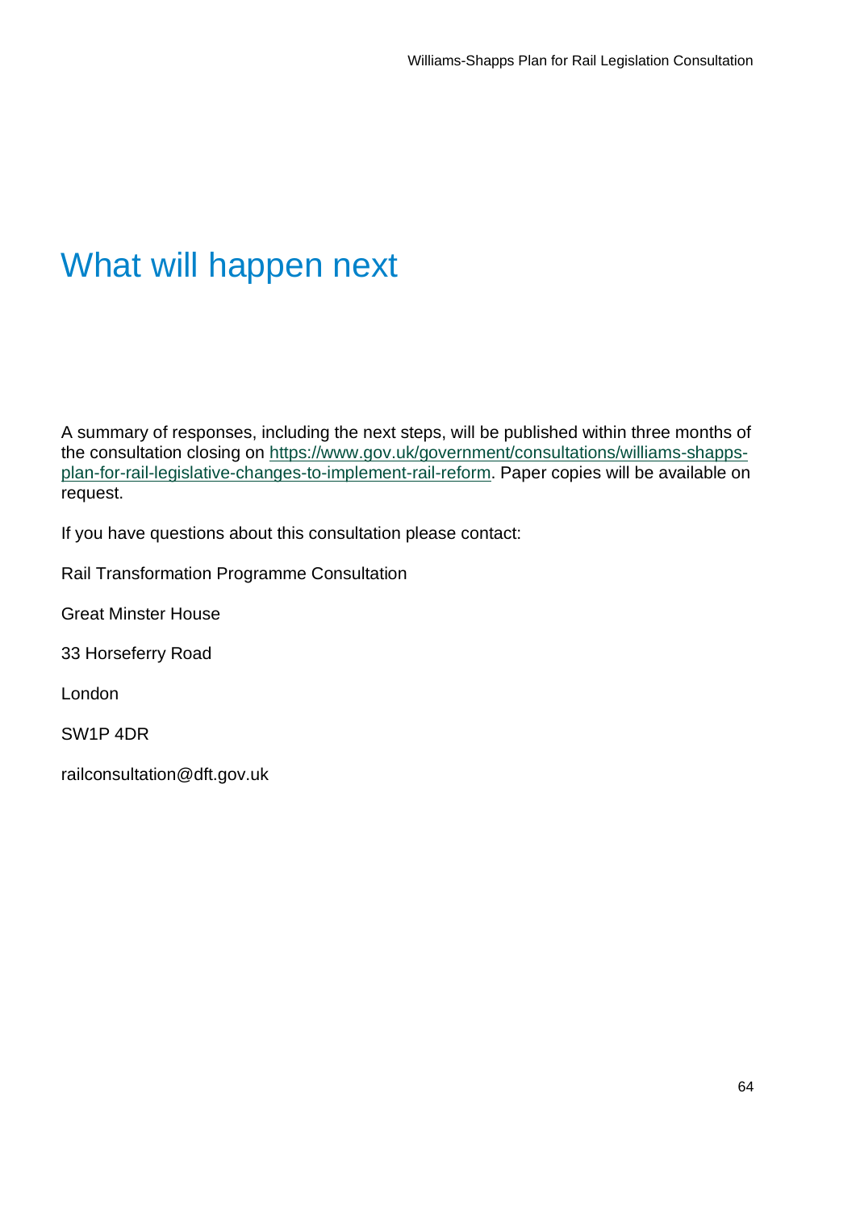# What will happen next

A summary of responses, including the next steps, will be published within three months of the consultation closing on [https://www.gov.uk/government/consultations/williams-shapps-plan-for-rail-legislative-changes-to-implement-rail-reform](https://www.gov.uk/government/consultations/williams-shapps-plan-for-rail-legislative-changes-to-implement-rail-reform). Paper copies will be available on request.

If you have questions about this consultation please contact:

Rail Transformation Programme Consultation

Great Minster House

33 Horseferry Road

London

SW1P 4DR

railconsultation@dft.gov.uk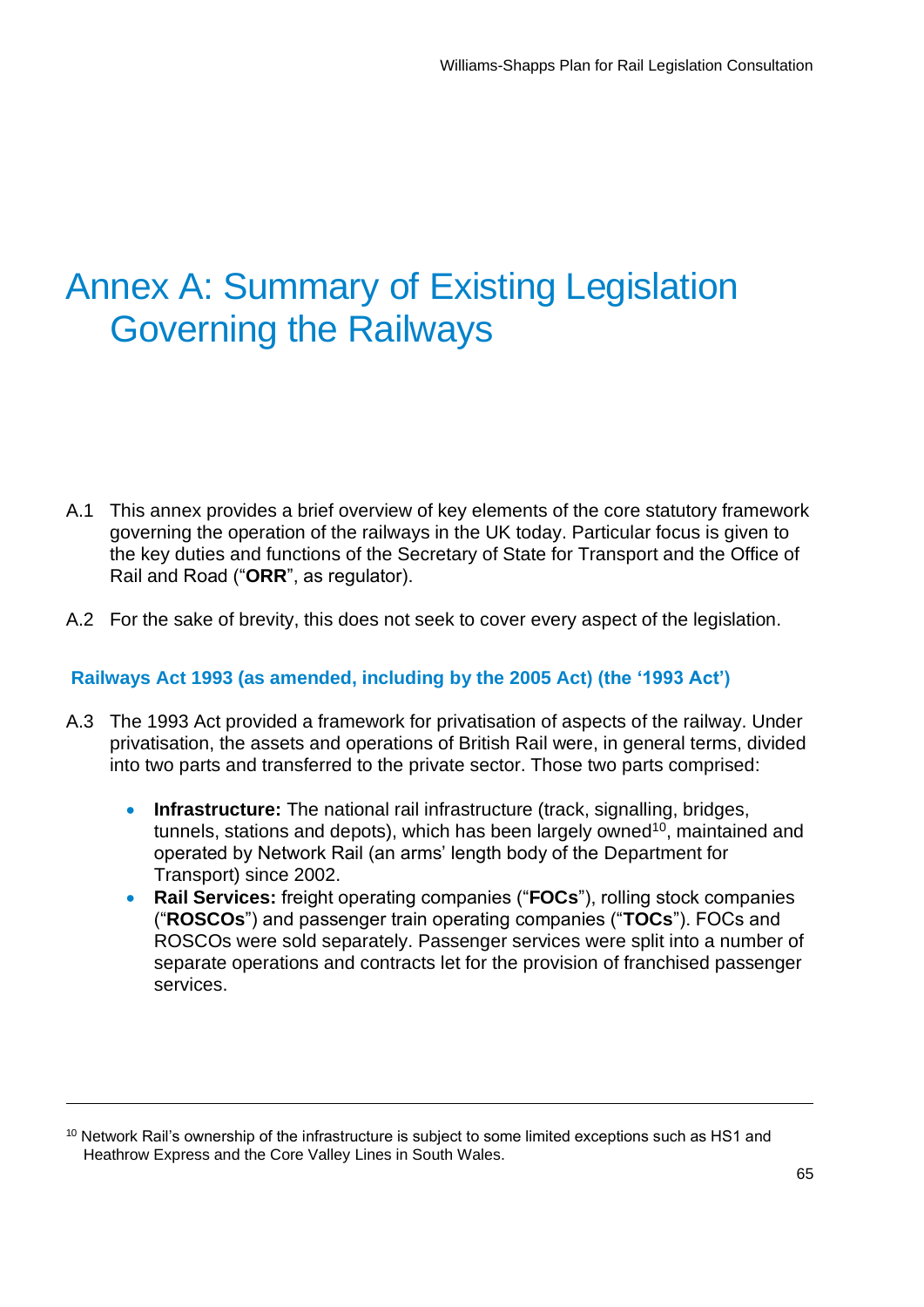# Annex A: Summary of Existing Legislation Governing the Railways

A.1 This annex provides a brief overview of key elements of the core statutory framework governing the operation of the railways in the UK today. Particular focus is given to the key duties and functions of the Secretary of State for Transport and the Office of Rail and Road ("**ORR**", as regulator).

A.2 For the sake of brevity, this does not seek to cover every aspect of the legislation.

### Railways Act 1993 (as amended, including by the 2005 Act) (the '1993 Act')

A.3 The 1993 Act provided a framework for privatisation of aspects of the railway. Under privatisation, the assets and operations of British Rail were, in general terms, divided into two parts and transferred to the private sector. Those two parts comprised:

- **Infrastructure:** The national rail infrastructure (track, signalling, bridges, tunnels, stations and depots), which has been largely owned[10], maintained and operated by Network Rail (an arms' length body of the Department for Transport) since 2002.
- **Rail Services:** freight operating companies ("**FOCs**"), rolling stock companies ("**ROSCOs**") and passenger train operating companies ("**TOCs**"). FOCs and ROSCOs were sold separately. Passenger services were split into a number of separate operations and contracts let for the provision of franchised passenger services.

---

[10] Network Rail's ownership of the infrastructure is subject to some limited exceptions such as HS1 and Heathrow Express and the Core Valley Lines in South Wales.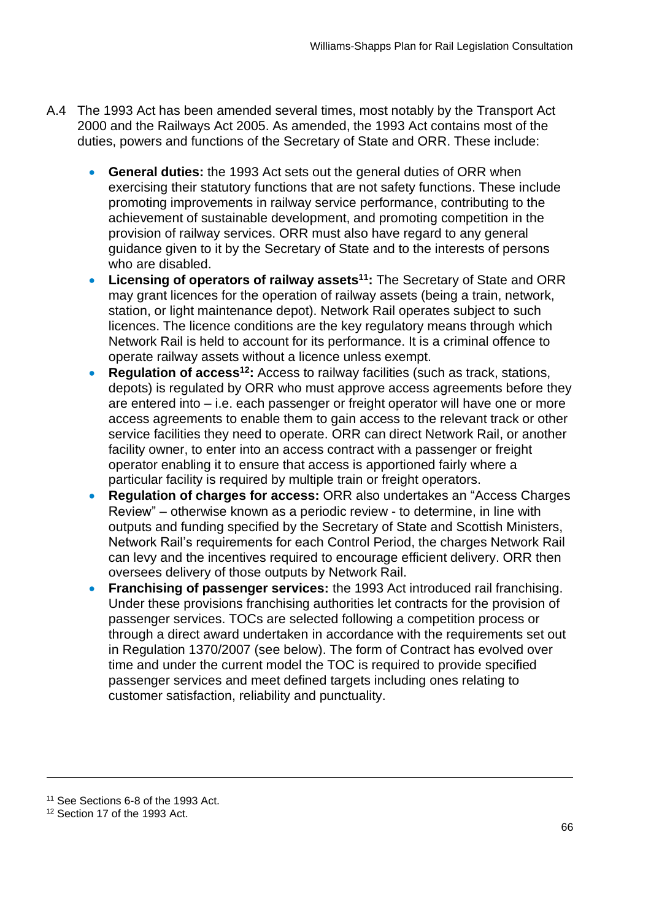A.4 The 1993 Act has been amended several times, most notably by the Transport Act 2000 and the Railways Act 2005. As amended, the 1993 Act contains most of the duties, powers and functions of the Secretary of State and ORR. These include:

- **General duties:** the 1993 Act sets out the general duties of ORR when exercising their statutory functions that are not safety functions. These include promoting improvements in railway service performance, contributing to the achievement of sustainable development, and promoting competition in the provision of railway services. ORR must also have regard to any general guidance given to it by the Secretary of State and to the interests of persons who are disabled.
- **Licensing of operators of railway assets[11]:** The Secretary of State and ORR may grant licences for the operation of railway assets (being a train, network, station, or light maintenance depot). Network Rail operates subject to such licences. The licence conditions are the key regulatory means through which Network Rail is held to account for its performance. It is a criminal offence to operate railway assets without a licence unless exempt.
- **Regulation of access[12]:** Access to railway facilities (such as track, stations, depots) is regulated by ORR who must approve access agreements before they are entered into – i.e. each passenger or freight operator will have one or more access agreements to enable them to gain access to the relevant track or other service facilities they need to operate. ORR can direct Network Rail, or another facility owner, to enter into an access contract with a passenger or freight operator enabling it to ensure that access is apportioned fairly where a particular facility is required by multiple train or freight operators.
- **Regulation of charges for access:** ORR also undertakes an "Access Charges Review" – otherwise known as a periodic review - to determine, in line with outputs and funding specified by the Secretary of State and Scottish Ministers, Network Rail's requirements for each Control Period, the charges Network Rail can levy and the incentives required to encourage efficient delivery. ORR then oversees delivery of those outputs by Network Rail.
- **Franchising of passenger services:** the 1993 Act introduced rail franchising. Under these provisions franchising authorities let contracts for the provision of passenger services. TOCs are selected following a competition process or through a direct award undertaken in accordance with the requirements set out in Regulation 1370/2007 (see below). The form of Contract has evolved over time and under the current model the TOC is required to provide specified passenger services and meet defined targets including ones relating to customer satisfaction, reliability and punctuality.

---

[11] See Sections 6-8 of the 1993 Act.

[12] Section 17 of the 1993 Act.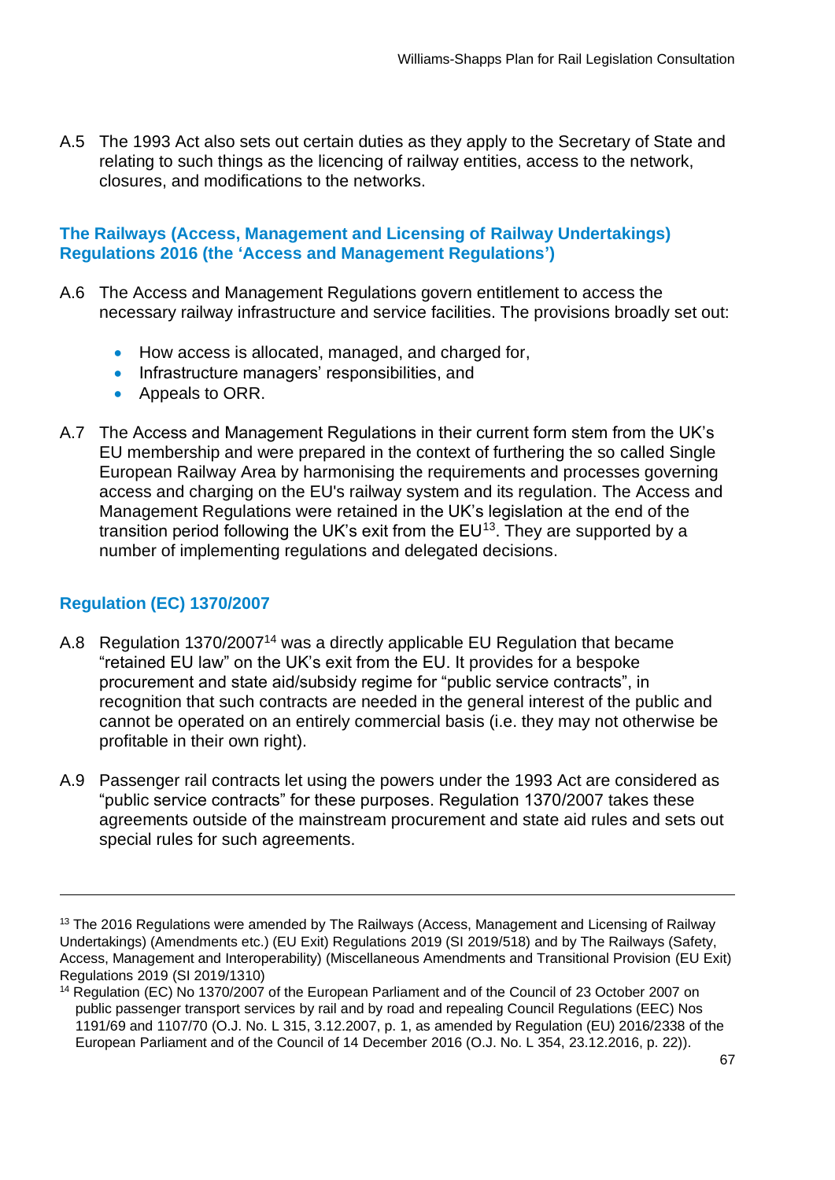A.5 The 1993 Act also sets out certain duties as they apply to the Secretary of State and relating to such things as the licencing of railway entities, access to the network, closures, and modifications to the networks.

### The Railways (Access, Management and Licensing of Railway Undertakings) Regulations 2016 (the 'Access and Management Regulations')

A.6 The Access and Management Regulations govern entitlement to access the necessary railway infrastructure and service facilities. The provisions broadly set out:

- How access is allocated, managed, and charged for,
- Infrastructure managers' responsibilities, and
- Appeals to ORR.

A.7 The Access and Management Regulations in their current form stem from the UK's EU membership and were prepared in the context of furthering the so called Single European Railway Area by harmonising the requirements and processes governing access and charging on the EU's railway system and its regulation. The Access and Management Regulations were retained in the UK's legislation at the end of the transition period following the UK's exit from the EU[13]. They are supported by a number of implementing regulations and delegated decisions.

### Regulation (EC) 1370/2007

A.8 Regulation 1370/2007[14] was a directly applicable EU Regulation that became "retained EU law" on the UK's exit from the EU. It provides for a bespoke procurement and state aid/subsidy regime for "public service contracts", in recognition that such contracts are needed in the general interest of the public and cannot be operated on an entirely commercial basis (i.e. they may not otherwise be profitable in their own right).

A.9 Passenger rail contracts let using the powers under the 1993 Act are considered as "public service contracts" for these purposes. Regulation 1370/2007 takes these agreements outside of the mainstream procurement and state aid rules and sets out special rules for such agreements.

---

[13] The 2016 Regulations were amended by The Railways (Access, Management and Licensing of Railway Undertakings) (Amendments etc.) (EU Exit) Regulations 2019 (SI 2019/518) and by The Railways (Safety, Access, Management and Interoperability) (Miscellaneous Amendments and Transitional Provision (EU Exit) Regulations 2019 (SI 2019/1310)

[14] Regulation (EC) No 1370/2007 of the European Parliament and of the Council of 23 October 2007 on public passenger transport services by rail and by road and repealing Council Regulations (EEC) Nos 1191/69 and 1107/70 (O.J. No. L 315, 3.12.2007, p. 1, as amended by Regulation (EU) 2016/2338 of the European Parliament and of the Council of 14 December 2016 (O.J. No. L 354, 23.12.2016, p. 22)).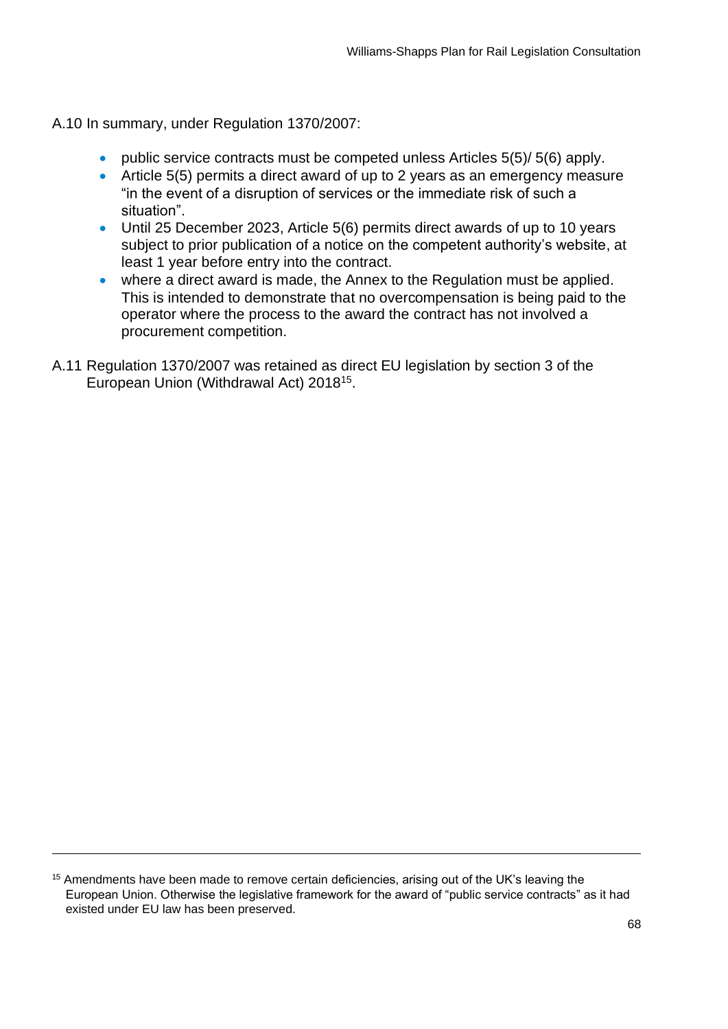A.10 In summary, under Regulation 1370/2007:

- public service contracts must be competed unless Articles 5(5)/ 5(6) apply.
- Article 5(5) permits a direct award of up to 2 years as an emergency measure "in the event of a disruption of services or the immediate risk of such a situation".
- Until 25 December 2023, Article 5(6) permits direct awards of up to 10 years subject to prior publication of a notice on the competent authority's website, at least 1 year before entry into the contract.
- where a direct award is made, the Annex to the Regulation must be applied. This is intended to demonstrate that no overcompensation is being paid to the operator where the process to the award the contract has not involved a procurement competition.

A.11 Regulation 1370/2007 was retained as direct EU legislation by section 3 of the European Union (Withdrawal Act) 2018[15].

---

[15] Amendments have been made to remove certain deficiencies, arising out of the UK's leaving the European Union. Otherwise the legislative framework for the award of "public service contracts" as it had existed under EU law has been preserved.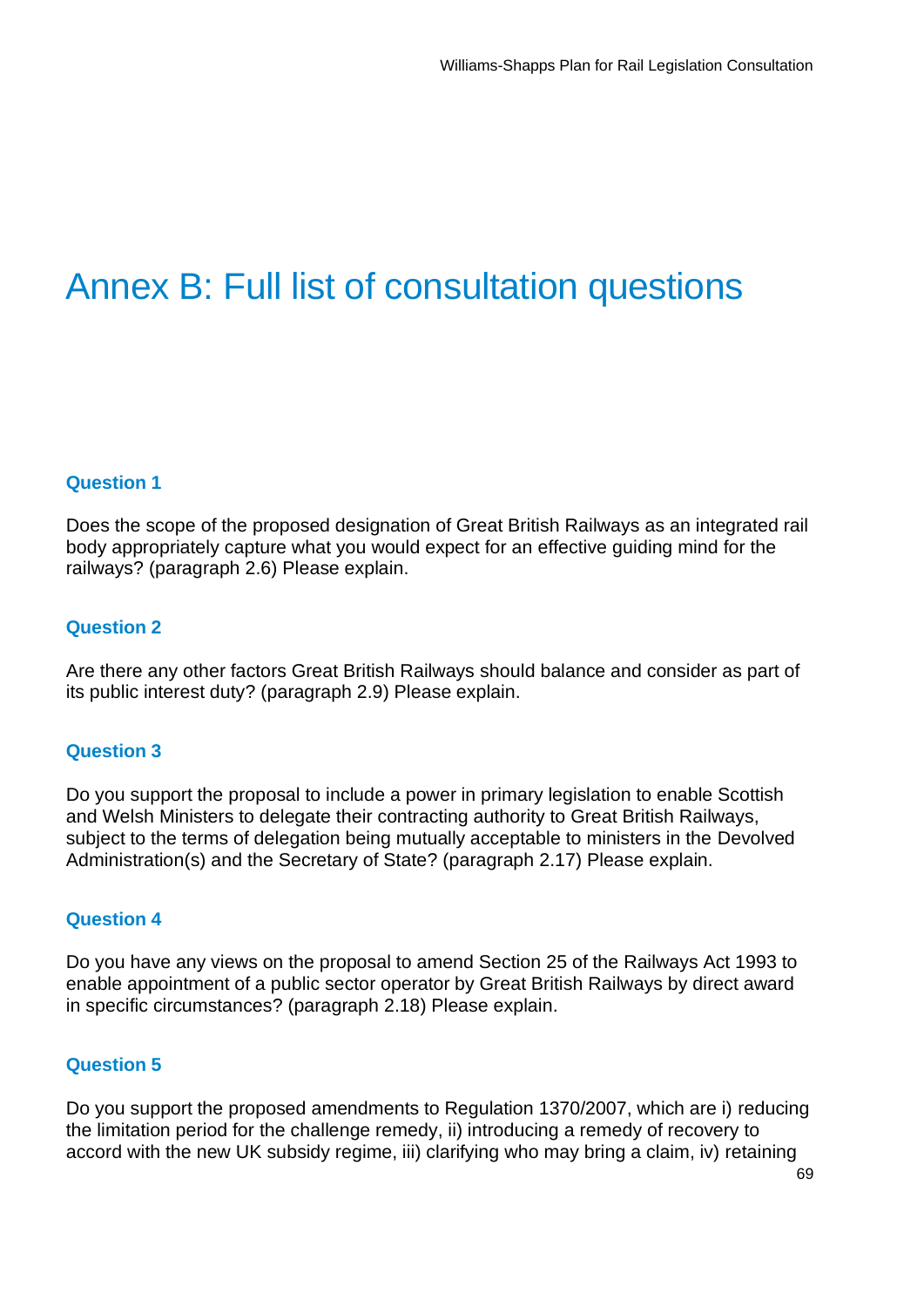# Annex B: Full list of consultation questions

### Question 1

Does the scope of the proposed designation of Great British Railways as an integrated rail body appropriately capture what you would expect for an effective guiding mind for the railways? (paragraph 2.6) Please explain.

### Question 2

Are there any other factors Great British Railways should balance and consider as part of its public interest duty? (paragraph 2.9) Please explain.

### Question 3

Do you support the proposal to include a power in primary legislation to enable Scottish and Welsh Ministers to delegate their contracting authority to Great British Railways, subject to the terms of delegation being mutually acceptable to ministers in the Devolved Administration(s) and the Secretary of State? (paragraph 2.17) Please explain.

### Question 4

Do you have any views on the proposal to amend Section 25 of the Railways Act 1993 to enable appointment of a public sector operator by Great British Railways by direct award in specific circumstances? (paragraph 2.18) Please explain.

### Question 5

Do you support the proposed amendments to Regulation 1370/2007, which are i) reducing the limitation period for the challenge remedy, ii) introducing a remedy of recovery to accord with the new UK subsidy regime, iii) clarifying who may bring a claim, iv) retaining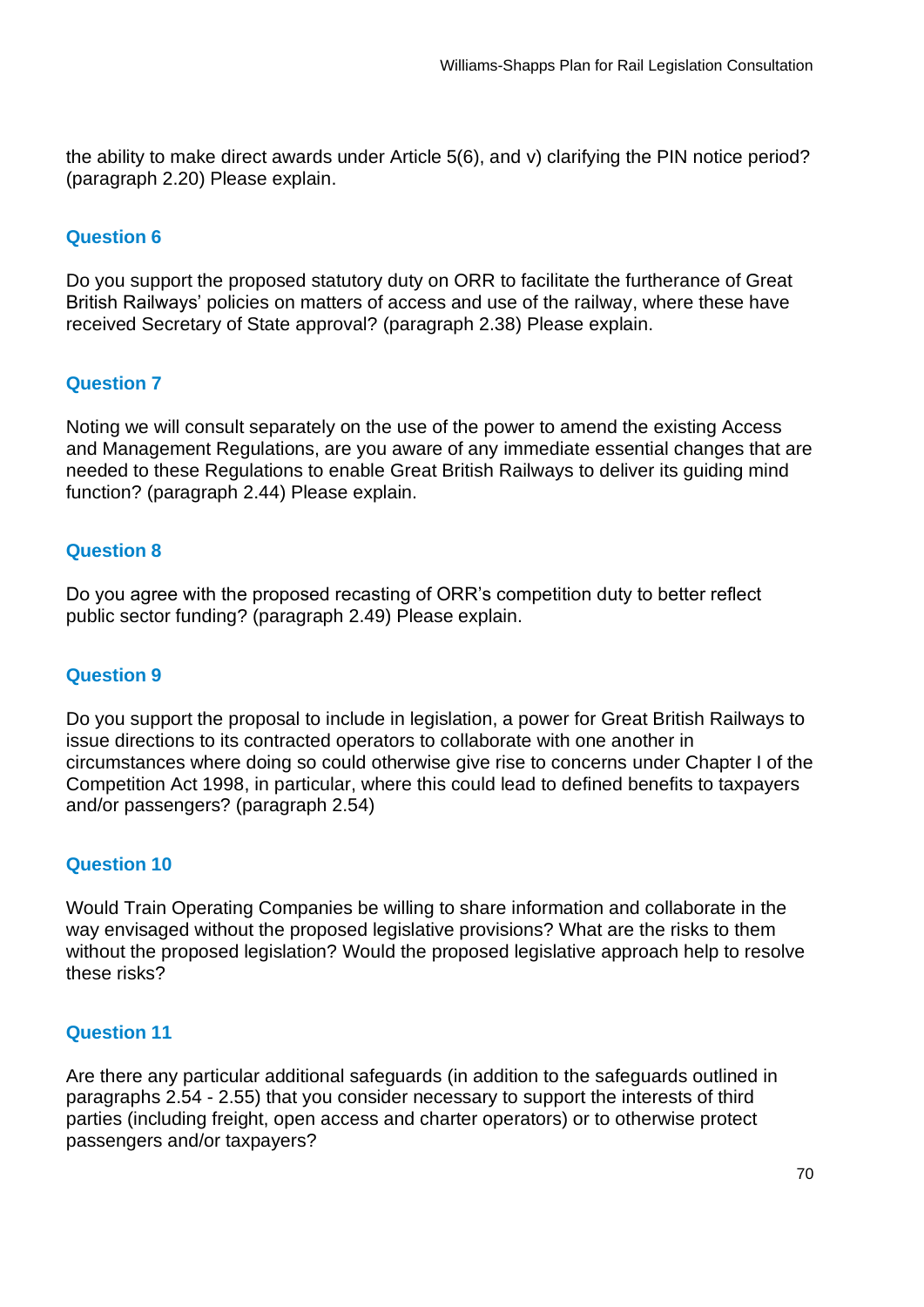the ability to make direct awards under Article 5(6), and v) clarifying the PIN notice period? (paragraph 2.20) Please explain.

### Question 6

Do you support the proposed statutory duty on ORR to facilitate the furtherance of Great British Railways' policies on matters of access and use of the railway, where these have received Secretary of State approval? (paragraph 2.38) Please explain.

### Question 7

Noting we will consult separately on the use of the power to amend the existing Access and Management Regulations, are you aware of any immediate essential changes that are needed to these Regulations to enable Great British Railways to deliver its guiding mind function? (paragraph 2.44) Please explain.

### Question 8

Do you agree with the proposed recasting of ORR's competition duty to better reflect public sector funding? (paragraph 2.49) Please explain.

### Question 9

Do you support the proposal to include in legislation, a power for Great British Railways to issue directions to its contracted operators to collaborate with one another in circumstances where doing so could otherwise give rise to concerns under Chapter I of the Competition Act 1998, in particular, where this could lead to defined benefits to taxpayers and/or passengers? (paragraph 2.54)

### Question 10

Would Train Operating Companies be willing to share information and collaborate in the way envisaged without the proposed legislative provisions? What are the risks to them without the proposed legislation? Would the proposed legislative approach help to resolve these risks?

### Question 11

Are there any particular additional safeguards (in addition to the safeguards outlined in paragraphs 2.54 - 2.55) that you consider necessary to support the interests of third parties (including freight, open access and charter operators) or to otherwise protect passengers and/or taxpayers?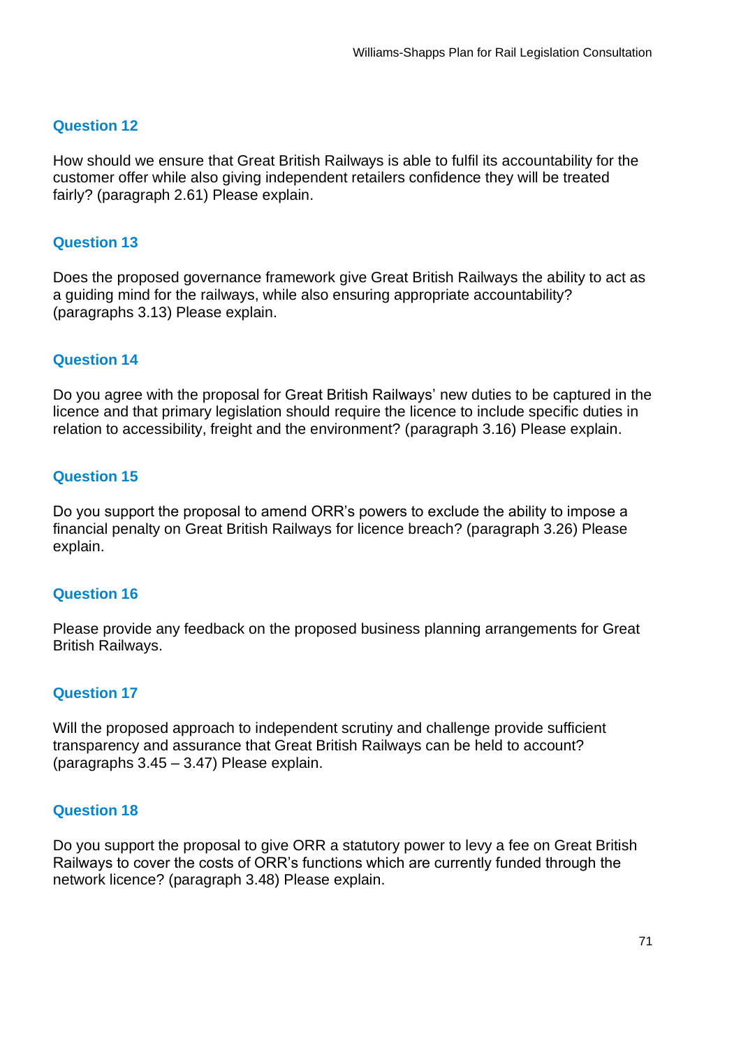### Question 12

How should we ensure that Great British Railways is able to fulfil its accountability for the customer offer while also giving independent retailers confidence they will be treated fairly? (paragraph 2.61) Please explain.

### Question 13

Does the proposed governance framework give Great British Railways the ability to act as a guiding mind for the railways, while also ensuring appropriate accountability? (paragraphs 3.13) Please explain.

### Question 14

Do you agree with the proposal for Great British Railways' new duties to be captured in the licence and that primary legislation should require the licence to include specific duties in relation to accessibility, freight and the environment? (paragraph 3.16) Please explain.

### Question 15

Do you support the proposal to amend ORR's powers to exclude the ability to impose a financial penalty on Great British Railways for licence breach? (paragraph 3.26) Please explain.

### Question 16

Please provide any feedback on the proposed business planning arrangements for Great British Railways.

### Question 17

Will the proposed approach to independent scrutiny and challenge provide sufficient transparency and assurance that Great British Railways can be held to account? (paragraphs 3.45 – 3.47) Please explain.

### Question 18

Do you support the proposal to give ORR a statutory power to levy a fee on Great British Railways to cover the costs of ORR's functions which are currently funded through the network licence? (paragraph 3.48) Please explain.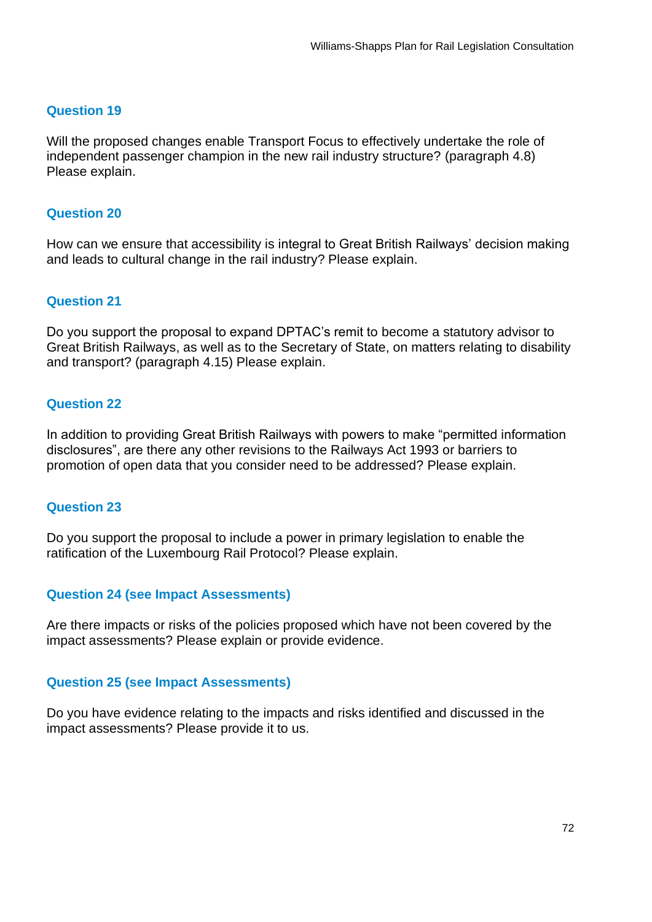### Question 19

Will the proposed changes enable Transport Focus to effectively undertake the role of independent passenger champion in the new rail industry structure? (paragraph 4.8) Please explain.

### Question 20

How can we ensure that accessibility is integral to Great British Railways' decision making and leads to cultural change in the rail industry? Please explain.

### Question 21

Do you support the proposal to expand DPTAC's remit to become a statutory advisor to Great British Railways, as well as to the Secretary of State, on matters relating to disability and transport? (paragraph 4.15) Please explain.

### Question 22

In addition to providing Great British Railways with powers to make "permitted information disclosures", are there any other revisions to the Railways Act 1993 or barriers to promotion of open data that you consider need to be addressed? Please explain.

### Question 23

Do you support the proposal to include a power in primary legislation to enable the ratification of the Luxembourg Rail Protocol? Please explain.

### Question 24 (see Impact Assessments)

Are there impacts or risks of the policies proposed which have not been covered by the impact assessments? Please explain or provide evidence.

### Question 25 (see Impact Assessments)

Do you have evidence relating to the impacts and risks identified and discussed in the impact assessments? Please provide it to us.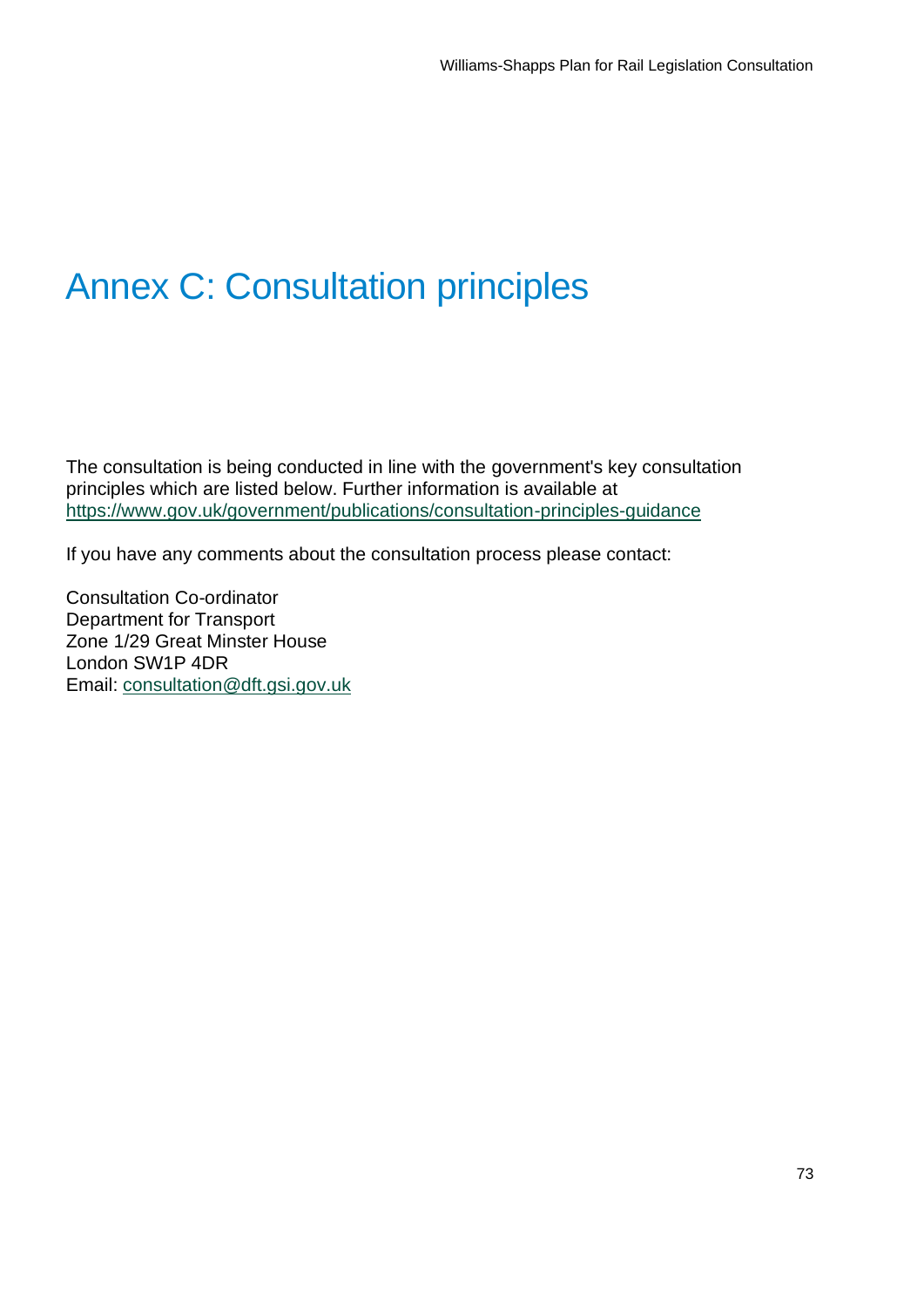# Annex C: Consultation principles

The consultation is being conducted in line with the government's key consultation principles which are listed below. Further information is available at https://www.gov.uk/government/publications/consultation-principles-guidance

If you have any comments about the consultation process please contact:

Consultation Co-ordinator
Department for Transport
Zone 1/29 Great Minster House
London SW1P 4DR
Email: consultation@dft.gsi.gov.uk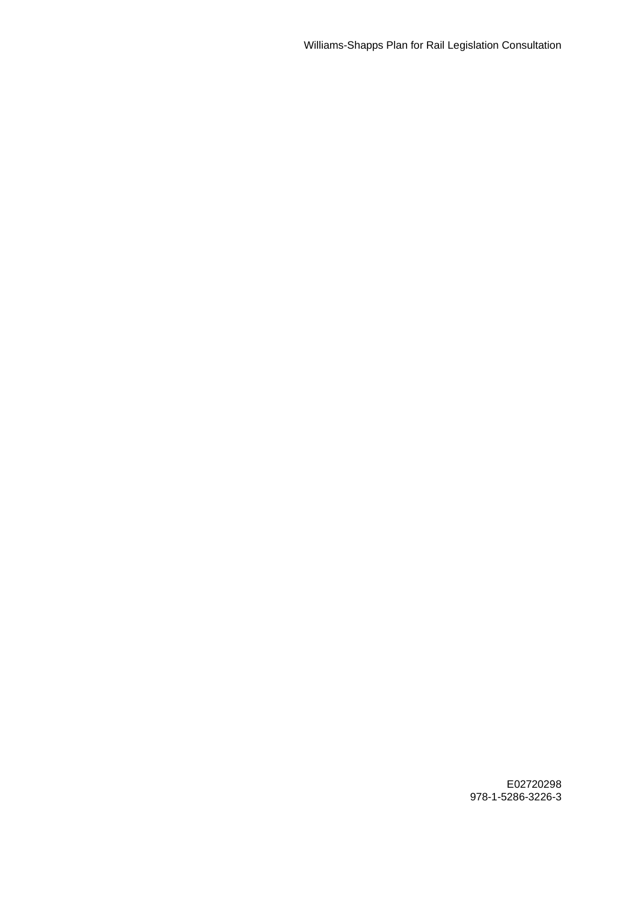E02720298
978-1-5286-3226-3